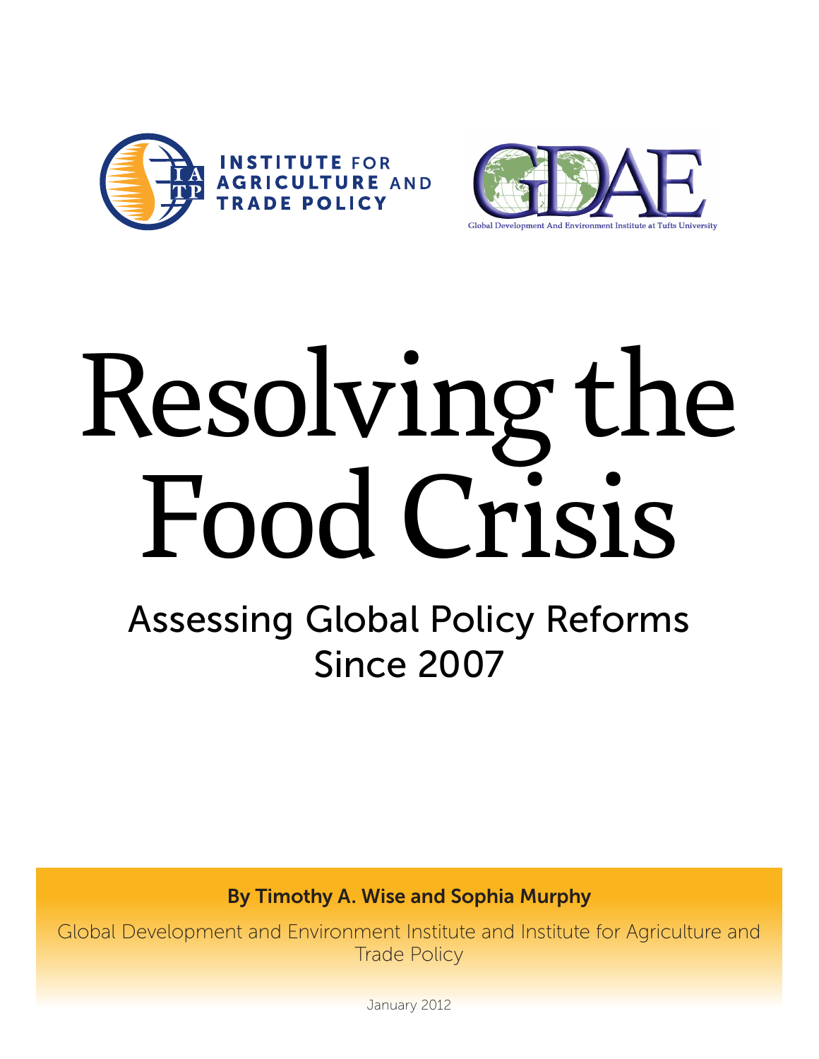INSTITUTE FOR AGRICULTURE AND TRADE POLICY

GDAE

Global Development And Environment Institute at Tufts University

# Resolving the Food Crisis

## Assessing Global Policy Reforms Since 2007

**By Timothy A. Wise and Sophia Murphy**

Global Development and Environment Institute and Institute for Agriculture and Trade Policy

January 2012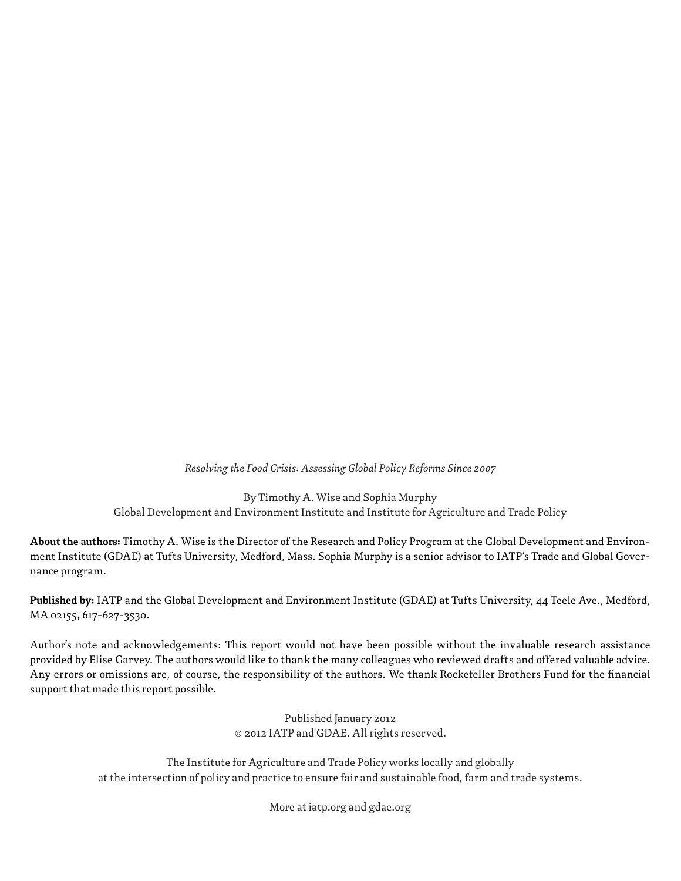*Resolving the Food Crisis: Assessing Global Policy Reforms Since 2007*

By Timothy A. Wise and Sophia Murphy
Global Development and Environment Institute and Institute for Agriculture and Trade Policy

**About the authors:** Timothy A. Wise is the Director of the Research and Policy Program at the Global Development and Environment Institute (GDAE) at Tufts University, Medford, Mass. Sophia Murphy is a senior advisor to IATP's Trade and Global Governance program.

**Published by:** IATP and the Global Development and Environment Institute (GDAE) at Tufts University, 44 Teele Ave., Medford, MA 02155, 617-627-3530.

Author's note and acknowledgements: This report would not have been possible without the invaluable research assistance provided by Elise Garvey. The authors would like to thank the many colleagues who reviewed drafts and offered valuable advice. Any errors or omissions are, of course, the responsibility of the authors. We thank Rockefeller Brothers Fund for the financial support that made this report possible.

Published January 2012
© 2012 IATP and GDAE. All rights reserved.

The Institute for Agriculture and Trade Policy works locally and globally
at the intersection of policy and practice to ensure fair and sustainable food, farm and trade systems.

More at iatp.org and gdae.org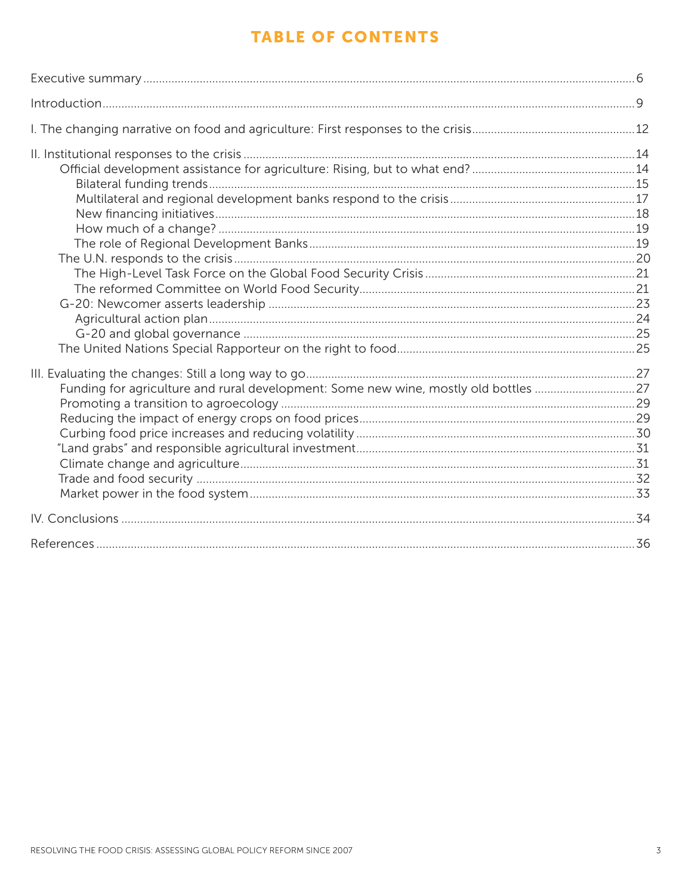# TABLE OF CONTENTS

Executive summary ... 6

Introduction ... 9

I. The changing narrative on food and agriculture: First responses to the crisis ... 12

II. Institutional responses to the crisis ... 14

- Official development assistance for agriculture: Rising, but to what end? ... 14
  - Bilateral funding trends ... 15
  - Multilateral and regional development banks respond to the crisis ... 17
  - New financing initiatives ... 18
  - How much of a change? ... 19
  - The role of Regional Development Banks ... 19
- The U.N. responds to the crisis ... 20
  - The High-Level Task Force on the Global Food Security Crisis ... 21
  - The reformed Committee on World Food Security ... 21
- G-20: Newcomer asserts leadership ... 23
  - Agricultural action plan ... 24
  - G-20 and global governance ... 25
- The United Nations Special Rapporteur on the right to food ... 25

III. Evaluating the changes: Still a long way to go ... 27

- Funding for agriculture and rural development: Some new wine, mostly old bottles ... 27
- Promoting a transition to agroecology ... 29
- Reducing the impact of energy crops on food prices ... 29
- Curbing food price increases and reducing volatility ... 30
- "Land grabs" and responsible agricultural investment ... 31
- Climate change and agriculture ... 31
- Trade and food security ... 32
- Market power in the food system ... 33

IV. Conclusions ... 34

References ... 36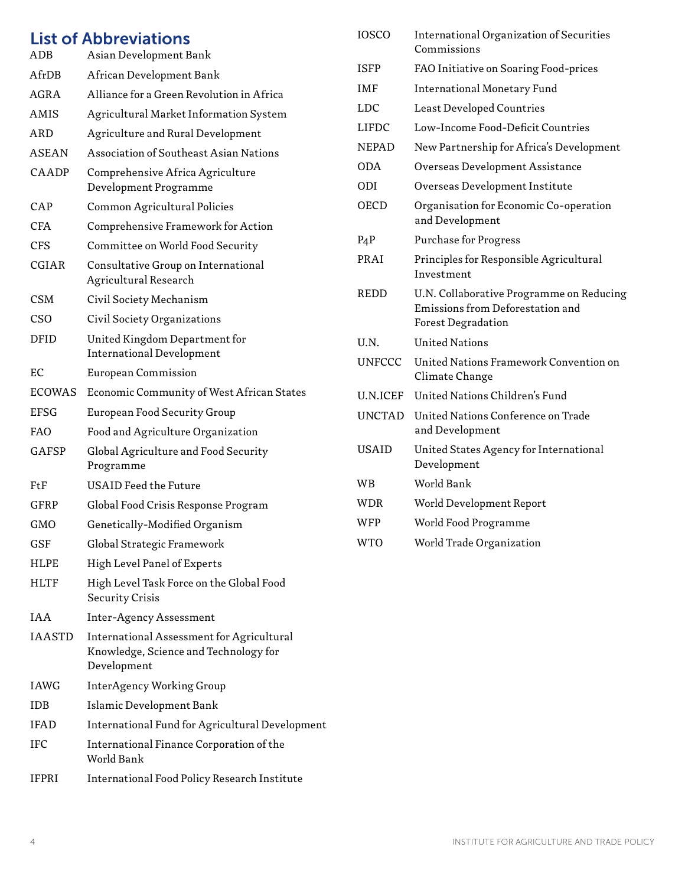## List of Abbreviations

| | |
|---|---|
| ADB | Asian Development Bank |
| AfrDB | African Development Bank |
| AGRA | Alliance for a Green Revolution in Africa |
| AMIS | Agricultural Market Information System |
| ARD | Agriculture and Rural Development |
| ASEAN | Association of Southeast Asian Nations |
| CAADP | Comprehensive Africa Agriculture Development Programme |
| CAP | Common Agricultural Policies |
| CFA | Comprehensive Framework for Action |
| CFS | Committee on World Food Security |
| CGIAR | Consultative Group on International Agricultural Research |
| CSM | Civil Society Mechanism |
| CSO | Civil Society Organizations |
| DFID | United Kingdom Department for International Development |
| EC | European Commission |
| ECOWAS | Economic Community of West African States |
| EFSG | European Food Security Group |
| FAO | Food and Agriculture Organization |
| GAFSP | Global Agriculture and Food Security Programme |
| FtF | USAID Feed the Future |
| GFRP | Global Food Crisis Response Program |
| GMO | Genetically-Modified Organism |
| GSF | Global Strategic Framework |
| HLPE | High Level Panel of Experts |
| HLTF | High Level Task Force on the Global Food Security Crisis |
| IAA | Inter-Agency Assessment |
| IAASTD | International Assessment for Agricultural Knowledge, Science and Technology for Development |
| IAWG | InterAgency Working Group |
| IDB | Islamic Development Bank |
| IFAD | International Fund for Agricultural Development |
| IFC | International Finance Corporation of the World Bank |
| IFPRI | International Food Policy Research Institute |
| IOSCO | International Organization of Securities Commissions |
| ISFP | FAO Initiative on Soaring Food-prices |
| IMF | International Monetary Fund |
| LDC | Least Developed Countries |
| LIFDC | Low-Income Food-Deficit Countries |
| NEPAD | New Partnership for Africa's Development |
| ODA | Overseas Development Assistance |
| ODI | Overseas Development Institute |
| OECD | Organisation for Economic Co-operation and Development |
| P4P | Purchase for Progress |
| PRAI | Principles for Responsible Agricultural Investment |
| REDD | U.N. Collaborative Programme on Reducing Emissions from Deforestation and Forest Degradation |
| U.N. | United Nations |
| UNFCCC | United Nations Framework Convention on Climate Change |
| U.N.ICEF | United Nations Children's Fund |
| UNCTAD | United Nations Conference on Trade and Development |
| USAID | United States Agency for International Development |
| WB | World Bank |
| WDR | World Development Report |
| WFP | World Food Programme |
| WTO | World Trade Organization |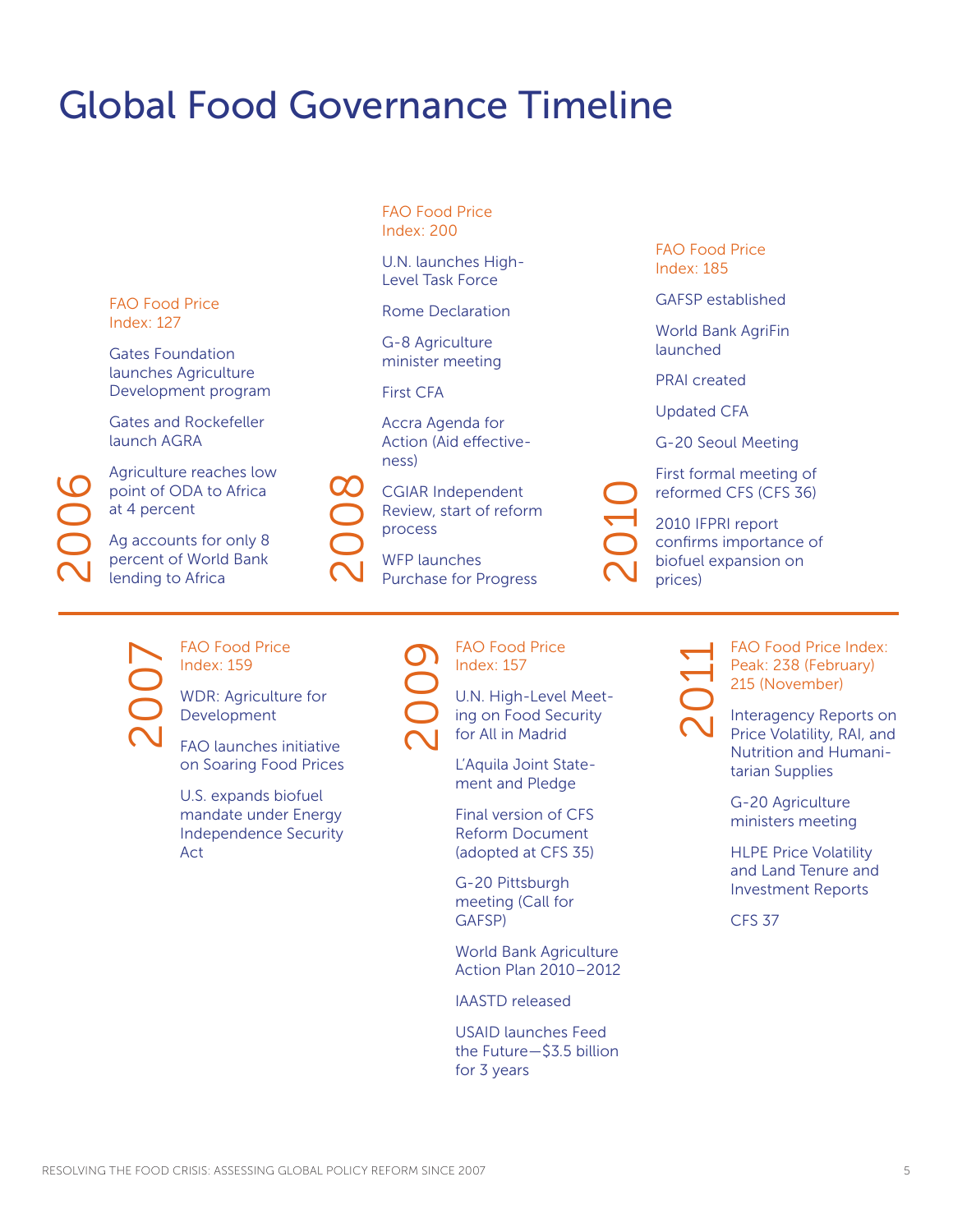# Global Food Governance Timeline

## 2006

FAO Food Price Index: 127

Gates Foundation launches Agriculture Development program

Gates and Rockefeller launch AGRA

Agriculture reaches low point of ODA to Africa at 4 percent

Ag accounts for only 8 percent of World Bank lending to Africa

## 2007

FAO Food Price Index: 159

WDR: Agriculture for Development

FAO launches initiative on Soaring Food Prices

U.S. expands biofuel mandate under Energy Independence Security Act

## 2008

FAO Food Price Index: 200

U.N. launches High-Level Task Force

Rome Declaration

G-8 Agriculture minister meeting

First CFA

Accra Agenda for Action (Aid effectiveness)

CGIAR Independent Review, start of reform process

WFP launches Purchase for Progress

## 2009

FAO Food Price Index: 157

U.N. High-Level Meeting on Food Security for All in Madrid

L'Aquila Joint Statement and Pledge

Final version of CFS Reform Document (adopted at CFS 35)

G-20 Pittsburgh meeting (Call for GAFSP)

World Bank Agriculture Action Plan 2010–2012

IAASTD released

USAID launches Feed the Future—$3.5 billion for 3 years

## 2010

FAO Food Price Index: 185

GAFSP established

World Bank AgriFin launched

PRAI created

Updated CFA

G-20 Seoul Meeting

First formal meeting of reformed CFS (CFS 36)

2010 IFPRI report confirms importance of biofuel expansion on prices)

## 2011

FAO Food Price Index: Peak: 238 (February) 215 (November)

Interagency Reports on Price Volatility, RAI, and Nutrition and Humanitarian Supplies

G-20 Agriculture ministers meeting

HLPE Price Volatility and Land Tenure and Investment Reports

CFS 37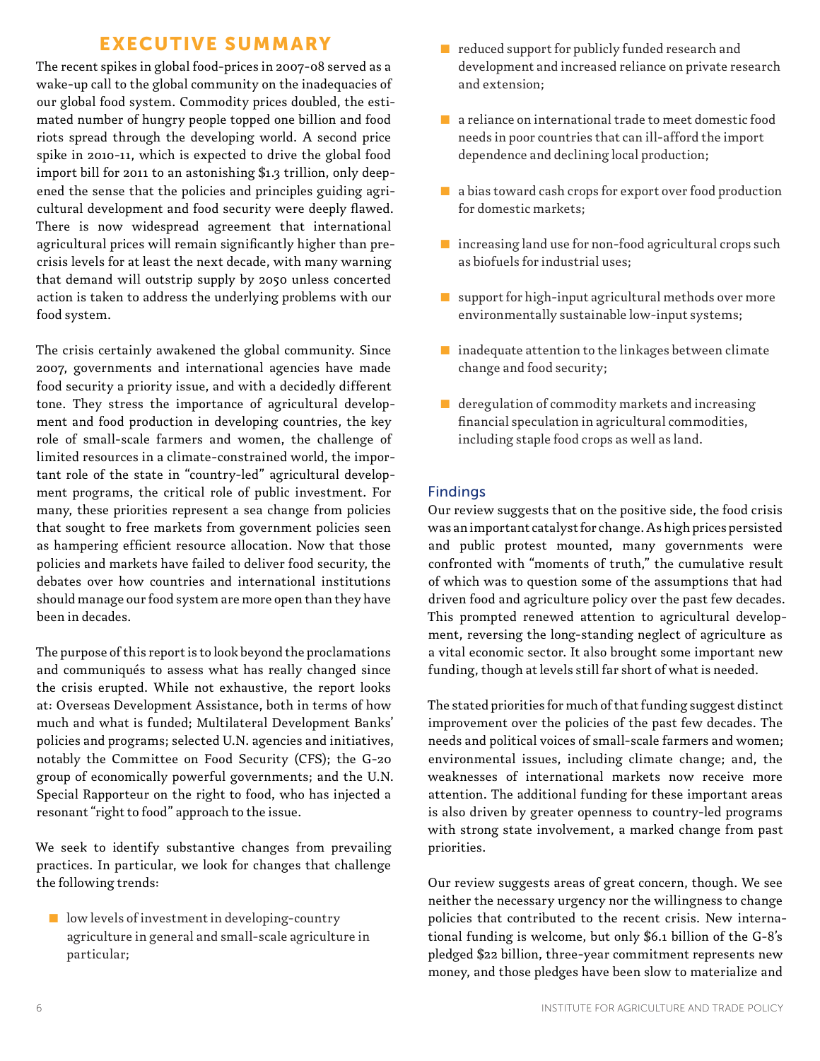## EXECUTIVE SUMMARY

The recent spikes in global food-prices in 2007-08 served as a wake-up call to the global community on the inadequacies of our global food system. Commodity prices doubled, the estimated number of hungry people topped one billion and food riots spread through the developing world. A second price spike in 2010-11, which is expected to drive the global food import bill for 2011 to an astonishing $1.3 trillion, only deepened the sense that the policies and principles guiding agricultural development and food security were deeply flawed. There is now widespread agreement that international agricultural prices will remain significantly higher than pre-crisis levels for at least the next decade, with many warning that demand will outstrip supply by 2050 unless concerted action is taken to address the underlying problems with our food system.

The crisis certainly awakened the global community. Since 2007, governments and international agencies have made food security a priority issue, and with a decidedly different tone. They stress the importance of agricultural development and food production in developing countries, the key role of small-scale farmers and women, the challenge of limited resources in a climate-constrained world, the important role of the state in "country-led" agricultural development programs, the critical role of public investment. For many, these priorities represent a sea change from policies that sought to free markets from government policies seen as hampering efficient resource allocation. Now that those policies and markets have failed to deliver food security, the debates over how countries and international institutions should manage our food system are more open than they have been in decades.

The purpose of this report is to look beyond the proclamations and communiqués to assess what has really changed since the crisis erupted. While not exhaustive, the report looks at: Overseas Development Assistance, both in terms of how much and what is funded; Multilateral Development Banks' policies and programs; selected U.N. agencies and initiatives, notably the Committee on Food Security (CFS); the G-20 group of economically powerful governments; and the U.N. Special Rapporteur on the right to food, who has injected a resonant "right to food" approach to the issue.

We seek to identify substantive changes from prevailing practices. In particular, we look for changes that challenge the following trends:

- low levels of investment in developing-country agriculture in general and small-scale agriculture in particular;
- reduced support for publicly funded research and development and increased reliance on private research and extension;
- a reliance on international trade to meet domestic food needs in poor countries that can ill-afford the import dependence and declining local production;
- a bias toward cash crops for export over food production for domestic markets;
- increasing land use for non-food agricultural crops such as biofuels for industrial uses;
- support for high-input agricultural methods over more environmentally sustainable low-input systems;
- inadequate attention to the linkages between climate change and food security;
- deregulation of commodity markets and increasing financial speculation in agricultural commodities, including staple food crops as well as land.

### Findings

Our review suggests that on the positive side, the food crisis was an important catalyst for change. As high prices persisted and public protest mounted, many governments were confronted with "moments of truth," the cumulative result of which was to question some of the assumptions that had driven food and agriculture policy over the past few decades. This prompted renewed attention to agricultural development, reversing the long-standing neglect of agriculture as a vital economic sector. It also brought some important new funding, though at levels still far short of what is needed.

The stated priorities for much of that funding suggest distinct improvement over the policies of the past few decades. The needs and political voices of small-scale farmers and women; environmental issues, including climate change; and, the weaknesses of international markets now receive more attention. The additional funding for these important areas is also driven by greater openness to country-led programs with strong state involvement, a marked change from past priorities.

Our review suggests areas of great concern, though. We see neither the necessary urgency nor the willingness to change policies that contributed to the recent crisis. New international funding is welcome, but only $6.1 billion of the G-8's pledged $22 billion, three-year commitment represents new money, and those pledges have been slow to materialize and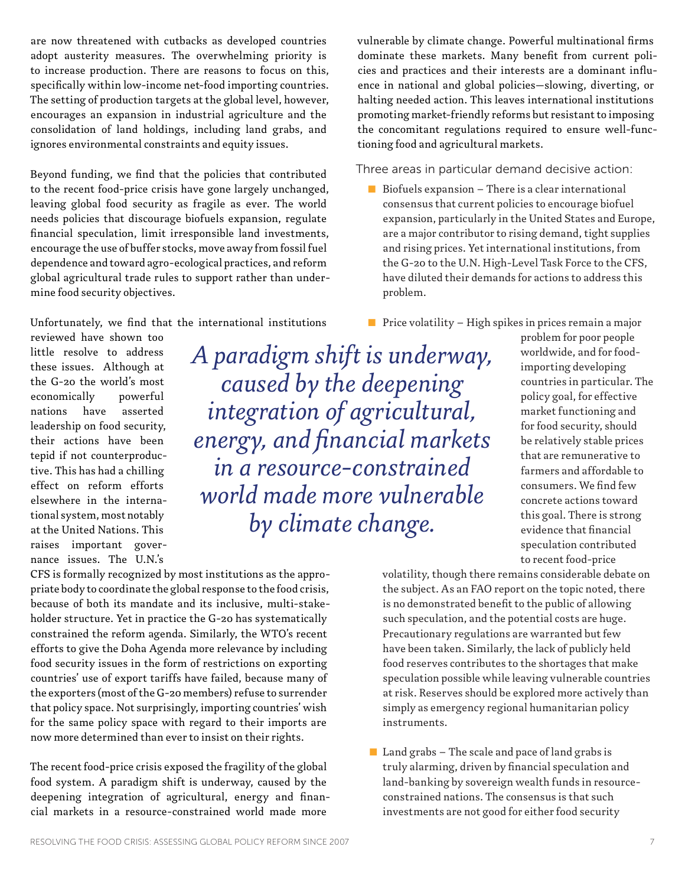are now threatened with cutbacks as developed countries adopt austerity measures. The overwhelming priority is to increase production. There are reasons to focus on this, specifically within low-income net-food importing countries. The setting of production targets at the global level, however, encourages an expansion in industrial agriculture and the consolidation of land holdings, including land grabs, and ignores environmental constraints and equity issues.

Beyond funding, we find that the policies that contributed to the recent food-price crisis have gone largely unchanged, leaving global food security as fragile as ever. The world needs policies that discourage biofuels expansion, regulate financial speculation, limit irresponsible land investments, encourage the use of buffer stocks, move away from fossil fuel dependence and toward agro-ecological practices, and reform global agricultural trade rules to support rather than undermine food security objectives.

Unfortunately, we find that the international institutions reviewed have shown too little resolve to address these issues. Although at the G-20 the world's most economically powerful nations have asserted leadership on food security, their actions have been tepid if not counterproductive. This has had a chilling effect on reform efforts elsewhere in the international system, most notably at the United Nations. This raises important governance issues. The U.N.'s CFS is formally recognized by most institutions as the appropriate body to coordinate the global response to the food crisis, because of both its mandate and its inclusive, multi-stakeholder structure. Yet in practice the G-20 has systematically constrained the reform agenda. Similarly, the WTO's recent efforts to give the Doha Agenda more relevance by including food security issues in the form of restrictions on exporting countries' use of export tariffs have failed, because many of the exporters (most of the G-20 members) refuse to surrender that policy space. Not surprisingly, importing countries' wish for the same policy space with regard to their imports are now more determined than ever to insist on their rights.

*A paradigm shift is underway, caused by the deepening integration of agricultural, energy, and financial markets in a resource-constrained world made more vulnerable by climate change.*

The recent food-price crisis exposed the fragility of the global food system. A paradigm shift is underway, caused by the deepening integration of agricultural, energy and financial markets in a resource-constrained world made more vulnerable by climate change. Powerful multinational firms dominate these markets. Many benefit from current policies and practices and their interests are a dominant influence in national and global policies—slowing, diverting, or halting needed action. This leaves international institutions promoting market-friendly reforms but resistant to imposing the concomitant regulations required to ensure well-functioning food and agricultural markets.

Three areas in particular demand decisive action:

- Biofuels expansion – There is a clear international consensus that current policies to encourage biofuel expansion, particularly in the United States and Europe, are a major contributor to rising demand, tight supplies and rising prices. Yet international institutions, from the G-20 to the U.N. High-Level Task Force to the CFS, have diluted their demands for actions to address this problem.

- Price volatility – High spikes in prices remain a major problem for poor people worldwide, and for food-importing developing countries in particular. The policy goal, for effective market functioning and for food security, should be relatively stable prices that are remunerative to farmers and affordable to consumers. We find few concrete actions toward this goal. There is strong evidence that financial speculation contributed to recent food-price volatility, though there remains considerable debate on the subject. As an FAO report on the topic noted, there is no demonstrated benefit to the public of allowing such speculation, and the potential costs are huge. Precautionary regulations are warranted but few have been taken. Similarly, the lack of publicly held food reserves contributes to the shortages that make speculation possible while leaving vulnerable countries at risk. Reserves should be explored more actively than simply as emergency regional humanitarian policy instruments.

- Land grabs – The scale and pace of land grabs is truly alarming, driven by financial speculation and land-banking by sovereign wealth funds in resource-constrained nations. The consensus is that such investments are not good for either food security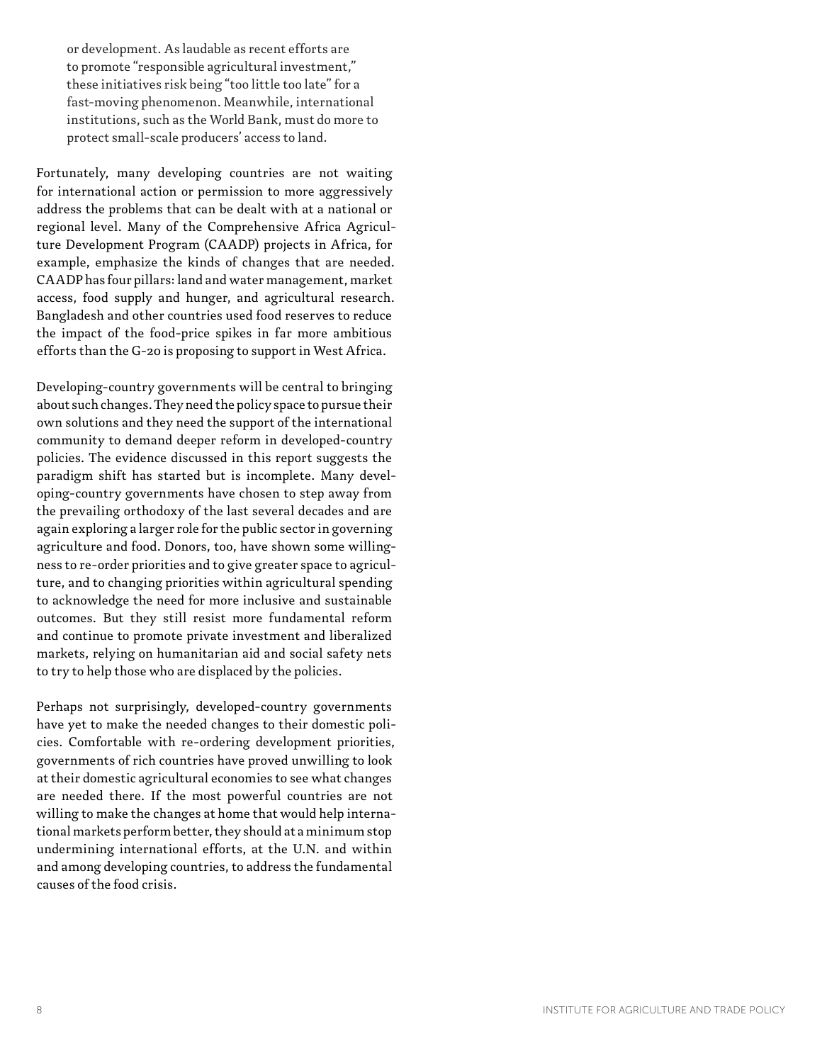or development. As laudable as recent efforts are to promote "responsible agricultural investment," these initiatives risk being "too little too late" for a fast-moving phenomenon. Meanwhile, international institutions, such as the World Bank, must do more to protect small-scale producers' access to land.

Fortunately, many developing countries are not waiting for international action or permission to more aggressively address the problems that can be dealt with at a national or regional level. Many of the Comprehensive Africa Agriculture Development Program (CAADP) projects in Africa, for example, emphasize the kinds of changes that are needed. CAADP has four pillars: land and water management, market access, food supply and hunger, and agricultural research. Bangladesh and other countries used food reserves to reduce the impact of the food-price spikes in far more ambitious efforts than the G-20 is proposing to support in West Africa.

Developing-country governments will be central to bringing about such changes. They need the policy space to pursue their own solutions and they need the support of the international community to demand deeper reform in developed-country policies. The evidence discussed in this report suggests the paradigm shift has started but is incomplete. Many developing-country governments have chosen to step away from the prevailing orthodoxy of the last several decades and are again exploring a larger role for the public sector in governing agriculture and food. Donors, too, have shown some willingness to re-order priorities and to give greater space to agriculture, and to changing priorities within agricultural spending to acknowledge the need for more inclusive and sustainable outcomes. But they still resist more fundamental reform and continue to promote private investment and liberalized markets, relying on humanitarian aid and social safety nets to try to help those who are displaced by the policies.

Perhaps not surprisingly, developed-country governments have yet to make the needed changes to their domestic policies. Comfortable with re-ordering development priorities, governments of rich countries have proved unwilling to look at their domestic agricultural economies to see what changes are needed there. If the most powerful countries are not willing to make the changes at home that would help international markets perform better, they should at a minimum stop undermining international efforts, at the U.N. and within and among developing countries, to address the fundamental causes of the food crisis.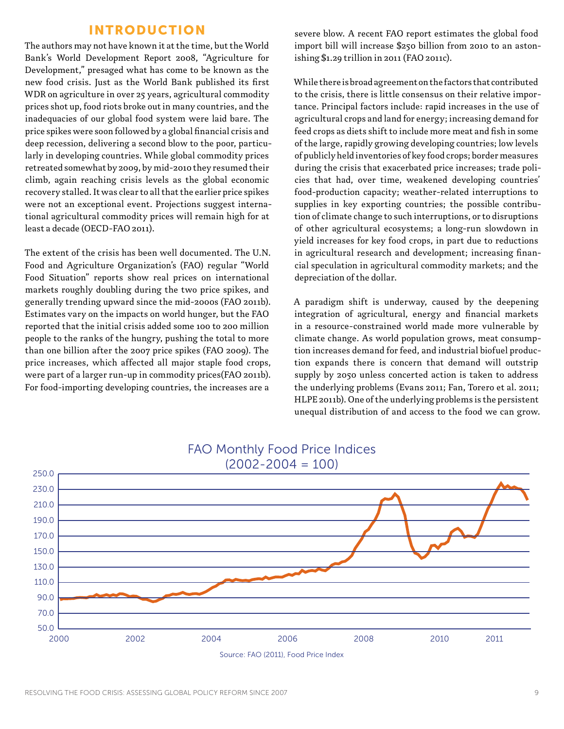## INTRODUCTION

The authors may not have known it at the time, but the World Bank's World Development Report 2008, "Agriculture for Development," presaged what has come to be known as the new food crisis. Just as the World Bank published its first WDR on agriculture in over 25 years, agricultural commodity prices shot up, food riots broke out in many countries, and the inadequacies of our global food system were laid bare. The price spikes were soon followed by a global financial crisis and deep recession, delivering a second blow to the poor, particularly in developing countries. While global commodity prices retreated somewhat by 2009, by mid-2010 they resumed their climb, again reaching crisis levels as the global economic recovery stalled. It was clear to all that the earlier price spikes were not an exceptional event. Projections suggest international agricultural commodity prices will remain high for at least a decade (OECD-FAO 2011).

The extent of the crisis has been well documented. The U.N. Food and Agriculture Organization's (FAO) regular "World Food Situation" reports show real prices on international markets roughly doubling during the two price spikes, and generally trending upward since the mid-2000s (FAO 2011b). Estimates vary on the impacts on world hunger, but the FAO reported that the initial crisis added some 100 to 200 million people to the ranks of the hungry, pushing the total to more than one billion after the 2007 price spikes (FAO 2009). The price increases, which affected all major staple food crops, were part of a larger run-up in commodity prices(FAO 2011b). For food-importing developing countries, the increases are a severe blow. A recent FAO report estimates the global food import bill will increase $250 billion from 2010 to an astonishing $1.29 trillion in 2011 (FAO 2011c).

While there is broad agreement on the factors that contributed to the crisis, there is little consensus on their relative importance. Principal factors include: rapid increases in the use of agricultural crops and land for energy; increasing demand for feed crops as diets shift to include more meat and fish in some of the large, rapidly growing developing countries; low levels of publicly held inventories of key food crops; border measures during the crisis that exacerbated price increases; trade policies that had, over time, weakened developing countries' food-production capacity; weather-related interruptions to supplies in key exporting countries; the possible contribution of climate change to such interruptions, or to disruptions of other agricultural ecosystems; a long-run slowdown in yield increases for key food crops, in part due to reductions in agricultural research and development; increasing financial speculation in agricultural commodity markets; and the depreciation of the dollar.

A paradigm shift is underway, caused by the deepening integration of agricultural, energy and financial markets in a resource-constrained world made more vulnerable by climate change. As world population grows, meat consumption increases demand for feed, and industrial biofuel production expands there is concern that demand will outstrip supply by 2050 unless concerted action is taken to address the underlying problems (Evans 2011; Fan, Torero et al. 2011; HLPE 2011b). One of the underlying problems is the persistent unequal distribution of and access to the food we can grow.

FAO Monthly Food Price Indices (2002-2004 = 100)

Source: FAO (2011), Food Price Index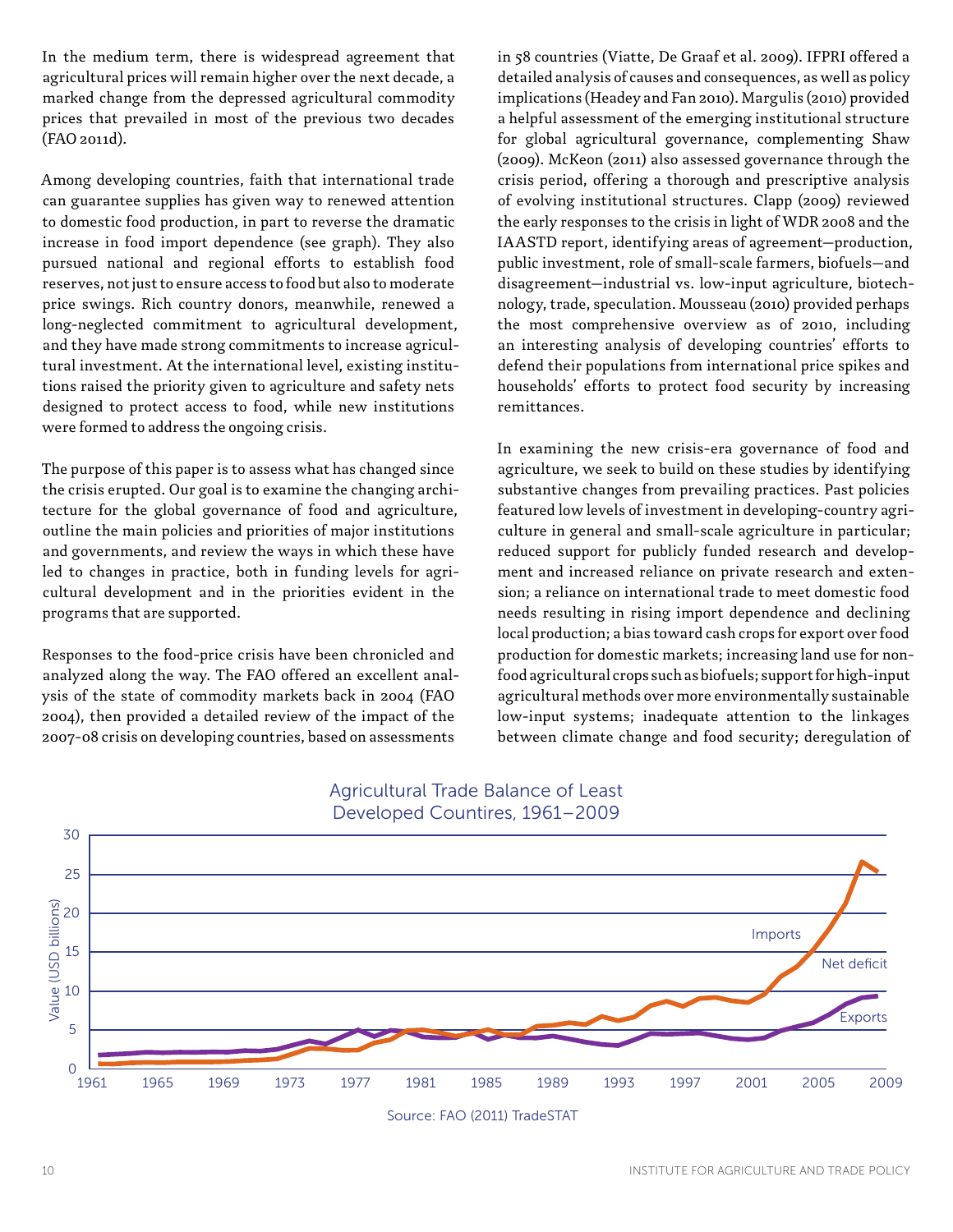In the medium term, there is widespread agreement that agricultural prices will remain higher over the next decade, a marked change from the depressed agricultural commodity prices that prevailed in most of the previous two decades (FAO 2011d).

Among developing countries, faith that international trade can guarantee supplies has given way to renewed attention to domestic food production, in part to reverse the dramatic increase in food import dependence (see graph). They also pursued national and regional efforts to establish food reserves, not just to ensure access to food but also to moderate price swings. Rich country donors, meanwhile, renewed a long-neglected commitment to agricultural development, and they have made strong commitments to increase agricultural investment. At the international level, existing institutions raised the priority given to agriculture and safety nets designed to protect access to food, while new institutions were formed to address the ongoing crisis.

The purpose of this paper is to assess what has changed since the crisis erupted. Our goal is to examine the changing architecture for the global governance of food and agriculture, outline the main policies and priorities of major institutions and governments, and review the ways in which these have led to changes in practice, both in funding levels for agricultural development and in the priorities evident in the programs that are supported.

Responses to the food-price crisis have been chronicled and analyzed along the way. The FAO offered an excellent analysis of the state of commodity markets back in 2004 (FAO 2004), then provided a detailed review of the impact of the 2007-08 crisis on developing countries, based on assessments in 58 countries (Viatte, De Graaf et al. 2009). IFPRI offered a detailed analysis of causes and consequences, as well as policy implications (Headey and Fan 2010). Margulis (2010) provided a helpful assessment of the emerging institutional structure for global agricultural governance, complementing Shaw (2009). McKeon (2011) also assessed governance through the crisis period, offering a thorough and prescriptive analysis of evolving institutional structures. Clapp (2009) reviewed the early responses to the crisis in light of WDR 2008 and the IAASTD report, identifying areas of agreement—production, public investment, role of small-scale farmers, biofuels—and disagreement—industrial vs. low-input agriculture, biotechnology, trade, speculation. Mousseau (2010) provided perhaps the most comprehensive overview as of 2010, including an interesting analysis of developing countries' efforts to defend their populations from international price spikes and households' efforts to protect food security by increasing remittances.

In examining the new crisis-era governance of food and agriculture, we seek to build on these studies by identifying substantive changes from prevailing practices. Past policies featured low levels of investment in developing-country agriculture in general and small-scale agriculture in particular; reduced support for publicly funded research and development and increased reliance on private research and extension; a reliance on international trade to meet domestic food needs resulting in rising import dependence and declining local production; a bias toward cash crops for export over food production for domestic markets; increasing land use for non-food agricultural crops such as biofuels; support for high-input agricultural methods over more environmentally sustainable low-input systems; inadequate attention to the linkages between climate change and food security; deregulation of

Agricultural Trade Balance of Least Developed Countires, 1961–2009

Source: FAO (2011) TradeSTAT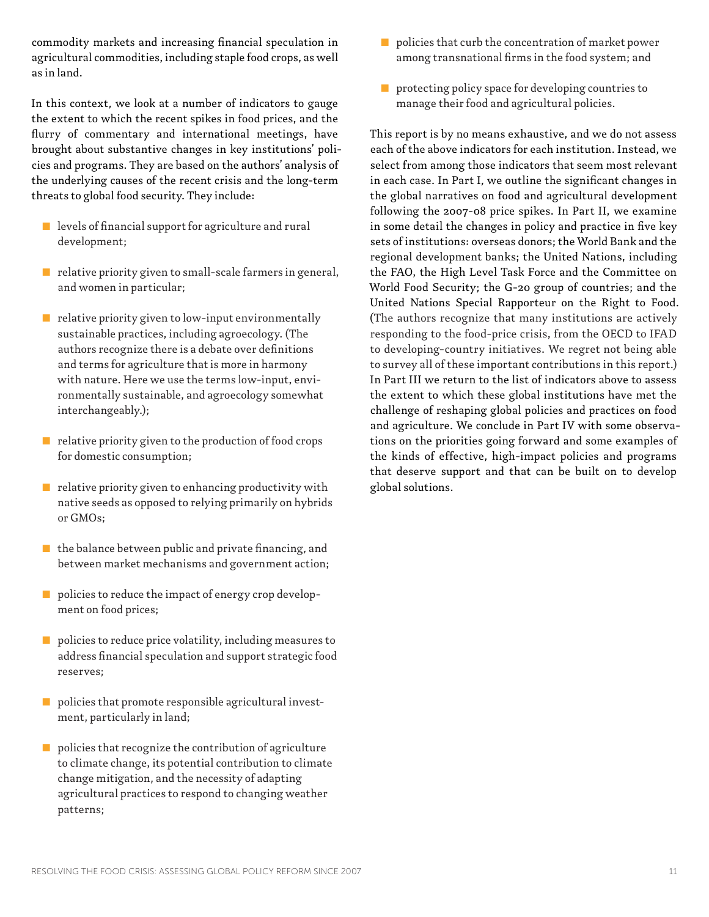commodity markets and increasing financial speculation in agricultural commodities, including staple food crops, as well as in land.

In this context, we look at a number of indicators to gauge the extent to which the recent spikes in food prices, and the flurry of commentary and international meetings, have brought about substantive changes in key institutions' policies and programs. They are based on the authors' analysis of the underlying causes of the recent crisis and the long-term threats to global food security. They include:

- levels of financial support for agriculture and rural development;
- relative priority given to small-scale farmers in general, and women in particular;
- relative priority given to low-input environmentally sustainable practices, including agroecology. (The authors recognize there is a debate over definitions and terms for agriculture that is more in harmony with nature. Here we use the terms low-input, environmentally sustainable, and agroecology somewhat interchangeably.);
- relative priority given to the production of food crops for domestic consumption;
- relative priority given to enhancing productivity with native seeds as opposed to relying primarily on hybrids or GMOs;
- the balance between public and private financing, and between market mechanisms and government action;
- policies to reduce the impact of energy crop development on food prices;
- policies to reduce price volatility, including measures to address financial speculation and support strategic food reserves;
- policies that promote responsible agricultural investment, particularly in land;
- policies that recognize the contribution of agriculture to climate change, its potential contribution to climate change mitigation, and the necessity of adapting agricultural practices to respond to changing weather patterns;
- policies that curb the concentration of market power among transnational firms in the food system; and
- protecting policy space for developing countries to manage their food and agricultural policies.

This report is by no means exhaustive, and we do not assess each of the above indicators for each institution. Instead, we select from among those indicators that seem most relevant in each case. In Part I, we outline the significant changes in the global narratives on food and agricultural development following the 2007-08 price spikes. In Part II, we examine in some detail the changes in policy and practice in five key sets of institutions: overseas donors; the World Bank and the regional development banks; the United Nations, including the FAO, the High Level Task Force and the Committee on World Food Security; the G-20 group of countries; and the United Nations Special Rapporteur on the Right to Food. (The authors recognize that many institutions are actively responding to the food-price crisis, from the OECD to IFAD to developing-country initiatives. We regret not being able to survey all of these important contributions in this report.) In Part III we return to the list of indicators above to assess the extent to which these global institutions have met the challenge of reshaping global policies and practices on food and agriculture. We conclude in Part IV with some observations on the priorities going forward and some examples of the kinds of effective, high-impact policies and programs that deserve support and that can be built on to develop global solutions.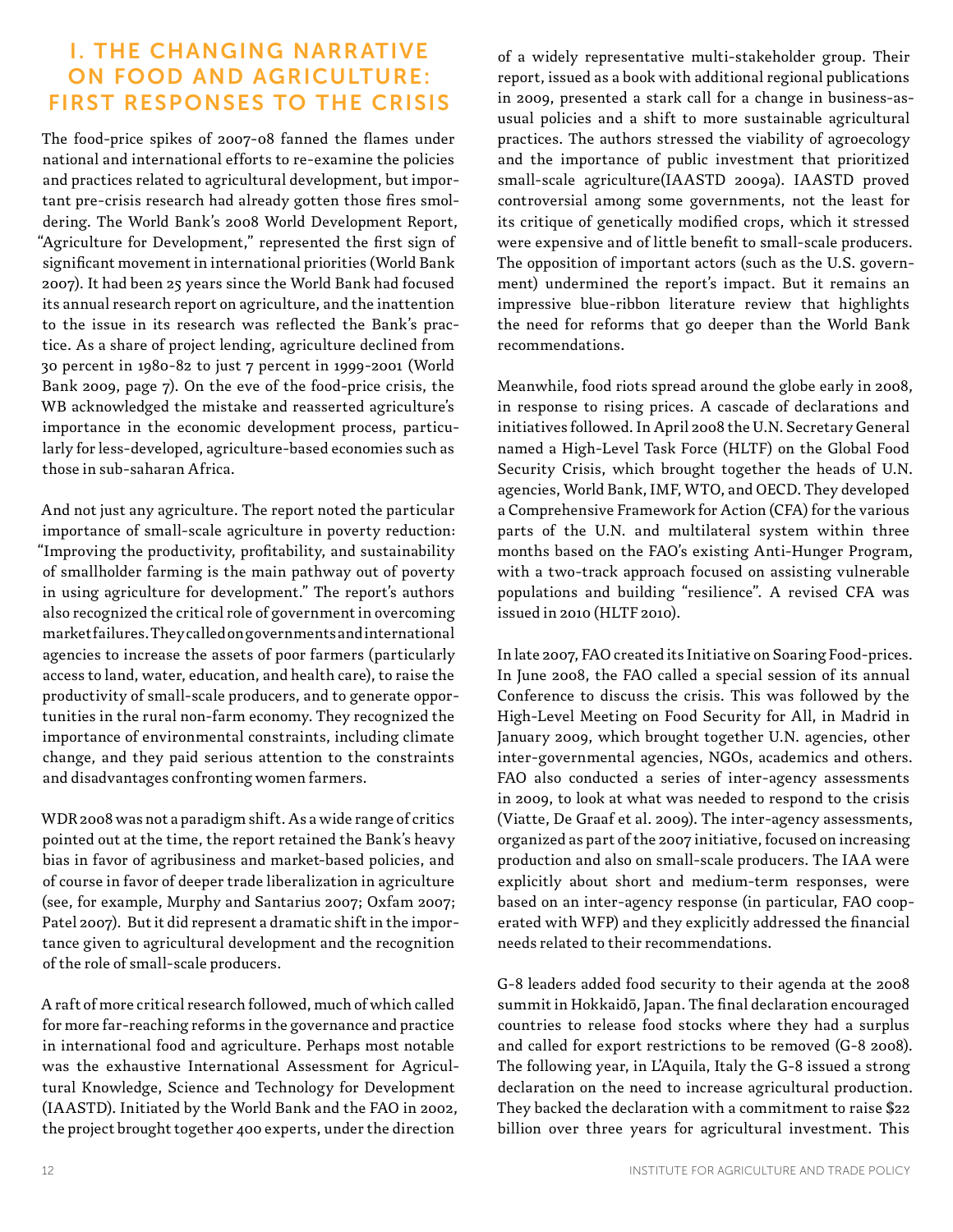# I. THE CHANGING NARRATIVE ON FOOD AND AGRICULTURE: FIRST RESPONSES TO THE CRISIS

The food-price spikes of 2007-08 fanned the flames under national and international efforts to re-examine the policies and practices related to agricultural development, but important pre-crisis research had already gotten those fires smoldering. The World Bank's 2008 World Development Report, "Agriculture for Development," represented the first sign of significant movement in international priorities (World Bank 2007). It had been 25 years since the World Bank had focused its annual research report on agriculture, and the inattention to the issue in its research was reflected the Bank's practice. As a share of project lending, agriculture declined from 30 percent in 1980-82 to just 7 percent in 1999-2001 (World Bank 2009, page 7). On the eve of the food-price crisis, the WB acknowledged the mistake and reasserted agriculture's importance in the economic development process, particularly for less-developed, agriculture-based economies such as those in sub-saharan Africa.

And not just any agriculture. The report noted the particular importance of small-scale agriculture in poverty reduction: "Improving the productivity, profitability, and sustainability of smallholder farming is the main pathway out of poverty in using agriculture for development." The report's authors also recognized the critical role of government in overcoming market failures. They called on governments and international agencies to increase the assets of poor farmers (particularly access to land, water, education, and health care), to raise the productivity of small-scale producers, and to generate opportunities in the rural non-farm economy. They recognized the importance of environmental constraints, including climate change, and they paid serious attention to the constraints and disadvantages confronting women farmers.

WDR 2008 was not a paradigm shift. As a wide range of critics pointed out at the time, the report retained the Bank's heavy bias in favor of agribusiness and market-based policies, and of course in favor of deeper trade liberalization in agriculture (see, for example, Murphy and Santarius 2007; Oxfam 2007; Patel 2007). But it did represent a dramatic shift in the importance given to agricultural development and the recognition of the role of small-scale producers.

A raft of more critical research followed, much of which called for more far-reaching reforms in the governance and practice in international food and agriculture. Perhaps most notable was the exhaustive International Assessment for Agricultural Knowledge, Science and Technology for Development (IAASTD). Initiated by the World Bank and the FAO in 2002, the project brought together 400 experts, under the direction of a widely representative multi-stakeholder group. Their report, issued as a book with additional regional publications in 2009, presented a stark call for a change in business-as-usual policies and a shift to more sustainable agricultural practices. The authors stressed the viability of agroecology and the importance of public investment that prioritized small-scale agriculture(IAASTD 2009a). IAASTD proved controversial among some governments, not the least for its critique of genetically modified crops, which it stressed were expensive and of little benefit to small-scale producers. The opposition of important actors (such as the U.S. government) undermined the report's impact. But it remains an impressive blue-ribbon literature review that highlights the need for reforms that go deeper than the World Bank recommendations.

Meanwhile, food riots spread around the globe early in 2008, in response to rising prices. A cascade of declarations and initiatives followed. In April 2008 the U.N. Secretary General named a High-Level Task Force (HLTF) on the Global Food Security Crisis, which brought together the heads of U.N. agencies, World Bank, IMF, WTO, and OECD. They developed a Comprehensive Framework for Action (CFA) for the various parts of the U.N. and multilateral system within three months based on the FAO's existing Anti-Hunger Program, with a two-track approach focused on assisting vulnerable populations and building "resilience". A revised CFA was issued in 2010 (HLTF 2010).

In late 2007, FAO created its Initiative on Soaring Food-prices. In June 2008, the FAO called a special session of its annual Conference to discuss the crisis. This was followed by the High-Level Meeting on Food Security for All, in Madrid in January 2009, which brought together U.N. agencies, other inter-governmental agencies, NGOs, academics and others. FAO also conducted a series of inter-agency assessments in 2009, to look at what was needed to respond to the crisis (Viatte, De Graaf et al. 2009). The inter-agency assessments, organized as part of the 2007 initiative, focused on increasing production and also on small-scale producers. The IAA were explicitly about short and medium-term responses, were based on an inter-agency response (in particular, FAO cooperated with WFP) and they explicitly addressed the financial needs related to their recommendations.

G-8 leaders added food security to their agenda at the 2008 summit in Hokkaidō, Japan. The final declaration encouraged countries to release food stocks where they had a surplus and called for export restrictions to be removed (G-8 2008). The following year, in L'Aquila, Italy the G-8 issued a strong declaration on the need to increase agricultural production. They backed the declaration with a commitment to raise $22 billion over three years for agricultural investment. This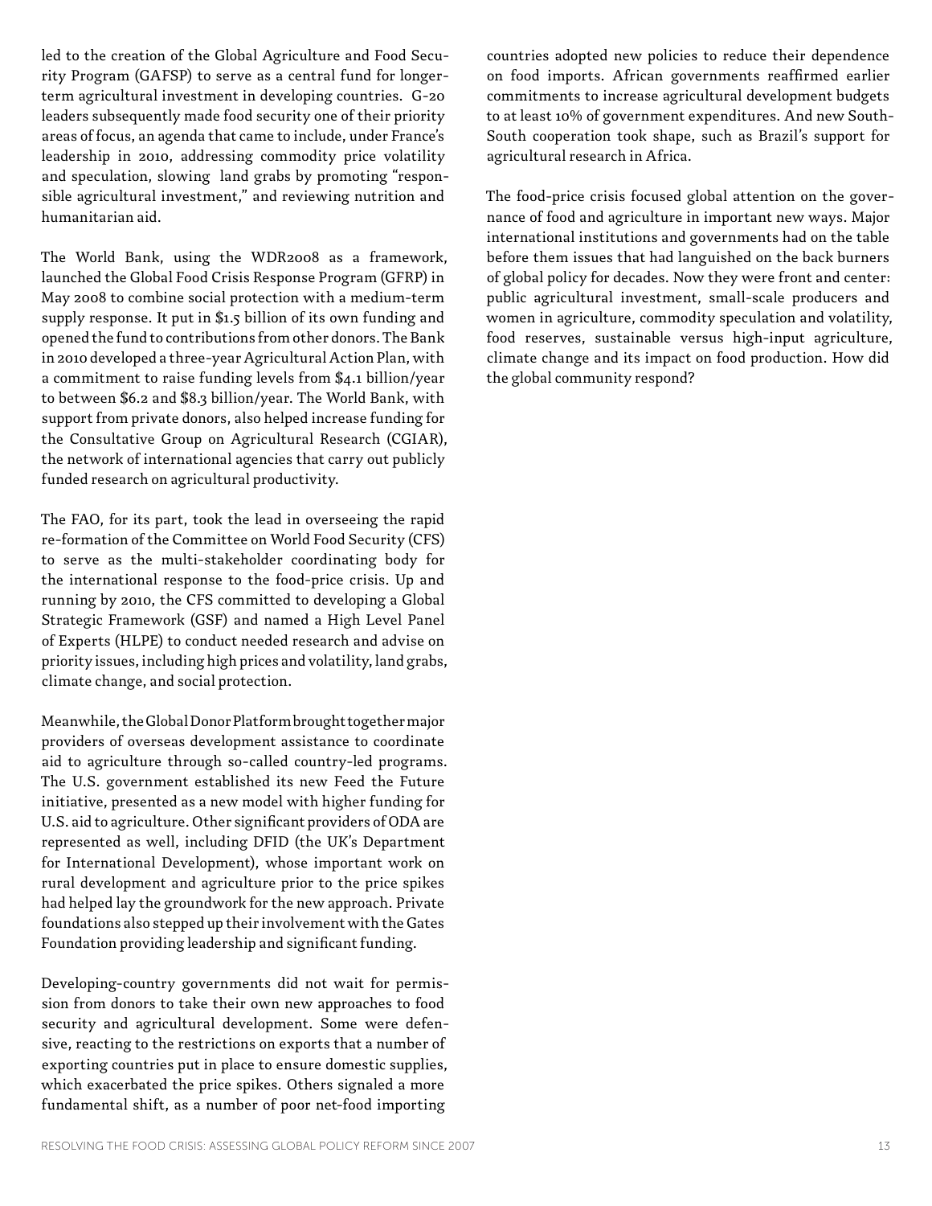led to the creation of the Global Agriculture and Food Security Program (GAFSP) to serve as a central fund for longer-term agricultural investment in developing countries. G-20 leaders subsequently made food security one of their priority areas of focus, an agenda that came to include, under France's leadership in 2010, addressing commodity price volatility and speculation, slowing land grabs by promoting "responsible agricultural investment," and reviewing nutrition and humanitarian aid.

The World Bank, using the WDR2008 as a framework, launched the Global Food Crisis Response Program (GFRP) in May 2008 to combine social protection with a medium-term supply response. It put in $1.5 billion of its own funding and opened the fund to contributions from other donors. The Bank in 2010 developed a three-year Agricultural Action Plan, with a commitment to raise funding levels from $4.1 billion/year to between $6.2 and $8.3 billion/year. The World Bank, with support from private donors, also helped increase funding for the Consultative Group on Agricultural Research (CGIAR), the network of international agencies that carry out publicly funded research on agricultural productivity.

The FAO, for its part, took the lead in overseeing the rapid re-formation of the Committee on World Food Security (CFS) to serve as the multi-stakeholder coordinating body for the international response to the food-price crisis. Up and running by 2010, the CFS committed to developing a Global Strategic Framework (GSF) and named a High Level Panel of Experts (HLPE) to conduct needed research and advise on priority issues, including high prices and volatility, land grabs, climate change, and social protection.

Meanwhile, the Global Donor Platform brought together major providers of overseas development assistance to coordinate aid to agriculture through so-called country-led programs. The U.S. government established its new Feed the Future initiative, presented as a new model with higher funding for U.S. aid to agriculture. Other significant providers of ODA are represented as well, including DFID (the UK's Department for International Development), whose important work on rural development and agriculture prior to the price spikes had helped lay the groundwork for the new approach. Private foundations also stepped up their involvement with the Gates Foundation providing leadership and significant funding.

Developing-country governments did not wait for permission from donors to take their own new approaches to food security and agricultural development. Some were defensive, reacting to the restrictions on exports that a number of exporting countries put in place to ensure domestic supplies, which exacerbated the price spikes. Others signaled a more fundamental shift, as a number of poor net-food importing countries adopted new policies to reduce their dependence on food imports. African governments reaffirmed earlier commitments to increase agricultural development budgets to at least 10% of government expenditures. And new South-South cooperation took shape, such as Brazil's support for agricultural research in Africa.

The food-price crisis focused global attention on the governance of food and agriculture in important new ways. Major international institutions and governments had on the table before them issues that had languished on the back burners of global policy for decades. Now they were front and center: public agricultural investment, small-scale producers and women in agriculture, commodity speculation and volatility, food reserves, sustainable versus high-input agriculture, climate change and its impact on food production. How did the global community respond?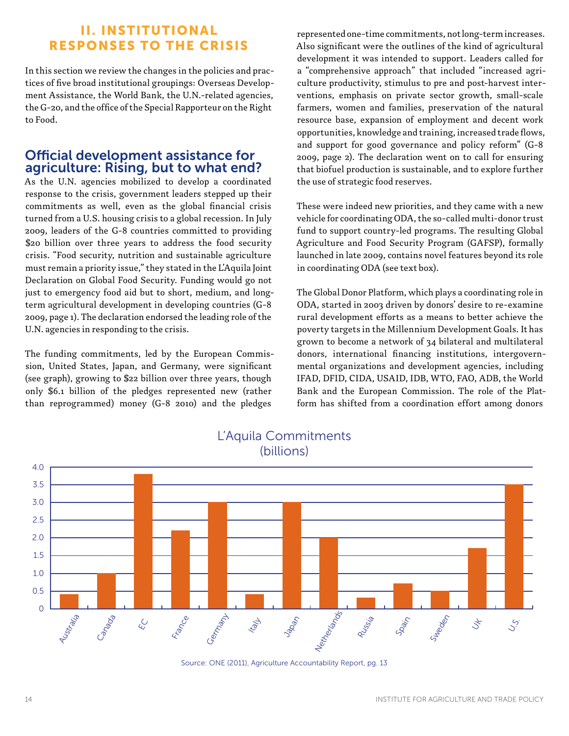## II. INSTITUTIONAL RESPONSES TO THE CRISIS

In this section we review the changes in the policies and practices of five broad institutional groupings: Overseas Development Assistance, the World Bank, the U.N.-related agencies, the G-20, and the office of the Special Rapporteur on the Right to Food.

### Official development assistance for agriculture: Rising, but to what end?

As the U.N. agencies mobilized to develop a coordinated response to the crisis, government leaders stepped up their commitments as well, even as the global financial crisis turned from a U.S. housing crisis to a global recession. In July 2009, leaders of the G-8 countries committed to providing $20 billion over three years to address the food security crisis. "Food security, nutrition and sustainable agriculture must remain a priority issue," they stated in the L'Aquila Joint Declaration on Global Food Security. Funding would go not just to emergency food aid but to short, medium, and long-term agricultural development in developing countries (G-8 2009, page 1). The declaration endorsed the leading role of the U.N. agencies in responding to the crisis.

The funding commitments, led by the European Commission, United States, Japan, and Germany, were significant (see graph), growing to $22 billion over three years, though only $6.1 billion of the pledges represented new (rather than reprogrammed) money (G-8 2010) and the pledges represented one-time commitments, not long-term increases. Also significant were the outlines of the kind of agricultural development it was intended to support. Leaders called for a "comprehensive approach" that included "increased agriculture productivity, stimulus to pre and post-harvest interventions, emphasis on private sector growth, small-scale farmers, women and families, preservation of the natural resource base, expansion of employment and decent work opportunities, knowledge and training, increased trade flows, and support for good governance and policy reform" (G-8 2009, page 2). The declaration went on to call for ensuring that biofuel production is sustainable, and to explore further the use of strategic food reserves.

These were indeed new priorities, and they came with a new vehicle for coordinating ODA, the so-called multi-donor trust fund to support country-led programs. The resulting Global Agriculture and Food Security Program (GAFSP), formally launched in late 2009, contains novel features beyond its role in coordinating ODA (see text box).

The Global Donor Platform, which plays a coordinating role in ODA, started in 2003 driven by donors' desire to re-examine rural development efforts as a means to better achieve the poverty targets in the Millennium Development Goals. It has grown to become a network of 34 bilateral and multilateral donors, international financing institutions, intergovernmental organizations and development agencies, including IFAD, DFID, CIDA, USAID, IDB, WTO, FAO, ADB, the World Bank and the European Commission. The role of the Platform has shifted from a coordination effort among donors

**L'Aquila Commitments (billions)**

| Country | Commitment (billions) |
|---|---|
| Australia | 0.4 |
| Canada | 1.0 |
| EC | 3.8 |
| France | 2.2 |
| Germany | 3.0 |
| Italy | 0.4 |
| Japan | 3.0 |
| Netherlands | 2.0 |
| Russia | 0.3 |
| Spain | 0.7 |
| Sweden | 0.5 |
| UK | 1.7 |
| U.S. | 3.5 |

Source: ONE (2011), Agriculture Accountability Report, pg. 13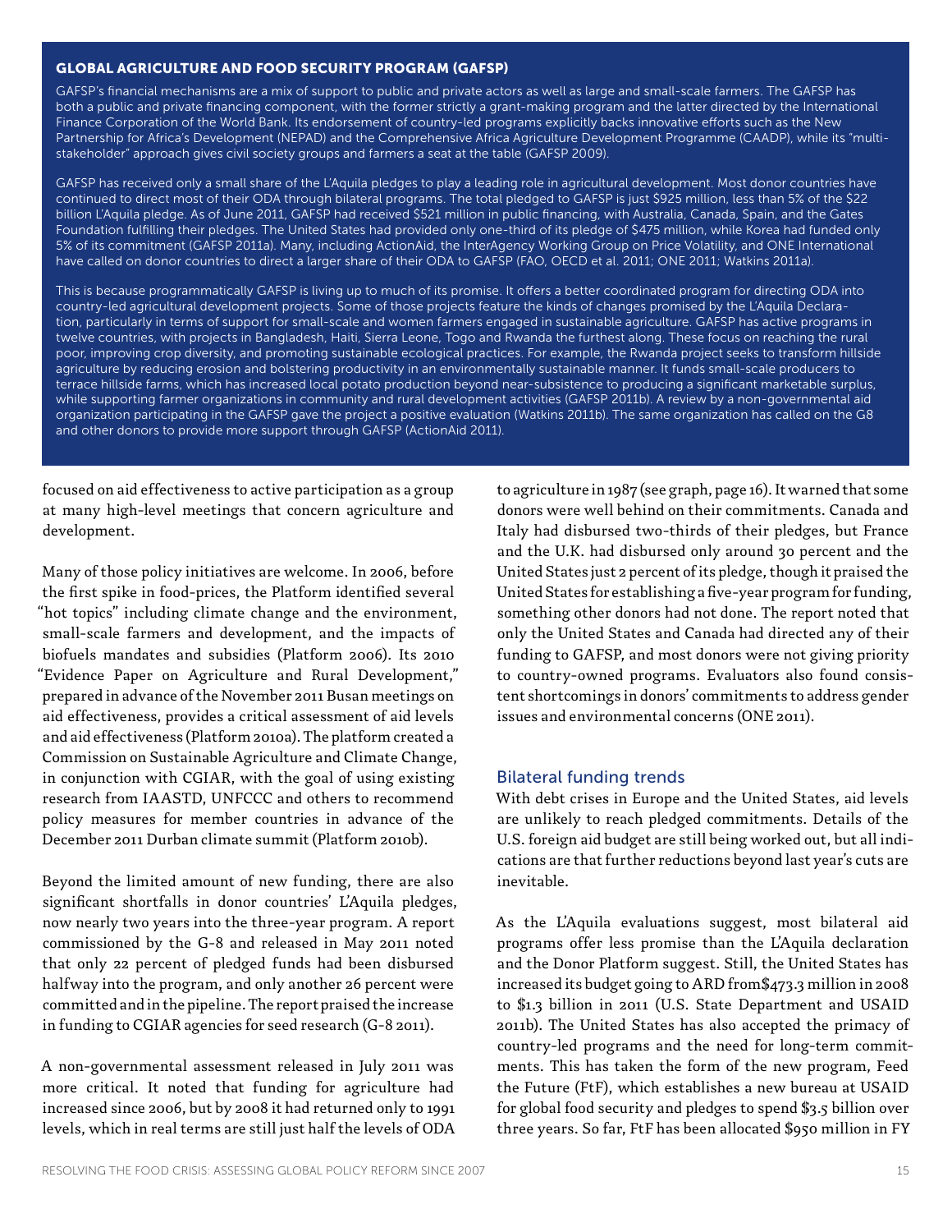## GLOBAL AGRICULTURE AND FOOD SECURITY PROGRAM (GAFSP)

GAFSP's financial mechanisms are a mix of support to public and private actors as well as large and small-scale farmers. The GAFSP has both a public and private financing component, with the former strictly a grant-making program and the latter directed by the International Finance Corporation of the World Bank. Its endorsement of country-led programs explicitly backs innovative efforts such as the New Partnership for Africa's Development (NEPAD) and the Comprehensive Africa Agriculture Development Programme (CAADP), while its "multi-stakeholder" approach gives civil society groups and farmers a seat at the table (GAFSP 2009).

GAFSP has received only a small share of the L'Aquila pledges to play a leading role in agricultural development. Most donor countries have continued to direct most of their ODA through bilateral programs. The total pledged to GAFSP is just $925 million, less than 5% of the $22 billion L'Aquila pledge. As of June 2011, GAFSP had received $521 million in public financing, with Australia, Canada, Spain, and the Gates Foundation fulfilling their pledges. The United States had provided only one-third of its pledge of $475 million, while Korea had funded only 5% of its commitment (GAFSP 2011a). Many, including ActionAid, the InterAgency Working Group on Price Volatility, and ONE International have called on donor countries to direct a larger share of their ODA to GAFSP (FAO, OECD et al. 2011; ONE 2011; Watkins 2011a).

This is because programmatically GAFSP is living up to much of its promise. It offers a better coordinated program for directing ODA into country-led agricultural development projects. Some of those projects feature the kinds of changes promised by the L'Aquila Declaration, particularly in terms of support for small-scale and women farmers engaged in sustainable agriculture. GAFSP has active programs in twelve countries, with projects in Bangladesh, Haiti, Sierra Leone, Togo and Rwanda the furthest along. These focus on reaching the rural poor, improving crop diversity, and promoting sustainable ecological practices. For example, the Rwanda project seeks to transform hillside agriculture by reducing erosion and bolstering productivity in an environmentally sustainable manner. It funds small-scale producers to terrace hillside farms, which has increased local potato production beyond near-subsistence to producing a significant marketable surplus, while supporting farmer organizations in community and rural development activities (GAFSP 2011b). A review by a non-governmental aid organization participating in the GAFSP gave the project a positive evaluation (Watkins 2011b). The same organization has called on the G8 and other donors to provide more support through GAFSP (ActionAid 2011).

focused on aid effectiveness to active participation as a group at many high-level meetings that concern agriculture and development.

Many of those policy initiatives are welcome. In 2006, before the first spike in food-prices, the Platform identified several "hot topics" including climate change and the environment, small-scale farmers and development, and the impacts of biofuels mandates and subsidies (Platform 2006). Its 2010 "Evidence Paper on Agriculture and Rural Development," prepared in advance of the November 2011 Busan meetings on aid effectiveness, provides a critical assessment of aid levels and aid effectiveness (Platform 2010a). The platform created a Commission on Sustainable Agriculture and Climate Change, in conjunction with CGIAR, with the goal of using existing research from IAASTD, UNFCCC and others to recommend policy measures for member countries in advance of the December 2011 Durban climate summit (Platform 2010b).

Beyond the limited amount of new funding, there are also significant shortfalls in donor countries' L'Aquila pledges, now nearly two years into the three-year program. A report commissioned by the G-8 and released in May 2011 noted that only 22 percent of pledged funds had been disbursed halfway into the program, and only another 26 percent were committed and in the pipeline. The report praised the increase in funding to CGIAR agencies for seed research (G-8 2011).

A non-governmental assessment released in July 2011 was more critical. It noted that funding for agriculture had increased since 2006, but by 2008 it had returned only to 1991 levels, which in real terms are still just half the levels of ODA to agriculture in 1987 (see graph, page 16). It warned that some donors were well behind on their commitments. Canada and Italy had disbursed two-thirds of their pledges, but France and the U.K. had disbursed only around 30 percent and the United States just 2 percent of its pledge, though it praised the United States for establishing a five-year program for funding, something other donors had not done. The report noted that only the United States and Canada had directed any of their funding to GAFSP, and most donors were not giving priority to country-owned programs. Evaluators also found consistent shortcomings in donors' commitments to address gender issues and environmental concerns (ONE 2011).

### Bilateral funding trends

With debt crises in Europe and the United States, aid levels are unlikely to reach pledged commitments. Details of the U.S. foreign aid budget are still being worked out, but all indications are that further reductions beyond last year's cuts are inevitable.

As the L'Aquila evaluations suggest, most bilateral aid programs offer less promise than the L'Aquila declaration and the Donor Platform suggest. Still, the United States has increased its budget going to ARD from$473.3 million in 2008 to $1.3 billion in 2011 (U.S. State Department and USAID 2011b). The United States has also accepted the primacy of country-led programs and the need for long-term commitments. This has taken the form of the new program, Feed the Future (FtF), which establishes a new bureau at USAID for global food security and pledges to spend $3.5 billion over three years. So far, FtF has been allocated $950 million in FY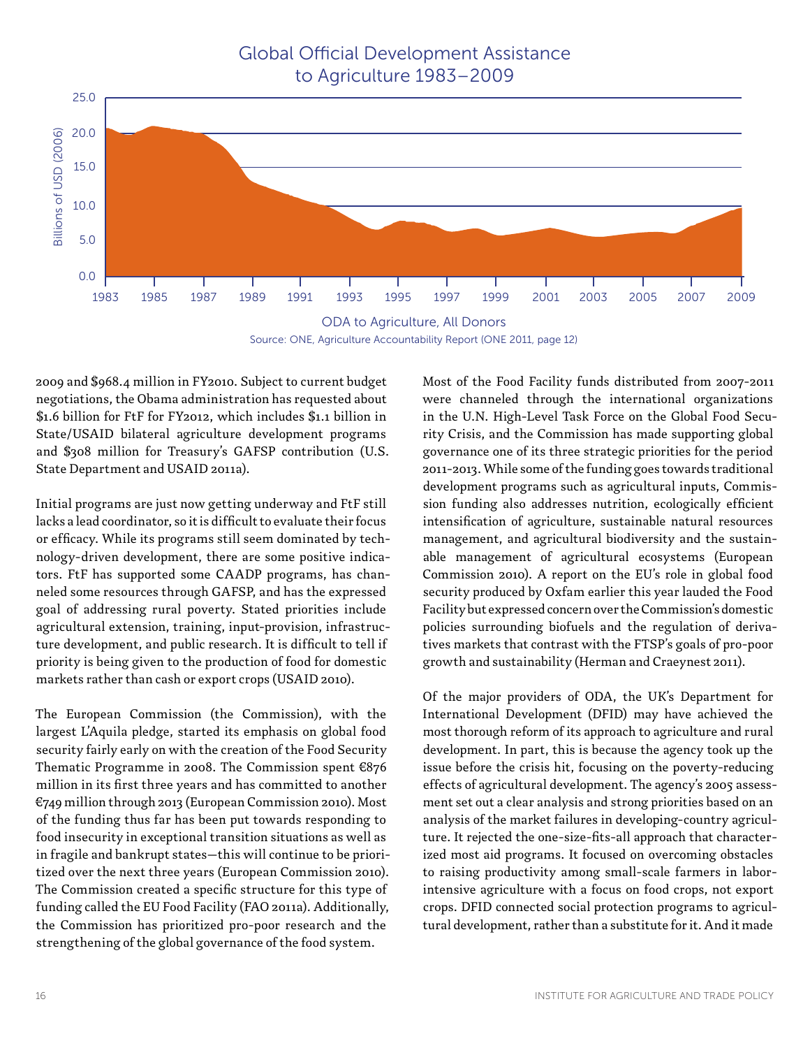Global Official Development Assistance to Agriculture 1983–2009

ODA to Agriculture, All Donors

Source: ONE, Agriculture Accountability Report (ONE 2011, page 12)

2009 and $968.4 million in FY2010. Subject to current budget negotiations, the Obama administration has requested about $1.6 billion for FtF for FY2012, which includes $1.1 billion in State/USAID bilateral agriculture development programs and $308 million for Treasury's GAFSP contribution (U.S. State Department and USAID 2011a).

Initial programs are just now getting underway and FtF still lacks a lead coordinator, so it is difficult to evaluate their focus or efficacy. While its programs still seem dominated by technology-driven development, there are some positive indicators. FtF has supported some CAADP programs, has channeled some resources through GAFSP, and has the expressed goal of addressing rural poverty. Stated priorities include agricultural extension, training, input-provision, infrastructure development, and public research. It is difficult to tell if priority is being given to the production of food for domestic markets rather than cash or export crops (USAID 2010).

The European Commission (the Commission), with the largest L'Aquila pledge, started its emphasis on global food security fairly early on with the creation of the Food Security Thematic Programme in 2008. The Commission spent €876 million in its first three years and has committed to another €749 million through 2013 (European Commission 2010). Most of the funding thus far has been put towards responding to food insecurity in exceptional transition situations as well as in fragile and bankrupt states—this will continue to be prioritized over the next three years (European Commission 2010). The Commission created a specific structure for this type of funding called the EU Food Facility (FAO 2011a). Additionally, the Commission has prioritized pro-poor research and the strengthening of the global governance of the food system.

Most of the Food Facility funds distributed from 2007-2011 were channeled through the international organizations in the U.N. High-Level Task Force on the Global Food Security Crisis, and the Commission has made supporting global governance one of its three strategic priorities for the period 2011-2013. While some of the funding goes towards traditional development programs such as agricultural inputs, Commission funding also addresses nutrition, ecologically efficient intensification of agriculture, sustainable natural resources management, and agricultural biodiversity and the sustainable management of agricultural ecosystems (European Commission 2010). A report on the EU's role in global food security produced by Oxfam earlier this year lauded the Food Facility but expressed concern over the Commission's domestic policies surrounding biofuels and the regulation of derivatives markets that contrast with the FTSP's goals of pro-poor growth and sustainability (Herman and Craeynest 2011).

Of the major providers of ODA, the UK's Department for International Development (DFID) may have achieved the most thorough reform of its approach to agriculture and rural development. In part, this is because the agency took up the issue before the crisis hit, focusing on the poverty-reducing effects of agricultural development. The agency's 2005 assessment set out a clear analysis and strong priorities based on an analysis of the market failures in developing-country agriculture. It rejected the one-size-fits-all approach that characterized most aid programs. It focused on overcoming obstacles to raising productivity among small-scale farmers in labor-intensive agriculture with a focus on food crops, not export crops. DFID connected social protection programs to agricultural development, rather than a substitute for it. And it made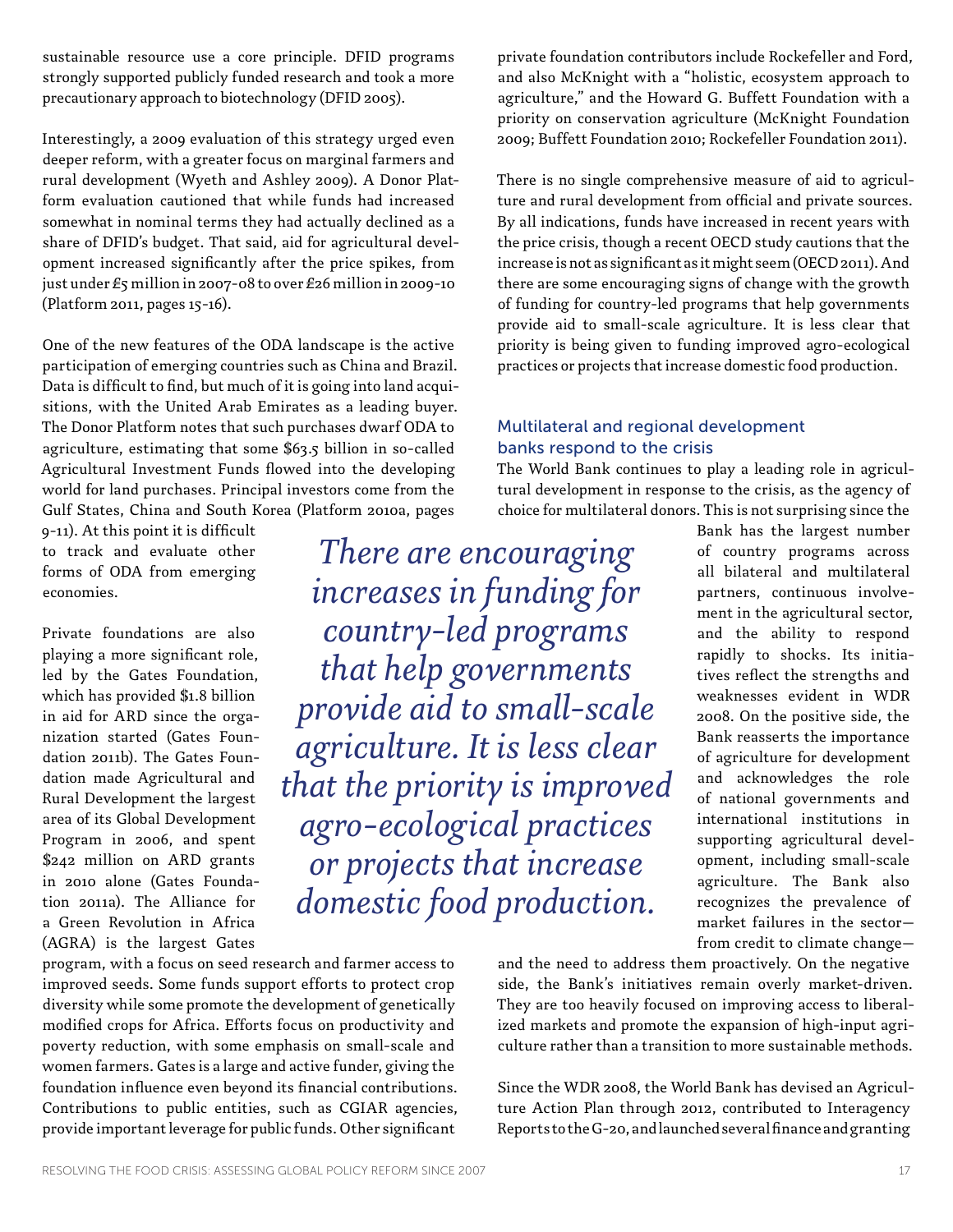sustainable resource use a core principle. DFID programs strongly supported publicly funded research and took a more precautionary approach to biotechnology (DFID 2005).

Interestingly, a 2009 evaluation of this strategy urged even deeper reform, with a greater focus on marginal farmers and rural development (Wyeth and Ashley 2009). A Donor Platform evaluation cautioned that while funds had increased somewhat in nominal terms they had actually declined as a share of DFID's budget. That said, aid for agricultural development increased significantly after the price spikes, from just under £5 million in 2007-08 to over £26 million in 2009-10 (Platform 2011, pages 15-16).

One of the new features of the ODA landscape is the active participation of emerging countries such as China and Brazil. Data is difficult to find, but much of it is going into land acquisitions, with the United Arab Emirates as a leading buyer. The Donor Platform notes that such purchases dwarf ODA to agriculture, estimating that some $63.5 billion in so-called Agricultural Investment Funds flowed into the developing world for land purchases. Principal investors come from the Gulf States, China and South Korea (Platform 2010a, pages 9-11). At this point it is difficult to track and evaluate other forms of ODA from emerging economies.

Private foundations are also playing a more significant role, led by the Gates Foundation, which has provided $1.8 billion in aid for ARD since the organization started (Gates Foundation 2011b). The Gates Foundation made Agricultural and Rural Development the largest area of its Global Development Program in 2006, and spent $242 million on ARD grants in 2010 alone (Gates Foundation 2011a). The Alliance for a Green Revolution in Africa (AGRA) is the largest Gates program, with a focus on seed research and farmer access to improved seeds. Some funds support efforts to protect crop diversity while some promote the development of genetically modified crops for Africa. Efforts focus on productivity and poverty reduction, with some emphasis on small-scale and women farmers. Gates is a large and active funder, giving the foundation influence even beyond its financial contributions. Contributions to public entities, such as CGIAR agencies, provide important leverage for public funds. Other significant private foundation contributors include Rockefeller and Ford, and also McKnight with a "holistic, ecosystem approach to agriculture," and the Howard G. Buffett Foundation with a priority on conservation agriculture (McKnight Foundation 2009; Buffett Foundation 2010; Rockefeller Foundation 2011).

There is no single comprehensive measure of aid to agriculture and rural development from official and private sources. By all indications, funds have increased in recent years with the price crisis, though a recent OECD study cautions that the increase is not as significant as it might seem (OECD 2011). And there are some encouraging signs of change with the growth of funding for country-led programs that help governments provide aid to small-scale agriculture. It is less clear that priority is being given to funding improved agro-ecological practices or projects that increase domestic food production.

> *There are encouraging increases in funding for country-led programs that help governments provide aid to small-scale agriculture. It is less clear that the priority is improved agro-ecological practices or projects that increase domestic food production.*

## Multilateral and regional development banks respond to the crisis

The World Bank continues to play a leading role in agricultural development in response to the crisis, as the agency of choice for multilateral donors. This is not surprising since the Bank has the largest number of country programs across all bilateral and multilateral partners, continuous involvement in the agricultural sector, and the ability to respond rapidly to shocks. Its initiatives reflect the strengths and weaknesses evident in WDR 2008. On the positive side, the Bank reasserts the importance of agriculture for development and acknowledges the role of national governments and international institutions in supporting agricultural development, including small-scale agriculture. The Bank also recognizes the prevalence of market failures in the sector—from credit to climate change—and the need to address them proactively. On the negative side, the Bank's initiatives remain overly market-driven. They are too heavily focused on improving access to liberalized markets and promote the expansion of high-input agriculture rather than a transition to more sustainable methods.

Since the WDR 2008, the World Bank has devised an Agriculture Action Plan through 2012, contributed to Interagency Reports to the G-20, and launched several finance and granting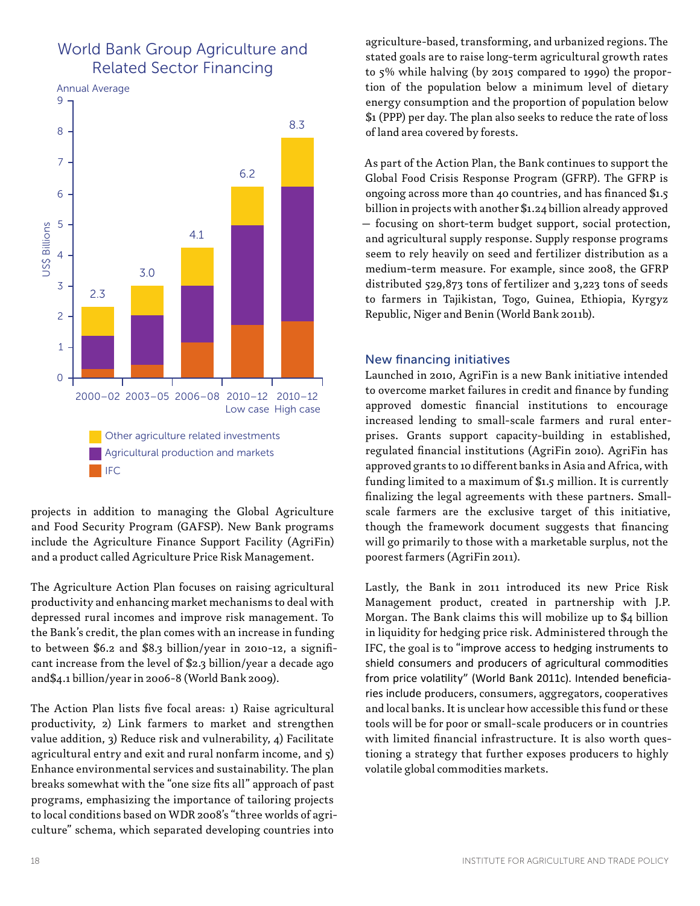## World Bank Group Agriculture and Related Sector Financing

Annual Average

| | 2000–02 | 2003–05 | 2006–08 | 2010–12 Low case | 2010–12 High case |
|---|---|---|---|---|---|
| Total (US$ Billions) | 2.3 | 3.0 | 4.1 | 6.2 | 8.3 |

Legend: Other agriculture related investments; Agricultural production and markets; IFC

projects in addition to managing the Global Agriculture and Food Security Program (GAFSP). New Bank programs include the Agriculture Finance Support Facility (AgriFin) and a product called Agriculture Price Risk Management.

The Agriculture Action Plan focuses on raising agricultural productivity and enhancing market mechanisms to deal with depressed rural incomes and improve risk management. To the Bank's credit, the plan comes with an increase in funding to between $6.2 and $8.3 billion/year in 2010-12, a significant increase from the level of $2.3 billion/year a decade ago and$4.1 billion/year in 2006-8 (World Bank 2009).

The Action Plan lists five focal areas: 1) Raise agricultural productivity, 2) Link farmers to market and strengthen value addition, 3) Reduce risk and vulnerability, 4) Facilitate agricultural entry and exit and rural nonfarm income, and 5) Enhance environmental services and sustainability. The plan breaks somewhat with the "one size fits all" approach of past programs, emphasizing the importance of tailoring projects to local conditions based on WDR 2008's "three worlds of agriculture" schema, which separated developing countries into agriculture-based, transforming, and urbanized regions. The stated goals are to raise long-term agricultural growth rates to 5% while halving (by 2015 compared to 1990) the proportion of the population below a minimum level of dietary energy consumption and the proportion of population below $1 (PPP) per day. The plan also seeks to reduce the rate of loss of land area covered by forests.

As part of the Action Plan, the Bank continues to support the Global Food Crisis Response Program (GFRP). The GFRP is ongoing across more than 40 countries, and has financed $1.5 billion in projects with another $1.24 billion already approved — focusing on short-term budget support, social protection, and agricultural supply response. Supply response programs seem to rely heavily on seed and fertilizer distribution as a medium-term measure. For example, since 2008, the GFRP distributed 529,873 tons of fertilizer and 3,223 tons of seeds to farmers in Tajikistan, Togo, Guinea, Ethiopia, Kyrgyz Republic, Niger and Benin (World Bank 2011b).

### New financing initiatives

Launched in 2010, AgriFin is a new Bank initiative intended to overcome market failures in credit and finance by funding approved domestic financial institutions to encourage increased lending to small-scale farmers and rural enterprises. Grants support capacity-building in established, regulated financial institutions (AgriFin 2010). AgriFin has approved grants to 10 different banks in Asia and Africa, with funding limited to a maximum of $1.5 million. It is currently finalizing the legal agreements with these partners. Small-scale farmers are the exclusive target of this initiative, though the framework document suggests that financing will go primarily to those with a marketable surplus, not the poorest farmers (AgriFin 2011).

Lastly, the Bank in 2011 introduced its new Price Risk Management product, created in partnership with J.P. Morgan. The Bank claims this will mobilize up to $4 billion in liquidity for hedging price risk. Administered through the IFC, the goal is to "improve access to hedging instruments to shield consumers and producers of agricultural commodities from price volatility" (World Bank 2011c). Intended beneficiaries include producers, consumers, aggregators, cooperatives and local banks. It is unclear how accessible this fund or these tools will be for poor or small-scale producers or in countries with limited financial infrastructure. It is also worth questioning a strategy that further exposes producers to highly volatile global commodities markets.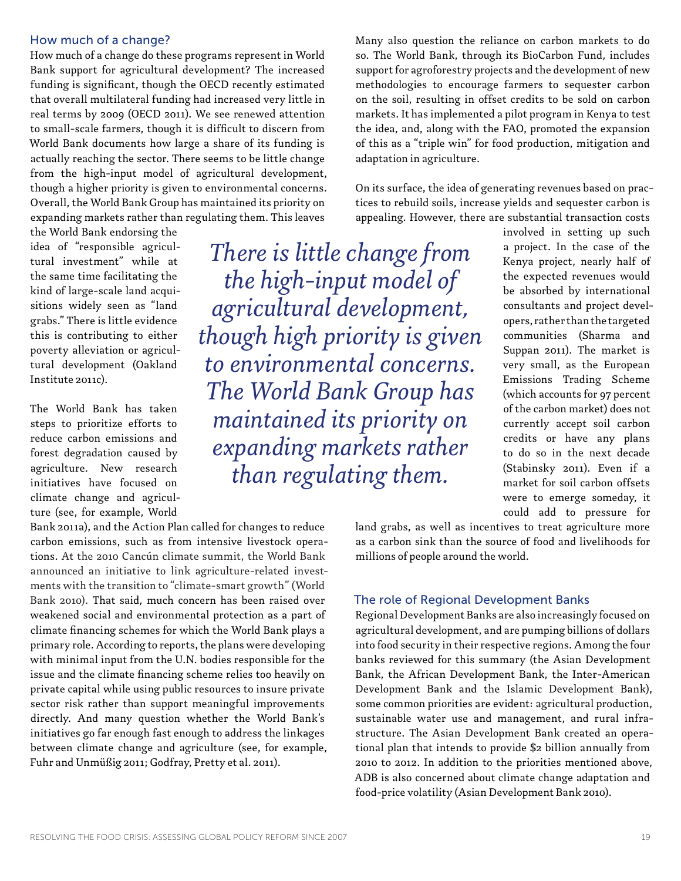## How much of a change?

How much of a change do these programs represent in World Bank support for agricultural development? The increased funding is significant, though the OECD recently estimated that overall multilateral funding had increased very little in real terms by 2009 (OECD 2011). We see renewed attention to small-scale farmers, though it is difficult to discern from World Bank documents how large a share of its funding is actually reaching the sector. There seems to be little change from the high-input model of agricultural development, though a higher priority is given to environmental concerns. Overall, the World Bank Group has maintained its priority on expanding markets rather than regulating them. This leaves the World Bank endorsing the idea of "responsible agricultural investment" while at the same time facilitating the kind of large-scale land acquisitions widely seen as "land grabs." There is little evidence this is contributing to either poverty alleviation or agricultural development (Oakland Institute 2011c).

*There is little change from the high-input model of agricultural development, though high priority is given to environmental concerns. The World Bank Group has maintained its priority on expanding markets rather than regulating them.*

The World Bank has taken steps to prioritize efforts to reduce carbon emissions and forest degradation caused by agriculture. New research initiatives have focused on climate change and agriculture (see, for example, World Bank 2011a), and the Action Plan called for changes to reduce carbon emissions, such as from intensive livestock operations. At the 2010 Cancún climate summit, the World Bank announced an initiative to link agriculture-related investments with the transition to "climate-smart growth" (World Bank 2010). That said, much concern has been raised over weakened social and environmental protection as a part of climate financing schemes for which the World Bank plays a primary role. According to reports, the plans were developing with minimal input from the U.N. bodies responsible for the issue and the climate financing scheme relies too heavily on private capital while using public resources to insure private sector risk rather than support meaningful improvements directly. And many question whether the World Bank's initiatives go far enough fast enough to address the linkages between climate change and agriculture (see, for example, Fuhr and Unmüßig 2011; Godfray, Pretty et al. 2011).

Many also question the reliance on carbon markets to do so. The World Bank, through its BioCarbon Fund, includes support for agroforestry projects and the development of new methodologies to encourage farmers to sequester carbon on the soil, resulting in offset credits to be sold on carbon markets. It has implemented a pilot program in Kenya to test the idea, and, along with the FAO, promoted the expansion of this as a "triple win" for food production, mitigation and adaptation in agriculture.

On its surface, the idea of generating revenues based on practices to rebuild soils, increase yields and sequester carbon is appealing. However, there are substantial transaction costs involved in setting up such a project. In the case of the Kenya project, nearly half of the expected revenues would be absorbed by international consultants and project developers, rather than the targeted communities (Sharma and Suppan 2011). The market is very small, as the European Emissions Trading Scheme (which accounts for 97 percent of the carbon market) does not currently accept soil carbon credits or have any plans to do so in the next decade (Stabinsky 2011). Even if a market for soil carbon offsets were to emerge someday, it could add to pressure for land grabs, as well as incentives to treat agriculture more as a carbon sink than the source of food and livelihoods for millions of people around the world.

## The role of Regional Development Banks

Regional Development Banks are also increasingly focused on agricultural development, and are pumping billions of dollars into food security in their respective regions. Among the four banks reviewed for this summary (the Asian Development Bank, the African Development Bank, the Inter-American Development Bank and the Islamic Development Bank), some common priorities are evident: agricultural production, sustainable water use and management, and rural infrastructure. The Asian Development Bank created an operational plan that intends to provide $2 billion annually from 2010 to 2012. In addition to the priorities mentioned above, ADB is also concerned about climate change adaptation and food-price volatility (Asian Development Bank 2010).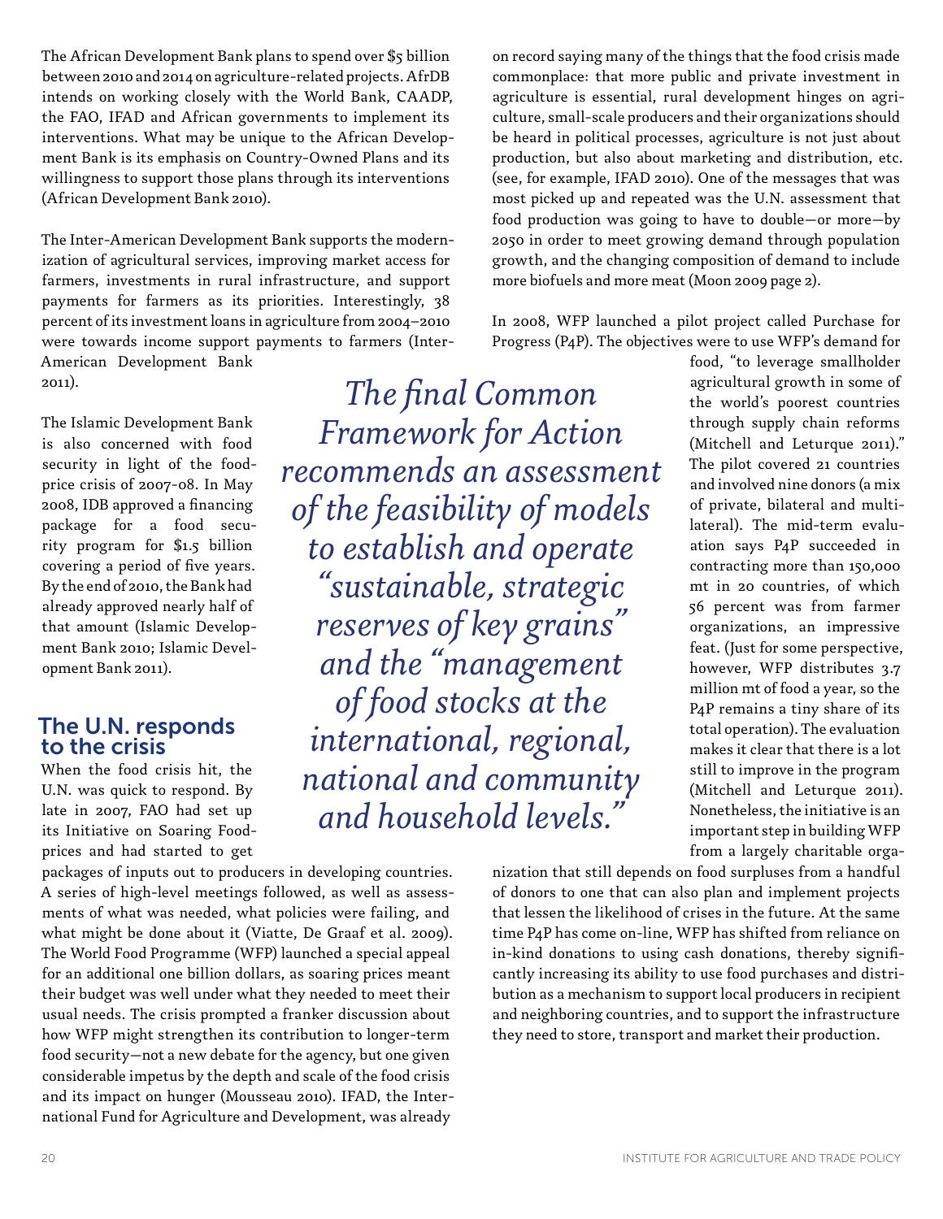The African Development Bank plans to spend over $5 billion between 2010 and 2014 on agriculture-related projects. AfrDB intends on working closely with the World Bank, CAADP, the FAO, IFAD and African governments to implement its interventions. What may be unique to the African Development Bank is its emphasis on Country-Owned Plans and its willingness to support those plans through its interventions (African Development Bank 2010).

The Inter-American Development Bank supports the modernization of agricultural services, improving market access for farmers, investments in rural infrastructure, and support payments for farmers as its priorities. Interestingly, 38 percent of its investment loans in agriculture from 2004–2010 were towards income support payments to farmers (Inter-American Development Bank 2011).

The Islamic Development Bank is also concerned with food security in light of the food-price crisis of 2007-08. In May 2008, IDB approved a financing package for a food security program for $1.5 billion covering a period of five years. By the end of 2010, the Bank had already approved nearly half of that amount (Islamic Development Bank 2010; Islamic Development Bank 2011).

*The final Common Framework for Action recommends an assessment of the feasibility of models to establish and operate "sustainable, strategic reserves of key grains" and the "management of food stocks at the international, regional, national and community and household levels."*

## The U.N. responds to the crisis

When the food crisis hit, the U.N. was quick to respond. By late in 2007, FAO had set up its Initiative on Soaring Food-prices and had started to get packages of inputs out to producers in developing countries. A series of high-level meetings followed, as well as assessments of what was needed, what policies were failing, and what might be done about it (Viatte, De Graaf et al. 2009). The World Food Programme (WFP) launched a special appeal for an additional one billion dollars, as soaring prices meant their budget was well under what they needed to meet their usual needs. The crisis prompted a franker discussion about how WFP might strengthen its contribution to longer-term food security—not a new debate for the agency, but one given considerable impetus by the depth and scale of the food crisis and its impact on hunger (Mousseau 2010). IFAD, the International Fund for Agriculture and Development, was already on record saying many of the things that the food crisis made commonplace: that more public and private investment in agriculture is essential, rural development hinges on agriculture, small-scale producers and their organizations should be heard in political processes, agriculture is not just about production, but also about marketing and distribution, etc. (see, for example, IFAD 2010). One of the messages that was most picked up and repeated was the U.N. assessment that food production was going to have to double—or more—by 2050 in order to meet growing demand through population growth, and the changing composition of demand to include more biofuels and more meat (Moon 2009 page 2).

In 2008, WFP launched a pilot project called Purchase for Progress (P4P). The objectives were to use WFP's demand for food, "to leverage smallholder agricultural growth in some of the world's poorest countries through supply chain reforms (Mitchell and Leturque 2011)." The pilot covered 21 countries and involved nine donors (a mix of private, bilateral and multilateral). The mid-term evaluation says P4P succeeded in contracting more than 150,000 mt in 20 countries, of which 56 percent was from farmer organizations, an impressive feat. (Just for some perspective, however, WFP distributes 3.7 million mt of food a year, so the P4P remains a tiny share of its total operation). The evaluation makes it clear that there is a lot still to improve in the program (Mitchell and Leturque 2011). Nonetheless, the initiative is an important step in building WFP from a largely charitable organization that still depends on food surpluses from a handful of donors to one that can also plan and implement projects that lessen the likelihood of crises in the future. At the same time P4P has come on-line, WFP has shifted from reliance on in-kind donations to using cash donations, thereby significantly increasing its ability to use food purchases and distribution as a mechanism to support local producers in recipient and neighboring countries, and to support the infrastructure they need to store, transport and market their production.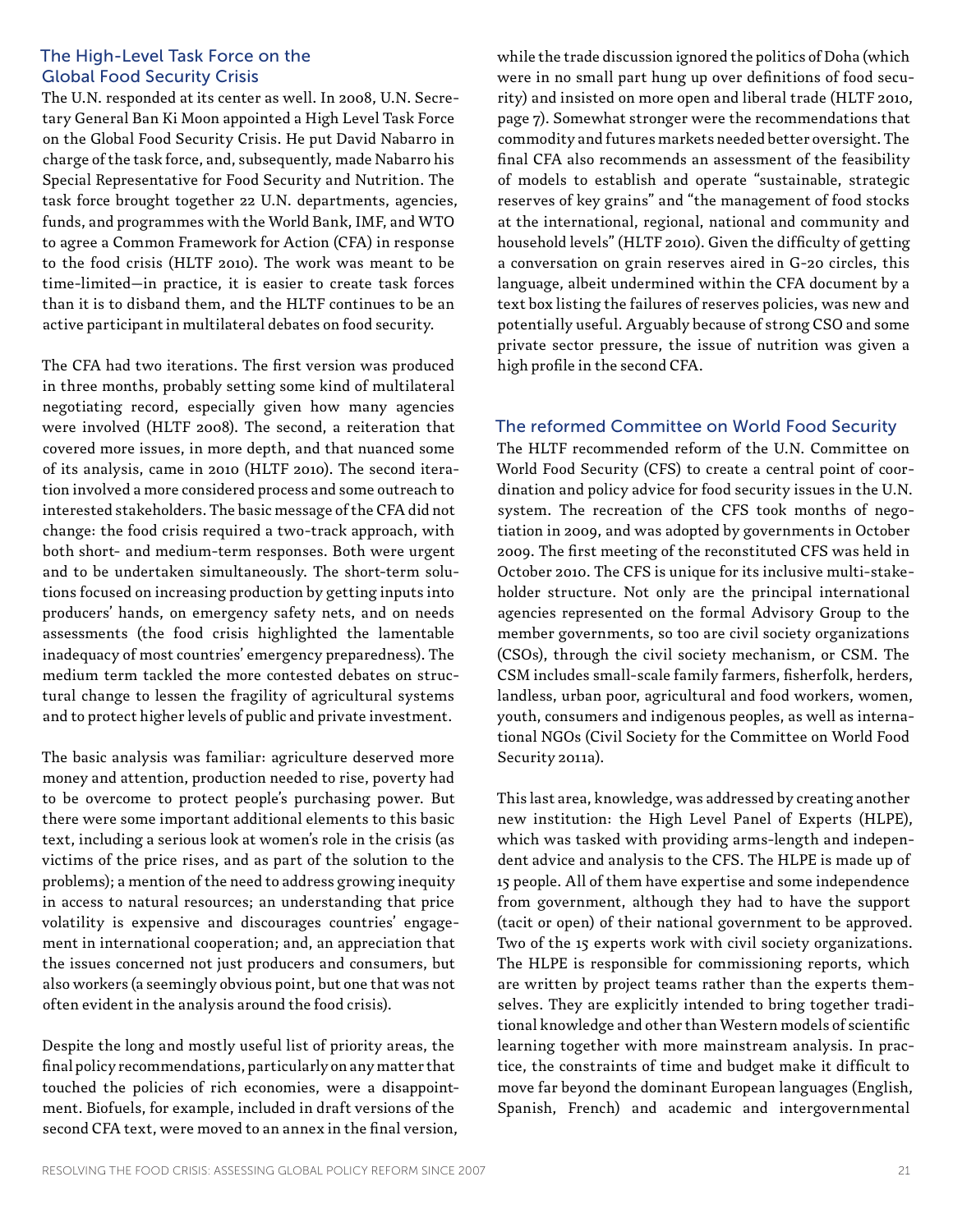## The High-Level Task Force on the Global Food Security Crisis

The U.N. responded at its center as well. In 2008, U.N. Secretary General Ban Ki Moon appointed a High Level Task Force on the Global Food Security Crisis. He put David Nabarro in charge of the task force, and, subsequently, made Nabarro his Special Representative for Food Security and Nutrition. The task force brought together 22 U.N. departments, agencies, funds, and programmes with the World Bank, IMF, and WTO to agree a Common Framework for Action (CFA) in response to the food crisis (HLTF 2010). The work was meant to be time-limited—in practice, it is easier to create task forces than it is to disband them, and the HLTF continues to be an active participant in multilateral debates on food security.

The CFA had two iterations. The first version was produced in three months, probably setting some kind of multilateral negotiating record, especially given how many agencies were involved (HLTF 2008). The second, a reiteration that covered more issues, in more depth, and that nuanced some of its analysis, came in 2010 (HLTF 2010). The second iteration involved a more considered process and some outreach to interested stakeholders. The basic message of the CFA did not change: the food crisis required a two-track approach, with both short- and medium-term responses. Both were urgent and to be undertaken simultaneously. The short-term solutions focused on increasing production by getting inputs into producers' hands, on emergency safety nets, and on needs assessments (the food crisis highlighted the lamentable inadequacy of most countries' emergency preparedness). The medium term tackled the more contested debates on structural change to lessen the fragility of agricultural systems and to protect higher levels of public and private investment.

The basic analysis was familiar: agriculture deserved more money and attention, production needed to rise, poverty had to be overcome to protect people's purchasing power. But there were some important additional elements to this basic text, including a serious look at women's role in the crisis (as victims of the price rises, and as part of the solution to the problems); a mention of the need to address growing inequity in access to natural resources; an understanding that price volatility is expensive and discourages countries' engagement in international cooperation; and, an appreciation that the issues concerned not just producers and consumers, but also workers (a seemingly obvious point, but one that was not often evident in the analysis around the food crisis).

Despite the long and mostly useful list of priority areas, the final policy recommendations, particularly on any matter that touched the policies of rich economies, were a disappointment. Biofuels, for example, included in draft versions of the second CFA text, were moved to an annex in the final version, while the trade discussion ignored the politics of Doha (which were in no small part hung up over definitions of food security) and insisted on more open and liberal trade (HLTF 2010, page 7). Somewhat stronger were the recommendations that commodity and futures markets needed better oversight. The final CFA also recommends an assessment of the feasibility of models to establish and operate "sustainable, strategic reserves of key grains" and "the management of food stocks at the international, regional, national and community and household levels" (HLTF 2010). Given the difficulty of getting a conversation on grain reserves aired in G-20 circles, this language, albeit undermined within the CFA document by a text box listing the failures of reserves policies, was new and potentially useful. Arguably because of strong CSO and some private sector pressure, the issue of nutrition was given a high profile in the second CFA.

## The reformed Committee on World Food Security

The HLTF recommended reform of the U.N. Committee on World Food Security (CFS) to create a central point of coordination and policy advice for food security issues in the U.N. system. The recreation of the CFS took months of negotiation in 2009, and was adopted by governments in October 2009. The first meeting of the reconstituted CFS was held in October 2010. The CFS is unique for its inclusive multi-stakeholder structure. Not only are the principal international agencies represented on the formal Advisory Group to the member governments, so too are civil society organizations (CSOs), through the civil society mechanism, or CSM. The CSM includes small-scale family farmers, fisherfolk, herders, landless, urban poor, agricultural and food workers, women, youth, consumers and indigenous peoples, as well as international NGOs (Civil Society for the Committee on World Food Security 2011a).

This last area, knowledge, was addressed by creating another new institution: the High Level Panel of Experts (HLPE), which was tasked with providing arms-length and independent advice and analysis to the CFS. The HLPE is made up of 15 people. All of them have expertise and some independence from government, although they had to have the support (tacit or open) of their national government to be approved. Two of the 15 experts work with civil society organizations. The HLPE is responsible for commissioning reports, which are written by project teams rather than the experts themselves. They are explicitly intended to bring together traditional knowledge and other than Western models of scientific learning together with more mainstream analysis. In practice, the constraints of time and budget make it difficult to move far beyond the dominant European languages (English, Spanish, French) and academic and intergovernmental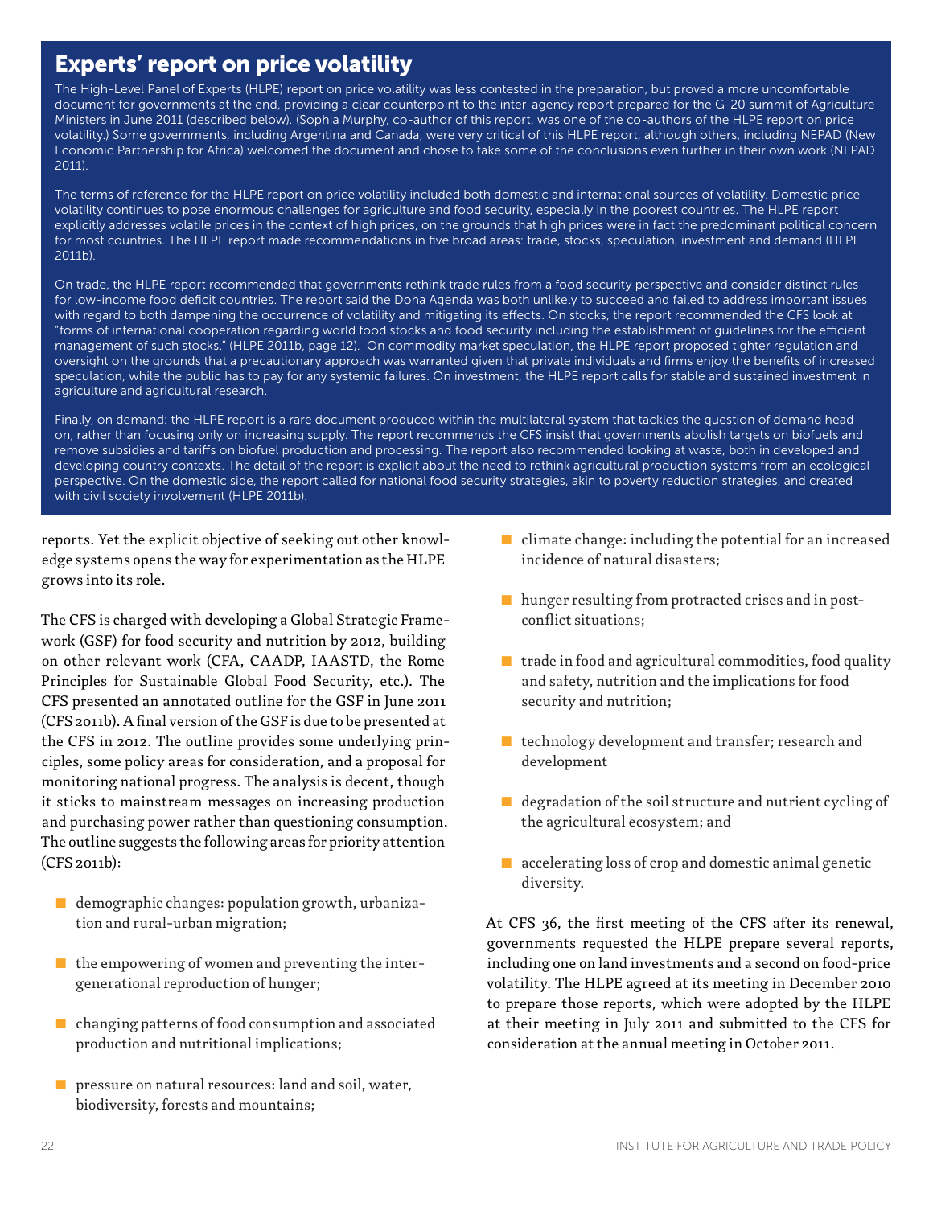## Experts' report on price volatility

The High-Level Panel of Experts (HLPE) report on price volatility was less contested in the preparation, but proved a more uncomfortable document for governments at the end, providing a clear counterpoint to the inter-agency report prepared for the G-20 summit of Agriculture Ministers in June 2011 (described below). (Sophia Murphy, co-author of this report, was one of the co-authors of the HLPE report on price volatility.) Some governments, including Argentina and Canada, were very critical of this HLPE report, although others, including NEPAD (New Economic Partnership for Africa) welcomed the document and chose to take some of the conclusions even further in their own work (NEPAD 2011).

The terms of reference for the HLPE report on price volatility included both domestic and international sources of volatility. Domestic price volatility continues to pose enormous challenges for agriculture and food security, especially in the poorest countries. The HLPE report explicitly addresses volatile prices in the context of high prices, on the grounds that high prices were in fact the predominant political concern for most countries. The HLPE report made recommendations in five broad areas: trade, stocks, speculation, investment and demand (HLPE 2011b).

On trade, the HLPE report recommended that governments rethink trade rules from a food security perspective and consider distinct rules for low-income food deficit countries. The report said the Doha Agenda was both unlikely to succeed and failed to address important issues with regard to both dampening the occurrence of volatility and mitigating its effects. On stocks, the report recommended the CFS look at "forms of international cooperation regarding world food stocks and food security including the establishment of guidelines for the efficient management of such stocks." (HLPE 2011b, page 12). On commodity market speculation, the HLPE report proposed tighter regulation and oversight on the grounds that a precautionary approach was warranted given that private individuals and firms enjoy the benefits of increased speculation, while the public has to pay for any systemic failures. On investment, the HLPE report calls for stable and sustained investment in agriculture and agricultural research.

Finally, on demand: the HLPE report is a rare document produced within the multilateral system that tackles the question of demand head-on, rather than focusing only on increasing supply. The report recommends the CFS insist that governments abolish targets on biofuels and remove subsidies and tariffs on biofuel production and processing. The report also recommended looking at waste, both in developed and developing country contexts. The detail of the report is explicit about the need to rethink agricultural production systems from an ecological perspective. On the domestic side, the report called for national food security strategies, akin to poverty reduction strategies, and created with civil society involvement (HLPE 2011b).

reports. Yet the explicit objective of seeking out other knowledge systems opens the way for experimentation as the HLPE grows into its role.

The CFS is charged with developing a Global Strategic Framework (GSF) for food security and nutrition by 2012, building on other relevant work (CFA, CAADP, IAASTD, the Rome Principles for Sustainable Global Food Security, etc.). The CFS presented an annotated outline for the GSF in June 2011 (CFS 2011b). A final version of the GSF is due to be presented at the CFS in 2012. The outline provides some underlying principles, some policy areas for consideration, and a proposal for monitoring national progress. The analysis is decent, though it sticks to mainstream messages on increasing production and purchasing power rather than questioning consumption. The outline suggests the following areas for priority attention (CFS 2011b):

- demographic changes: population growth, urbanization and rural-urban migration;
- the empowering of women and preventing the intergenerational reproduction of hunger;
- changing patterns of food consumption and associated production and nutritional implications;
- pressure on natural resources: land and soil, water, biodiversity, forests and mountains;
- climate change: including the potential for an increased incidence of natural disasters;
- hunger resulting from protracted crises and in post-conflict situations;
- trade in food and agricultural commodities, food quality and safety, nutrition and the implications for food security and nutrition;
- technology development and transfer; research and development
- degradation of the soil structure and nutrient cycling of the agricultural ecosystem; and
- accelerating loss of crop and domestic animal genetic diversity.

At CFS 36, the first meeting of the CFS after its renewal, governments requested the HLPE prepare several reports, including one on land investments and a second on food-price volatility. The HLPE agreed at its meeting in December 2010 to prepare those reports, which were adopted by the HLPE at their meeting in July 2011 and submitted to the CFS for consideration at the annual meeting in October 2011.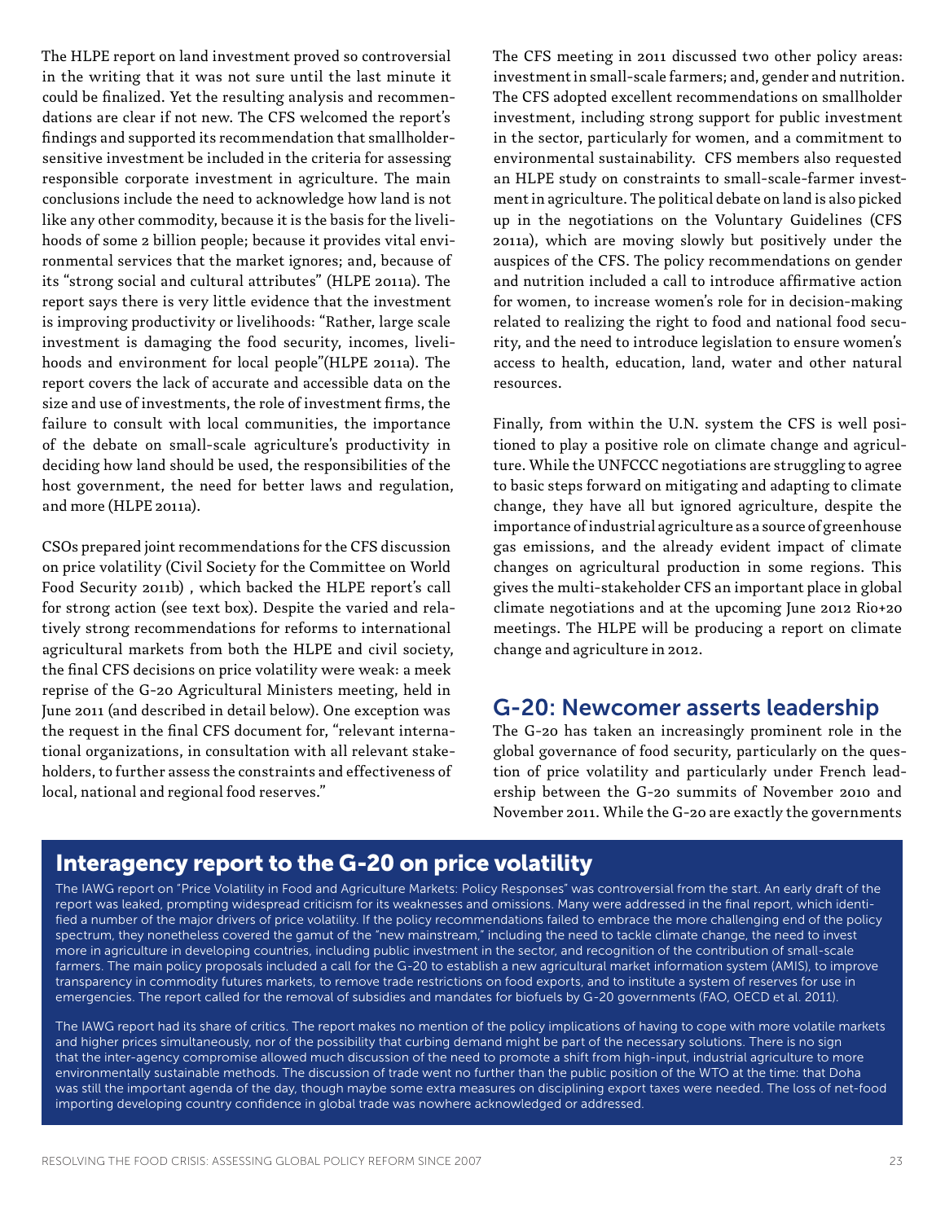The HLPE report on land investment proved so controversial in the writing that it was not sure until the last minute it could be finalized. Yet the resulting analysis and recommendations are clear if not new. The CFS welcomed the report's findings and supported its recommendation that smallholder-sensitive investment be included in the criteria for assessing responsible corporate investment in agriculture. The main conclusions include the need to acknowledge how land is not like any other commodity, because it is the basis for the livelihoods of some 2 billion people; because it provides vital environmental services that the market ignores; and, because of its "strong social and cultural attributes" (HLPE 2011a). The report says there is very little evidence that the investment is improving productivity or livelihoods: "Rather, large scale investment is damaging the food security, incomes, livelihoods and environment for local people"(HLPE 2011a). The report covers the lack of accurate and accessible data on the size and use of investments, the role of investment firms, the failure to consult with local communities, the importance of the debate on small-scale agriculture's productivity in deciding how land should be used, the responsibilities of the host government, the need for better laws and regulation, and more (HLPE 2011a).

CSOs prepared joint recommendations for the CFS discussion on price volatility (Civil Society for the Committee on World Food Security 2011b) , which backed the HLPE report's call for strong action (see text box). Despite the varied and relatively strong recommendations for reforms to international agricultural markets from both the HLPE and civil society, the final CFS decisions on price volatility were weak: a meek reprise of the G-20 Agricultural Ministers meeting, held in June 2011 (and described in detail below). One exception was the request in the final CFS document for, "relevant international organizations, in consultation with all relevant stakeholders, to further assess the constraints and effectiveness of local, national and regional food reserves."

The CFS meeting in 2011 discussed two other policy areas: investment in small-scale farmers; and, gender and nutrition. The CFS adopted excellent recommendations on smallholder investment, including strong support for public investment in the sector, particularly for women, and a commitment to environmental sustainability. CFS members also requested an HLPE study on constraints to small-scale-farmer investment in agriculture. The political debate on land is also picked up in the negotiations on the Voluntary Guidelines (CFS 2011a), which are moving slowly but positively under the auspices of the CFS. The policy recommendations on gender and nutrition included a call to introduce affirmative action for women, to increase women's role for in decision-making related to realizing the right to food and national food security, and the need to introduce legislation to ensure women's access to health, education, land, water and other natural resources.

Finally, from within the U.N. system the CFS is well positioned to play a positive role on climate change and agriculture. While the UNFCCC negotiations are struggling to agree to basic steps forward on mitigating and adapting to climate change, they have all but ignored agriculture, despite the importance of industrial agriculture as a source of greenhouse gas emissions, and the already evident impact of climate changes on agricultural production in some regions. This gives the multi-stakeholder CFS an important place in global climate negotiations and at the upcoming June 2012 Rio+20 meetings. The HLPE will be producing a report on climate change and agriculture in 2012.

## G-20: Newcomer asserts leadership

The G-20 has taken an increasingly prominent role in the global governance of food security, particularly on the question of price volatility and particularly under French leadership between the G-20 summits of November 2010 and November 2011. While the G-20 are exactly the governments

### Interagency report to the G-20 on price volatility

The IAWG report on "Price Volatility in Food and Agriculture Markets: Policy Responses" was controversial from the start. An early draft of the report was leaked, prompting widespread criticism for its weaknesses and omissions. Many were addressed in the final report, which identified a number of the major drivers of price volatility. If the policy recommendations failed to embrace the more challenging end of the policy spectrum, they nonetheless covered the gamut of the "new mainstream," including the need to tackle climate change, the need to invest more in agriculture in developing countries, including public investment in the sector, and recognition of the contribution of small-scale farmers. The main policy proposals included a call for the G-20 to establish a new agricultural market information system (AMIS), to improve transparency in commodity futures markets, to remove trade restrictions on food exports, and to institute a system of reserves for use in emergencies. The report called for the removal of subsidies and mandates for biofuels by G-20 governments (FAO, OECD et al. 2011).

The IAWG report had its share of critics. The report makes no mention of the policy implications of having to cope with more volatile markets and higher prices simultaneously, nor of the possibility that curbing demand might be part of the necessary solutions. There is no sign that the inter-agency compromise allowed much discussion of the need to promote a shift from high-input, industrial agriculture to more environmentally sustainable methods. The discussion of trade went no further than the public position of the WTO at the time: that Doha was still the important agenda of the day, though maybe some extra measures on disciplining export taxes were needed. The loss of net-food importing developing country confidence in global trade was nowhere acknowledged or addressed.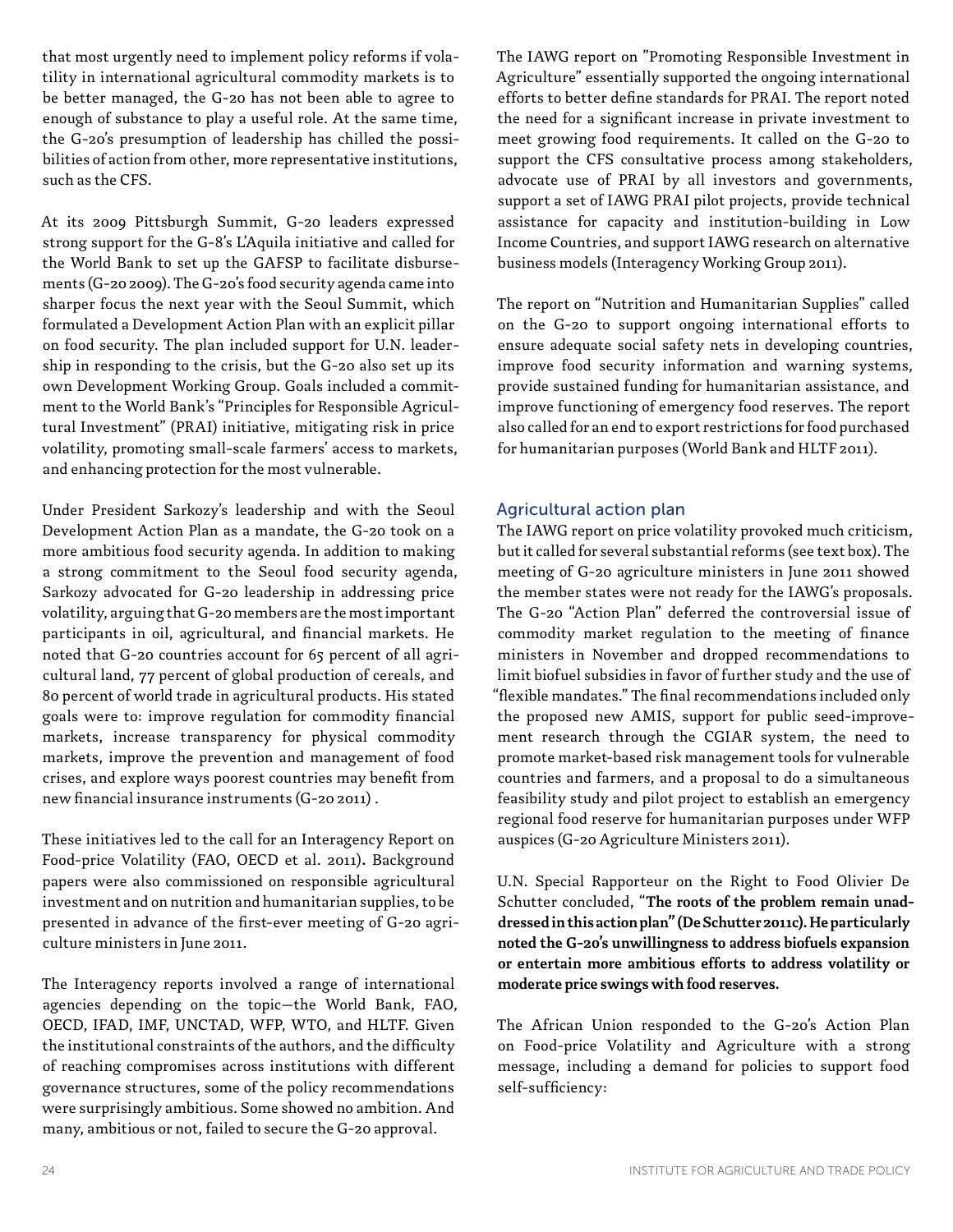that most urgently need to implement policy reforms if volatility in international agricultural commodity markets is to be better managed, the G-20 has not been able to agree to enough of substance to play a useful role. At the same time, the G-20's presumption of leadership has chilled the possibilities of action from other, more representative institutions, such as the CFS.

At its 2009 Pittsburgh Summit, G-20 leaders expressed strong support for the G-8's L'Aquila initiative and called for the World Bank to set up the GAFSP to facilitate disbursements (G-20 2009). The G-20's food security agenda came into sharper focus the next year with the Seoul Summit, which formulated a Development Action Plan with an explicit pillar on food security. The plan included support for U.N. leadership in responding to the crisis, but the G-20 also set up its own Development Working Group. Goals included a commitment to the World Bank's "Principles for Responsible Agricultural Investment" (PRAI) initiative, mitigating risk in price volatility, promoting small-scale farmers' access to markets, and enhancing protection for the most vulnerable.

Under President Sarkozy's leadership and with the Seoul Development Action Plan as a mandate, the G-20 took on a more ambitious food security agenda. In addition to making a strong commitment to the Seoul food security agenda, Sarkozy advocated for G-20 leadership in addressing price volatility, arguing that G-20 members are the most important participants in oil, agricultural, and financial markets. He noted that G-20 countries account for 65 percent of all agricultural land, 77 percent of global production of cereals, and 80 percent of world trade in agricultural products. His stated goals were to: improve regulation for commodity financial markets, increase transparency for physical commodity markets, improve the prevention and management of food crises, and explore ways poorest countries may benefit from new financial insurance instruments (G-20 2011) .

These initiatives led to the call for an Interagency Report on Food-price Volatility (FAO, OECD et al. 2011). Background papers were also commissioned on responsible agricultural investment and on nutrition and humanitarian supplies, to be presented in advance of the first-ever meeting of G-20 agriculture ministers in June 2011.

The Interagency reports involved a range of international agencies depending on the topic—the World Bank, FAO, OECD, IFAD, IMF, UNCTAD, WFP, WTO, and HLTF. Given the institutional constraints of the authors, and the difficulty of reaching compromises across institutions with different governance structures, some of the policy recommendations were surprisingly ambitious. Some showed no ambition. And many, ambitious or not, failed to secure the G-20 approval.

The IAWG report on "Promoting Responsible Investment in Agriculture" essentially supported the ongoing international efforts to better define standards for PRAI. The report noted the need for a significant increase in private investment to meet growing food requirements. It called on the G-20 to support the CFS consultative process among stakeholders, advocate use of PRAI by all investors and governments, support a set of IAWG PRAI pilot projects, provide technical assistance for capacity and institution-building in Low Income Countries, and support IAWG research on alternative business models (Interagency Working Group 2011).

The report on "Nutrition and Humanitarian Supplies" called on the G-20 to support ongoing international efforts to ensure adequate social safety nets in developing countries, improve food security information and warning systems, provide sustained funding for humanitarian assistance, and improve functioning of emergency food reserves. The report also called for an end to export restrictions for food purchased for humanitarian purposes (World Bank and HLTF 2011).

## Agricultural action plan

The IAWG report on price volatility provoked much criticism, but it called for several substantial reforms (see text box). The meeting of G-20 agriculture ministers in June 2011 showed the member states were not ready for the IAWG's proposals. The G-20 "Action Plan" deferred the controversial issue of commodity market regulation to the meeting of finance ministers in November and dropped recommendations to limit biofuel subsidies in favor of further study and the use of "flexible mandates." The final recommendations included only the proposed new AMIS, support for public seed-improvement research through the CGIAR system, the need to promote market-based risk management tools for vulnerable countries and farmers, and a proposal to do a simultaneous feasibility study and pilot project to establish an emergency regional food reserve for humanitarian purposes under WFP auspices (G-20 Agriculture Ministers 2011).

U.N. Special Rapporteur on the Right to Food Olivier De Schutter concluded, "**The roots of the problem remain unaddressed in this action plan" (De Schutter 2011c). He particularly noted the G-20's unwillingness to address biofuels expansion or entertain more ambitious efforts to address volatility or moderate price swings with food reserves.**

The African Union responded to the G-20's Action Plan on Food-price Volatility and Agriculture with a strong message, including a demand for policies to support food self-sufficiency: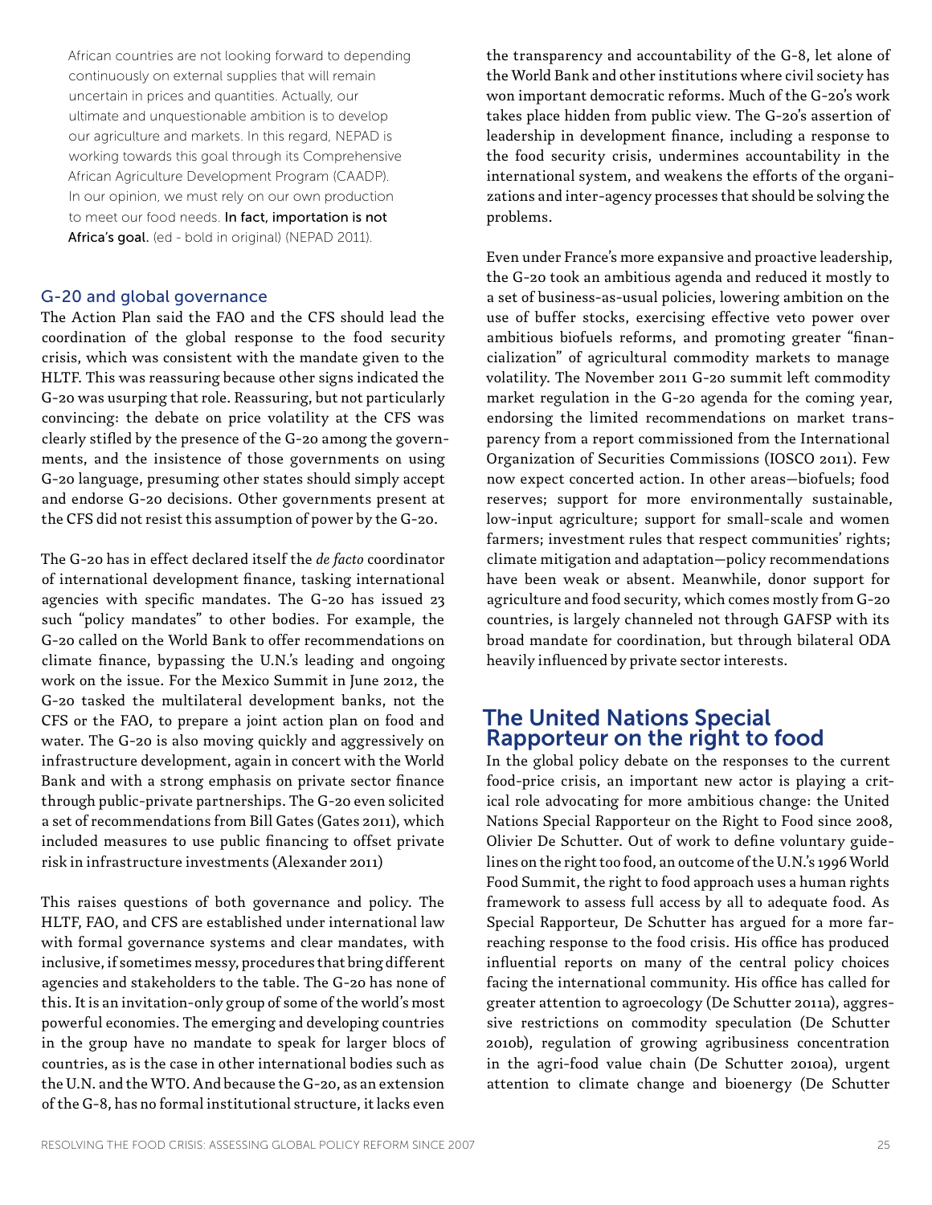> African countries are not looking forward to depending continuously on external supplies that will remain uncertain in prices and quantities. Actually, our ultimate and unquestionable ambition is to develop our agriculture and markets. In this regard, NEPAD is working towards this goal through its Comprehensive African Agriculture Development Program (CAADP). In our opinion, we must rely on our own production to meet our food needs. **In fact, importation is not Africa's goal.** (ed - bold in original) (NEPAD 2011).

### G-20 and global governance

The Action Plan said the FAO and the CFS should lead the coordination of the global response to the food security crisis, which was consistent with the mandate given to the HLTF. This was reassuring because other signs indicated the G-20 was usurping that role. Reassuring, but not particularly convincing: the debate on price volatility at the CFS was clearly stifled by the presence of the G-20 among the governments, and the insistence of those governments on using G-20 language, presuming other states should simply accept and endorse G-20 decisions. Other governments present at the CFS did not resist this assumption of power by the G-20.

The G-20 has in effect declared itself the *de facto* coordinator of international development finance, tasking international agencies with specific mandates. The G-20 has issued 23 such "policy mandates" to other bodies. For example, the G-20 called on the World Bank to offer recommendations on climate finance, bypassing the U.N.'s leading and ongoing work on the issue. For the Mexico Summit in June 2012, the G-20 tasked the multilateral development banks, not the CFS or the FAO, to prepare a joint action plan on food and water. The G-20 is also moving quickly and aggressively on infrastructure development, again in concert with the World Bank and with a strong emphasis on private sector finance through public-private partnerships. The G-20 even solicited a set of recommendations from Bill Gates (Gates 2011), which included measures to use public financing to offset private risk in infrastructure investments (Alexander 2011)

This raises questions of both governance and policy. The HLTF, FAO, and CFS are established under international law with formal governance systems and clear mandates, with inclusive, if sometimes messy, procedures that bring different agencies and stakeholders to the table. The G-20 has none of this. It is an invitation-only group of some of the world's most powerful economies. The emerging and developing countries in the group have no mandate to speak for larger blocs of countries, as is the case in other international bodies such as the U.N. and the WTO. And because the G-20, as an extension of the G-8, has no formal institutional structure, it lacks even the transparency and accountability of the G-8, let alone of the World Bank and other institutions where civil society has won important democratic reforms. Much of the G-20's work takes place hidden from public view. The G-20's assertion of leadership in development finance, including a response to the food security crisis, undermines accountability in the international system, and weakens the efforts of the organizations and inter-agency processes that should be solving the problems.

Even under France's more expansive and proactive leadership, the G-20 took an ambitious agenda and reduced it mostly to a set of business-as-usual policies, lowering ambition on the use of buffer stocks, exercising effective veto power over ambitious biofuels reforms, and promoting greater "financialization" of agricultural commodity markets to manage volatility. The November 2011 G-20 summit left commodity market regulation in the G-20 agenda for the coming year, endorsing the limited recommendations on market transparency from a report commissioned from the International Organization of Securities Commissions (IOSCO 2011). Few now expect concerted action. In other areas—biofuels; food reserves; support for more environmentally sustainable, low-input agriculture; support for small-scale and women farmers; investment rules that respect communities' rights; climate mitigation and adaptation—policy recommendations have been weak or absent. Meanwhile, donor support for agriculture and food security, which comes mostly from G-20 countries, is largely channeled not through GAFSP with its broad mandate for coordination, but through bilateral ODA heavily influenced by private sector interests.

## The United Nations Special Rapporteur on the right to food

In the global policy debate on the responses to the current food-price crisis, an important new actor is playing a critical role advocating for more ambitious change: the United Nations Special Rapporteur on the Right to Food since 2008, Olivier De Schutter. Out of work to define voluntary guidelines on the right too food, an outcome of the U.N.'s 1996 World Food Summit, the right to food approach uses a human rights framework to assess full access by all to adequate food. As Special Rapporteur, De Schutter has argued for a more far-reaching response to the food crisis. His office has produced influential reports on many of the central policy choices facing the international community. His office has called for greater attention to agroecology (De Schutter 2011a), aggressive restrictions on commodity speculation (De Schutter 2010b), regulation of growing agribusiness concentration in the agri-food value chain (De Schutter 2010a), urgent attention to climate change and bioenergy (De Schutter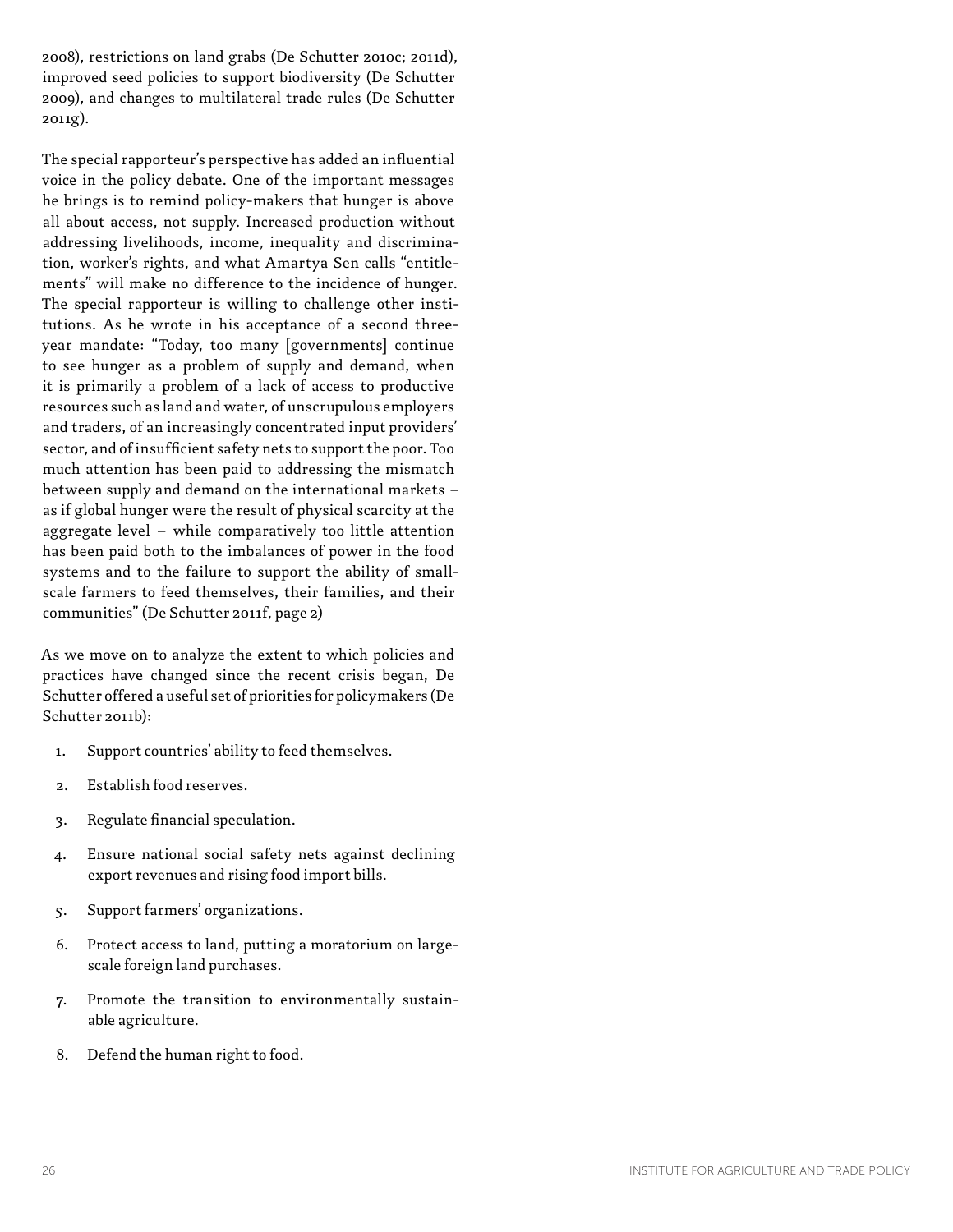2008), restrictions on land grabs (De Schutter 2010c; 2011d), improved seed policies to support biodiversity (De Schutter 2009), and changes to multilateral trade rules (De Schutter 2011g).

The special rapporteur's perspective has added an influential voice in the policy debate. One of the important messages he brings is to remind policy-makers that hunger is above all about access, not supply. Increased production without addressing livelihoods, income, inequality and discrimination, worker's rights, and what Amartya Sen calls "entitlements" will make no difference to the incidence of hunger. The special rapporteur is willing to challenge other institutions. As he wrote in his acceptance of a second three-year mandate: "Today, too many [governments] continue to see hunger as a problem of supply and demand, when it is primarily a problem of a lack of access to productive resources such as land and water, of unscrupulous employers and traders, of an increasingly concentrated input providers' sector, and of insufficient safety nets to support the poor. Too much attention has been paid to addressing the mismatch between supply and demand on the international markets – as if global hunger were the result of physical scarcity at the aggregate level – while comparatively too little attention has been paid both to the imbalances of power in the food systems and to the failure to support the ability of small-scale farmers to feed themselves, their families, and their communities" (De Schutter 2011f, page 2)

As we move on to analyze the extent to which policies and practices have changed since the recent crisis began, De Schutter offered a useful set of priorities for policymakers (De Schutter 2011b):

1. Support countries' ability to feed themselves.
2. Establish food reserves.
3. Regulate financial speculation.
4. Ensure national social safety nets against declining export revenues and rising food import bills.
5. Support farmers' organizations.
6. Protect access to land, putting a moratorium on large-scale foreign land purchases.
7. Promote the transition to environmentally sustainable agriculture.
8. Defend the human right to food.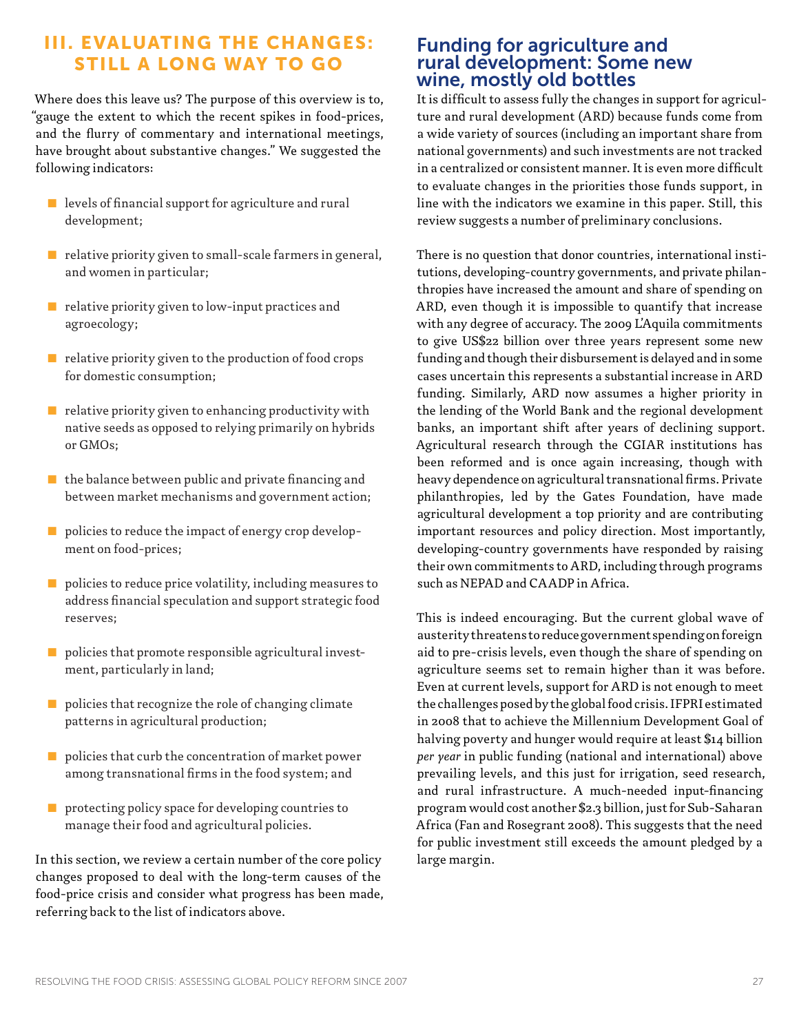# III. EVALUATING THE CHANGES: STILL A LONG WAY TO GO

Where does this leave us? The purpose of this overview is to, "gauge the extent to which the recent spikes in food-prices, and the flurry of commentary and international meetings, have brought about substantive changes." We suggested the following indicators:

- levels of financial support for agriculture and rural development;
- relative priority given to small-scale farmers in general, and women in particular;
- relative priority given to low-input practices and agroecology;
- relative priority given to the production of food crops for domestic consumption;
- relative priority given to enhancing productivity with native seeds as opposed to relying primarily on hybrids or GMOs;
- the balance between public and private financing and between market mechanisms and government action;
- policies to reduce the impact of energy crop development on food-prices;
- policies to reduce price volatility, including measures to address financial speculation and support strategic food reserves;
- policies that promote responsible agricultural investment, particularly in land;
- policies that recognize the role of changing climate patterns in agricultural production;
- policies that curb the concentration of market power among transnational firms in the food system; and
- protecting policy space for developing countries to manage their food and agricultural policies.

In this section, we review a certain number of the core policy changes proposed to deal with the long-term causes of the food-price crisis and consider what progress has been made, referring back to the list of indicators above.

## Funding for agriculture and rural development: Some new wine, mostly old bottles

It is difficult to assess fully the changes in support for agriculture and rural development (ARD) because funds come from a wide variety of sources (including an important share from national governments) and such investments are not tracked in a centralized or consistent manner. It is even more difficult to evaluate changes in the priorities those funds support, in line with the indicators we examine in this paper. Still, this review suggests a number of preliminary conclusions.

There is no question that donor countries, international institutions, developing-country governments, and private philanthropies have increased the amount and share of spending on ARD, even though it is impossible to quantify that increase with any degree of accuracy. The 2009 L'Aquila commitments to give US$22 billion over three years represent some new funding and though their disbursement is delayed and in some cases uncertain this represents a substantial increase in ARD funding. Similarly, ARD now assumes a higher priority in the lending of the World Bank and the regional development banks, an important shift after years of declining support. Agricultural research through the CGIAR institutions has been reformed and is once again increasing, though with heavy dependence on agricultural transnational firms. Private philanthropies, led by the Gates Foundation, have made agricultural development a top priority and are contributing important resources and policy direction. Most importantly, developing-country governments have responded by raising their own commitments to ARD, including through programs such as NEPAD and CAADP in Africa.

This is indeed encouraging. But the current global wave of austerity threatens to reduce government spending on foreign aid to pre-crisis levels, even though the share of spending on agriculture seems set to remain higher than it was before. Even at current levels, support for ARD is not enough to meet the challenges posed by the global food crisis. IFPRI estimated in 2008 that to achieve the Millennium Development Goal of halving poverty and hunger would require at least $14 billion *per year* in public funding (national and international) above prevailing levels, and this just for irrigation, seed research, and rural infrastructure. A much-needed input-financing program would cost another $2.3 billion, just for Sub-Saharan Africa (Fan and Rosegrant 2008). This suggests that the need for public investment still exceeds the amount pledged by a large margin.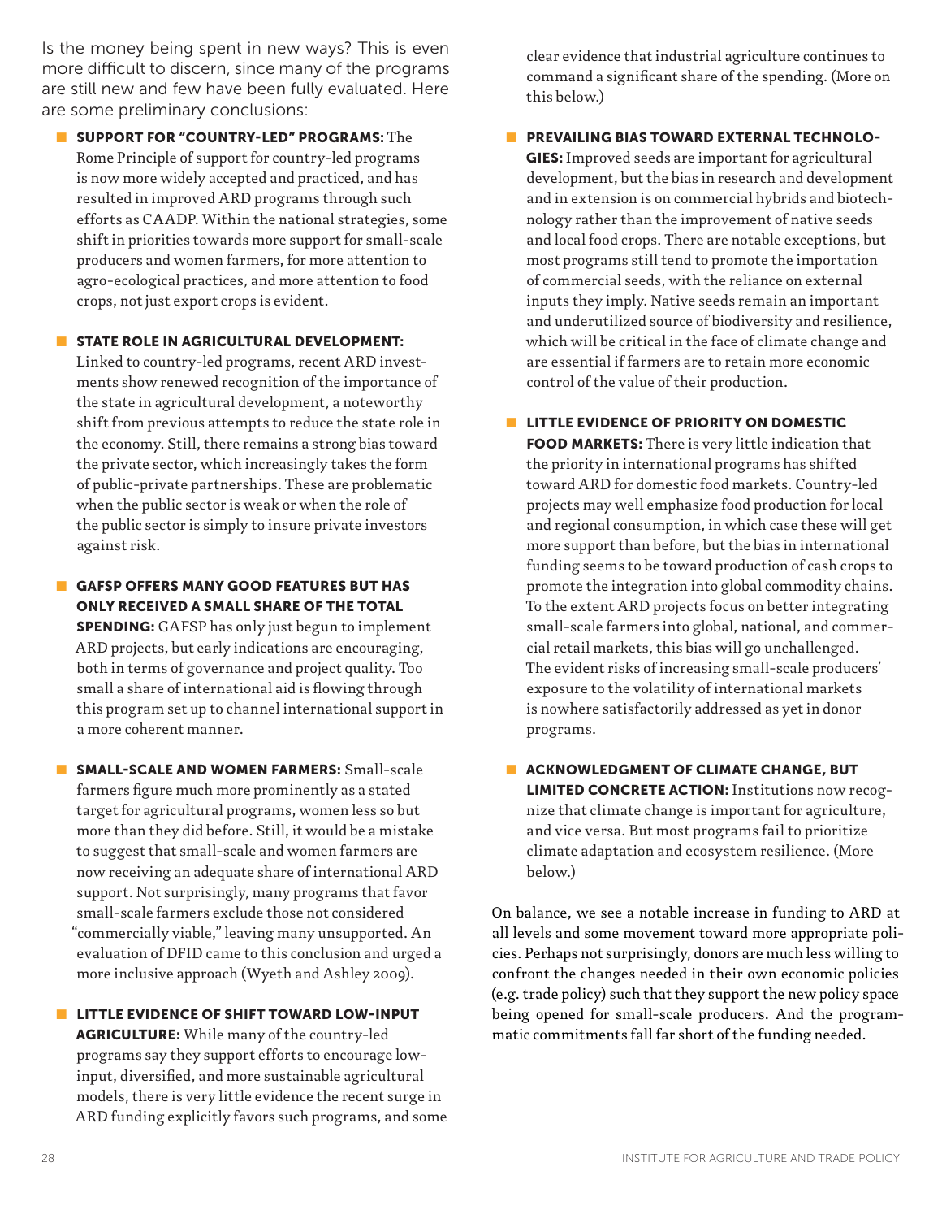Is the money being spent in new ways? This is even more difficult to discern, since many of the programs are still new and few have been fully evaluated. Here are some preliminary conclusions:

- **SUPPORT FOR "COUNTRY-LED" PROGRAMS:** The Rome Principle of support for country-led programs is now more widely accepted and practiced, and has resulted in improved ARD programs through such efforts as CAADP. Within the national strategies, some shift in priorities towards more support for small-scale producers and women farmers, for more attention to agro-ecological practices, and more attention to food crops, not just export crops is evident.

- **STATE ROLE IN AGRICULTURAL DEVELOPMENT:** Linked to country-led programs, recent ARD investments show renewed recognition of the importance of the state in agricultural development, a noteworthy shift from previous attempts to reduce the state role in the economy. Still, there remains a strong bias toward the private sector, which increasingly takes the form of public-private partnerships. These are problematic when the public sector is weak or when the role of the public sector is simply to insure private investors against risk.

- **GAFSP OFFERS MANY GOOD FEATURES BUT HAS ONLY RECEIVED A SMALL SHARE OF THE TOTAL SPENDING:** GAFSP has only just begun to implement ARD projects, but early indications are encouraging, both in terms of governance and project quality. Too small a share of international aid is flowing through this program set up to channel international support in a more coherent manner.

- **SMALL-SCALE AND WOMEN FARMERS:** Small-scale farmers figure much more prominently as a stated target for agricultural programs, women less so but more than they did before. Still, it would be a mistake to suggest that small-scale and women farmers are now receiving an adequate share of international ARD support. Not surprisingly, many programs that favor small-scale farmers exclude those not considered "commercially viable," leaving many unsupported. An evaluation of DFID came to this conclusion and urged a more inclusive approach (Wyeth and Ashley 2009).

- **LITTLE EVIDENCE OF SHIFT TOWARD LOW-INPUT AGRICULTURE:** While many of the country-led programs say they support efforts to encourage low-input, diversified, and more sustainable agricultural models, there is very little evidence the recent surge in ARD funding explicitly favors such programs, and some clear evidence that industrial agriculture continues to command a significant share of the spending. (More on this below.)

- **PREVAILING BIAS TOWARD EXTERNAL TECHNOLOGIES:** Improved seeds are important for agricultural development, but the bias in research and development and in extension is on commercial hybrids and biotechnology rather than the improvement of native seeds and local food crops. There are notable exceptions, but most programs still tend to promote the importation of commercial seeds, with the reliance on external inputs they imply. Native seeds remain an important and underutilized source of biodiversity and resilience, which will be critical in the face of climate change and are essential if farmers are to retain more economic control of the value of their production.

- **LITTLE EVIDENCE OF PRIORITY ON DOMESTIC FOOD MARKETS:** There is very little indication that the priority in international programs has shifted toward ARD for domestic food markets. Country-led projects may well emphasize food production for local and regional consumption, in which case these will get more support than before, but the bias in international funding seems to be toward production of cash crops to promote the integration into global commodity chains. To the extent ARD projects focus on better integrating small-scale farmers into global, national, and commercial retail markets, this bias will go unchallenged. The evident risks of increasing small-scale producers' exposure to the volatility of international markets is nowhere satisfactorily addressed as yet in donor programs.

- **ACKNOWLEDGMENT OF CLIMATE CHANGE, BUT LIMITED CONCRETE ACTION:** Institutions now recognize that climate change is important for agriculture, and vice versa. But most programs fail to prioritize climate adaptation and ecosystem resilience. (More below.)

On balance, we see a notable increase in funding to ARD at all levels and some movement toward more appropriate policies. Perhaps not surprisingly, donors are much less willing to confront the changes needed in their own economic policies (e.g. trade policy) such that they support the new policy space being opened for small-scale producers. And the programmatic commitments fall far short of the funding needed.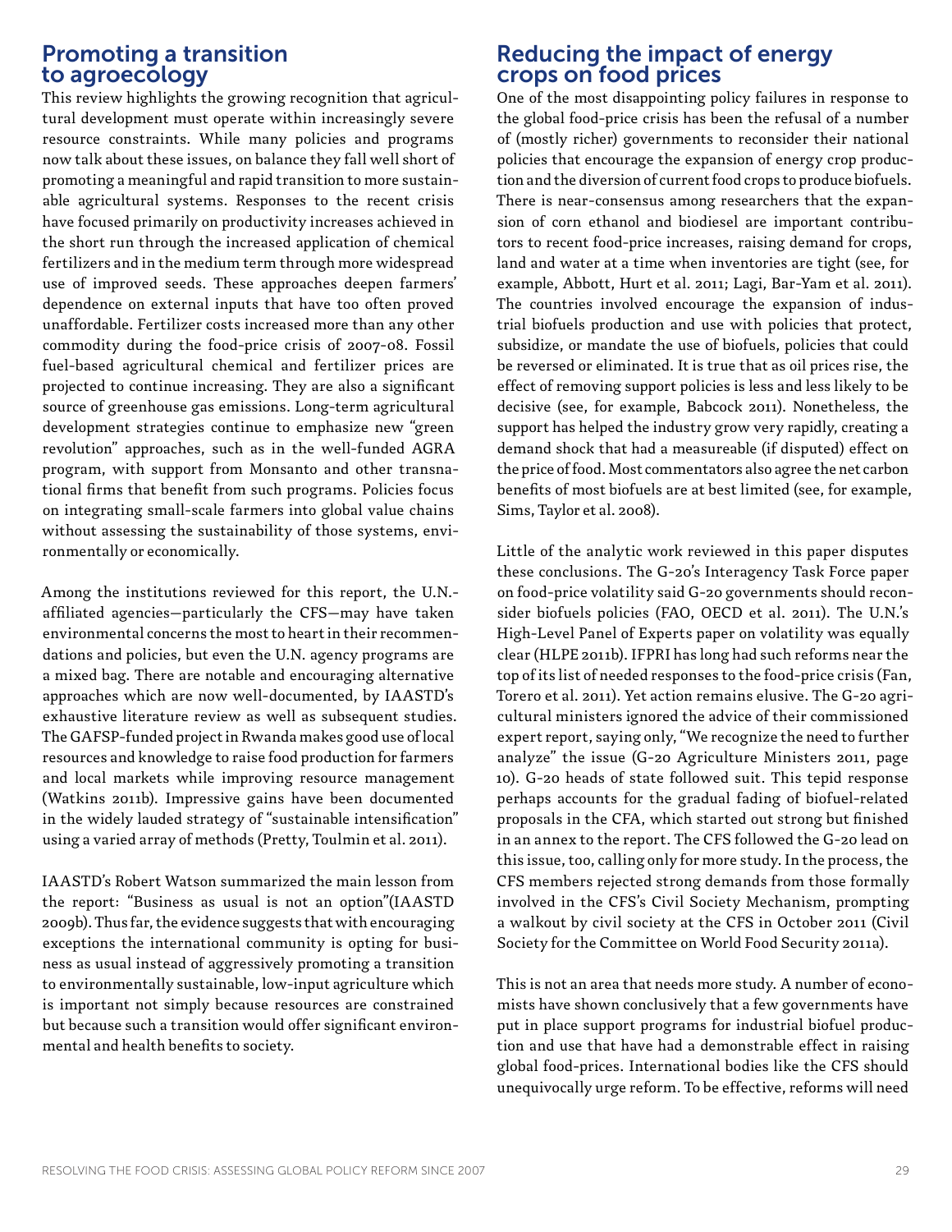## Promoting a transition to agroecology

This review highlights the growing recognition that agricultural development must operate within increasingly severe resource constraints. While many policies and programs now talk about these issues, on balance they fall well short of promoting a meaningful and rapid transition to more sustainable agricultural systems. Responses to the recent crisis have focused primarily on productivity increases achieved in the short run through the increased application of chemical fertilizers and in the medium term through more widespread use of improved seeds. These approaches deepen farmers' dependence on external inputs that have too often proved unaffordable. Fertilizer costs increased more than any other commodity during the food-price crisis of 2007-08. Fossil fuel-based agricultural chemical and fertilizer prices are projected to continue increasing. They are also a significant source of greenhouse gas emissions. Long-term agricultural development strategies continue to emphasize new "green revolution" approaches, such as in the well-funded AGRA program, with support from Monsanto and other transnational firms that benefit from such programs. Policies focus on integrating small-scale farmers into global value chains without assessing the sustainability of those systems, environmentally or economically.

Among the institutions reviewed for this report, the U.N.-affiliated agencies—particularly the CFS—may have taken environmental concerns the most to heart in their recommendations and policies, but even the U.N. agency programs are a mixed bag. There are notable and encouraging alternative approaches which are now well-documented, by IAASTD's exhaustive literature review as well as subsequent studies. The GAFSP-funded project in Rwanda makes good use of local resources and knowledge to raise food production for farmers and local markets while improving resource management (Watkins 2011b). Impressive gains have been documented in the widely lauded strategy of "sustainable intensification" using a varied array of methods (Pretty, Toulmin et al. 2011).

IAASTD's Robert Watson summarized the main lesson from the report: "Business as usual is not an option"(IAASTD 2009b). Thus far, the evidence suggests that with encouraging exceptions the international community is opting for business as usual instead of aggressively promoting a transition to environmentally sustainable, low-input agriculture which is important not simply because resources are constrained but because such a transition would offer significant environmental and health benefits to society.

## Reducing the impact of energy crops on food prices

One of the most disappointing policy failures in response to the global food-price crisis has been the refusal of a number of (mostly richer) governments to reconsider their national policies that encourage the expansion of energy crop production and the diversion of current food crops to produce biofuels. There is near-consensus among researchers that the expansion of corn ethanol and biodiesel are important contributors to recent food-price increases, raising demand for crops, land and water at a time when inventories are tight (see, for example, Abbott, Hurt et al. 2011; Lagi, Bar-Yam et al. 2011). The countries involved encourage the expansion of industrial biofuels production and use with policies that protect, subsidize, or mandate the use of biofuels, policies that could be reversed or eliminated. It is true that as oil prices rise, the effect of removing support policies is less and less likely to be decisive (see, for example, Babcock 2011). Nonetheless, the support has helped the industry grow very rapidly, creating a demand shock that had a measureable (if disputed) effect on the price of food. Most commentators also agree the net carbon benefits of most biofuels are at best limited (see, for example, Sims, Taylor et al. 2008).

Little of the analytic work reviewed in this paper disputes these conclusions. The G-20's Interagency Task Force paper on food-price volatility said G-20 governments should reconsider biofuels policies (FAO, OECD et al. 2011). The U.N.'s High-Level Panel of Experts paper on volatility was equally clear (HLPE 2011b). IFPRI has long had such reforms near the top of its list of needed responses to the food-price crisis (Fan, Torero et al. 2011). Yet action remains elusive. The G-20 agricultural ministers ignored the advice of their commissioned expert report, saying only, "We recognize the need to further analyze" the issue (G-20 Agriculture Ministers 2011, page 10). G-20 heads of state followed suit. This tepid response perhaps accounts for the gradual fading of biofuel-related proposals in the CFA, which started out strong but finished in an annex to the report. The CFS followed the G-20 lead on this issue, too, calling only for more study. In the process, the CFS members rejected strong demands from those formally involved in the CFS's Civil Society Mechanism, prompting a walkout by civil society at the CFS in October 2011 (Civil Society for the Committee on World Food Security 2011a).

This is not an area that needs more study. A number of economists have shown conclusively that a few governments have put in place support programs for industrial biofuel production and use that have had a demonstrable effect in raising global food-prices. International bodies like the CFS should unequivocally urge reform. To be effective, reforms will need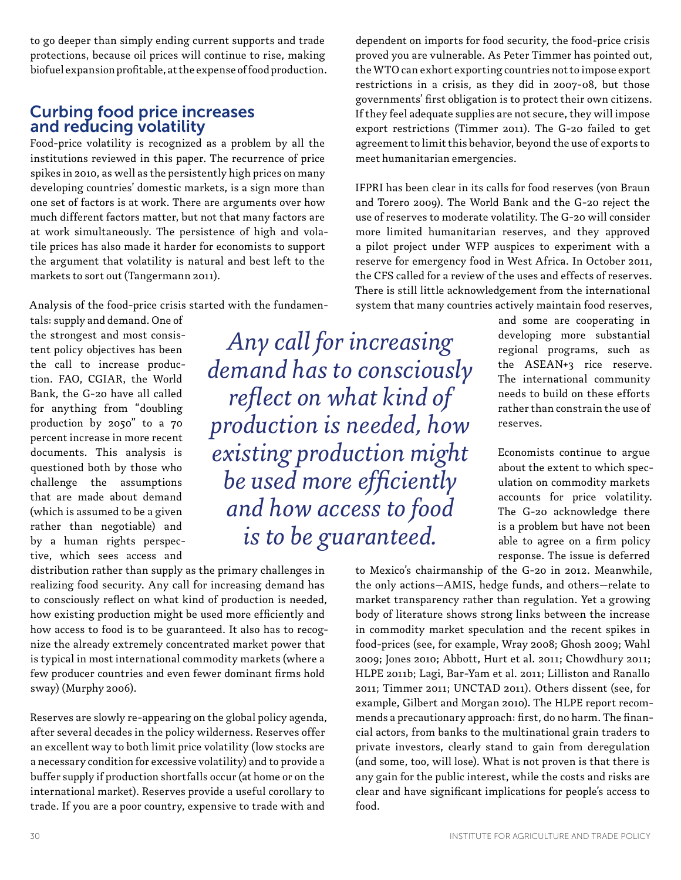to go deeper than simply ending current supports and trade protections, because oil prices will continue to rise, making biofuel expansion profitable, at the expense of food production.

## Curbing food price increases and reducing volatility

Food-price volatility is recognized as a problem by all the institutions reviewed in this paper. The recurrence of price spikes in 2010, as well as the persistently high prices on many developing countries' domestic markets, is a sign more than one set of factors is at work. There are arguments over how much different factors matter, but not that many factors are at work simultaneously. The persistence of high and volatile prices has also made it harder for economists to support the argument that volatility is natural and best left to the markets to sort out (Tangermann 2011).

Analysis of the food-price crisis started with the fundamentals: supply and demand. One of the strongest and most consistent policy objectives has been the call to increase production. FAO, CGIAR, the World Bank, the G-20 have all called for anything from "doubling production by 2050" to a 70 percent increase in more recent documents. This analysis is questioned both by those who challenge the assumptions that are made about demand (which is assumed to be a given rather than negotiable) and by a human rights perspective, which sees access and distribution rather than supply as the primary challenges in realizing food security. Any call for increasing demand has to consciously reflect on what kind of production is needed, how existing production might be used more efficiently and how access to food is to be guaranteed. It also has to recognize the already extremely concentrated market power that is typical in most international commodity markets (where a few producer countries and even fewer dominant firms hold sway) (Murphy 2006).

> *Any call for increasing demand has to consciously reflect on what kind of production is needed, how existing production might be used more efficiently and how access to food is to be guaranteed.*

Reserves are slowly re-appearing on the global policy agenda, after several decades in the policy wilderness. Reserves offer an excellent way to both limit price volatility (low stocks are a necessary condition for excessive volatility) and to provide a buffer supply if production shortfalls occur (at home or on the international market). Reserves provide a useful corollary to trade. If you are a poor country, expensive to trade with and dependent on imports for food security, the food-price crisis proved you are vulnerable. As Peter Timmer has pointed out, the WTO can exhort exporting countries not to impose export restrictions in a crisis, as they did in 2007-08, but those governments' first obligation is to protect their own citizens. If they feel adequate supplies are not secure, they will impose export restrictions (Timmer 2011). The G-20 failed to get agreement to limit this behavior, beyond the use of exports to meet humanitarian emergencies.

IFPRI has been clear in its calls for food reserves (von Braun and Torero 2009). The World Bank and the G-20 reject the use of reserves to moderate volatility. The G-20 will consider more limited humanitarian reserves, and they approved a pilot project under WFP auspices to experiment with a reserve for emergency food in West Africa. In October 2011, the CFS called for a review of the uses and effects of reserves. There is still little acknowledgement from the international system that many countries actively maintain food reserves, and some are cooperating in developing more substantial regional programs, such as the ASEAN+3 rice reserve. The international community needs to build on these efforts rather than constrain the use of reserves.

Economists continue to argue about the extent to which speculation on commodity markets accounts for price volatility. The G-20 acknowledge there is a problem but have not been able to agree on a firm policy response. The issue is deferred to Mexico's chairmanship of the G-20 in 2012. Meanwhile, the only actions—AMIS, hedge funds, and others—relate to market transparency rather than regulation. Yet a growing body of literature shows strong links between the increase in commodity market speculation and the recent spikes in food-prices (see, for example, Wray 2008; Ghosh 2009; Wahl 2009; Jones 2010; Abbott, Hurt et al. 2011; Chowdhury 2011; HLPE 2011b; Lagi, Bar-Yam et al. 2011; Lilliston and Ranallo 2011; Timmer 2011; UNCTAD 2011). Others dissent (see, for example, Gilbert and Morgan 2010). The HLPE report recommends a precautionary approach: first, do no harm. The financial actors, from banks to the multinational grain traders to private investors, clearly stand to gain from deregulation (and some, too, will lose). What is not proven is that there is any gain for the public interest, while the costs and risks are clear and have significant implications for people's access to food.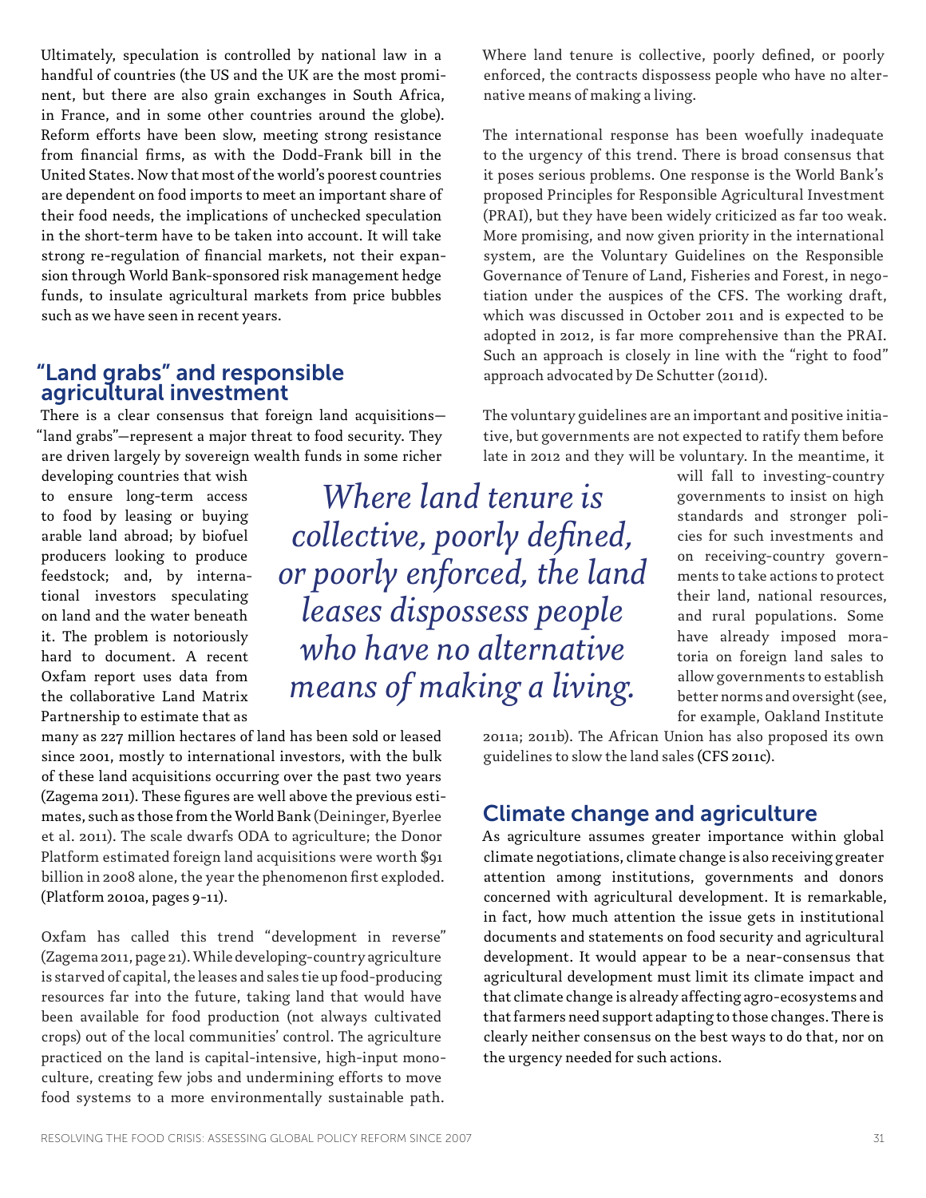Ultimately, speculation is controlled by national law in a handful of countries (the US and the UK are the most prominent, but there are also grain exchanges in South Africa, in France, and in some other countries around the globe). Reform efforts have been slow, meeting strong resistance from financial firms, as with the Dodd-Frank bill in the United States. Now that most of the world's poorest countries are dependent on food imports to meet an important share of their food needs, the implications of unchecked speculation in the short-term have to be taken into account. It will take strong re-regulation of financial markets, not their expansion through World Bank-sponsored risk management hedge funds, to insulate agricultural markets from price bubbles such as we have seen in recent years.

## "Land grabs" and responsible agricultural investment

There is a clear consensus that foreign land acquisitions—"land grabs"—represent a major threat to food security. They are driven largely by sovereign wealth funds in some richer developing countries that wish to ensure long-term access to food by leasing or buying arable land abroad; by biofuel producers looking to produce feedstock; and, by international investors speculating on land and the water beneath it. The problem is notoriously hard to document. A recent Oxfam report uses data from the collaborative Land Matrix Partnership to estimate that as many as 227 million hectares of land has been sold or leased since 2001, mostly to international investors, with the bulk of these land acquisitions occurring over the past two years (Zagema 2011). These figures are well above the previous estimates, such as those from the World Bank (Deininger, Byerlee et al. 2011). The scale dwarfs ODA to agriculture; the Donor Platform estimated foreign land acquisitions were worth $91 billion in 2008 alone, the year the phenomenon first exploded. (Platform 2010a, pages 9-11).

*Where land tenure is collective, poorly defined, or poorly enforced, the land leases dispossess people who have no alternative means of making a living.*

Oxfam has called this trend "development in reverse" (Zagema 2011, page 21). While developing-country agriculture is starved of capital, the leases and sales tie up food-producing resources far into the future, taking land that would have been available for food production (not always cultivated crops) out of the local communities' control. The agriculture practiced on the land is capital-intensive, high-input monoculture, creating few jobs and undermining efforts to move food systems to a more environmentally sustainable path. Where land tenure is collective, poorly defined, or poorly enforced, the contracts dispossess people who have no alternative means of making a living.

The international response has been woefully inadequate to the urgency of this trend. There is broad consensus that it poses serious problems. One response is the World Bank's proposed Principles for Responsible Agricultural Investment (PRAI), but they have been widely criticized as far too weak. More promising, and now given priority in the international system, are the Voluntary Guidelines on the Responsible Governance of Tenure of Land, Fisheries and Forest, in negotiation under the auspices of the CFS. The working draft, which was discussed in October 2011 and is expected to be adopted in 2012, is far more comprehensive than the PRAI. Such an approach is closely in line with the "right to food" approach advocated by De Schutter (2011d).

The voluntary guidelines are an important and positive initiative, but governments are not expected to ratify them before late in 2012 and they will be voluntary. In the meantime, it will fall to investing-country governments to insist on high standards and stronger policies for such investments and on receiving-country governments to take actions to protect their land, national resources, and rural populations. Some have already imposed moratoria on foreign land sales to allow governments to establish better norms and oversight (see, for example, Oakland Institute 2011a; 2011b). The African Union has also proposed its own guidelines to slow the land sales (CFS 2011c).

## Climate change and agriculture

As agriculture assumes greater importance within global climate negotiations, climate change is also receiving greater attention among institutions, governments and donors concerned with agricultural development. It is remarkable, in fact, how much attention the issue gets in institutional documents and statements on food security and agricultural development. It would appear to be a near-consensus that agricultural development must limit its climate impact and that climate change is already affecting agro-ecosystems and that farmers need support adapting to those changes. There is clearly neither consensus on the best ways to do that, nor on the urgency needed for such actions.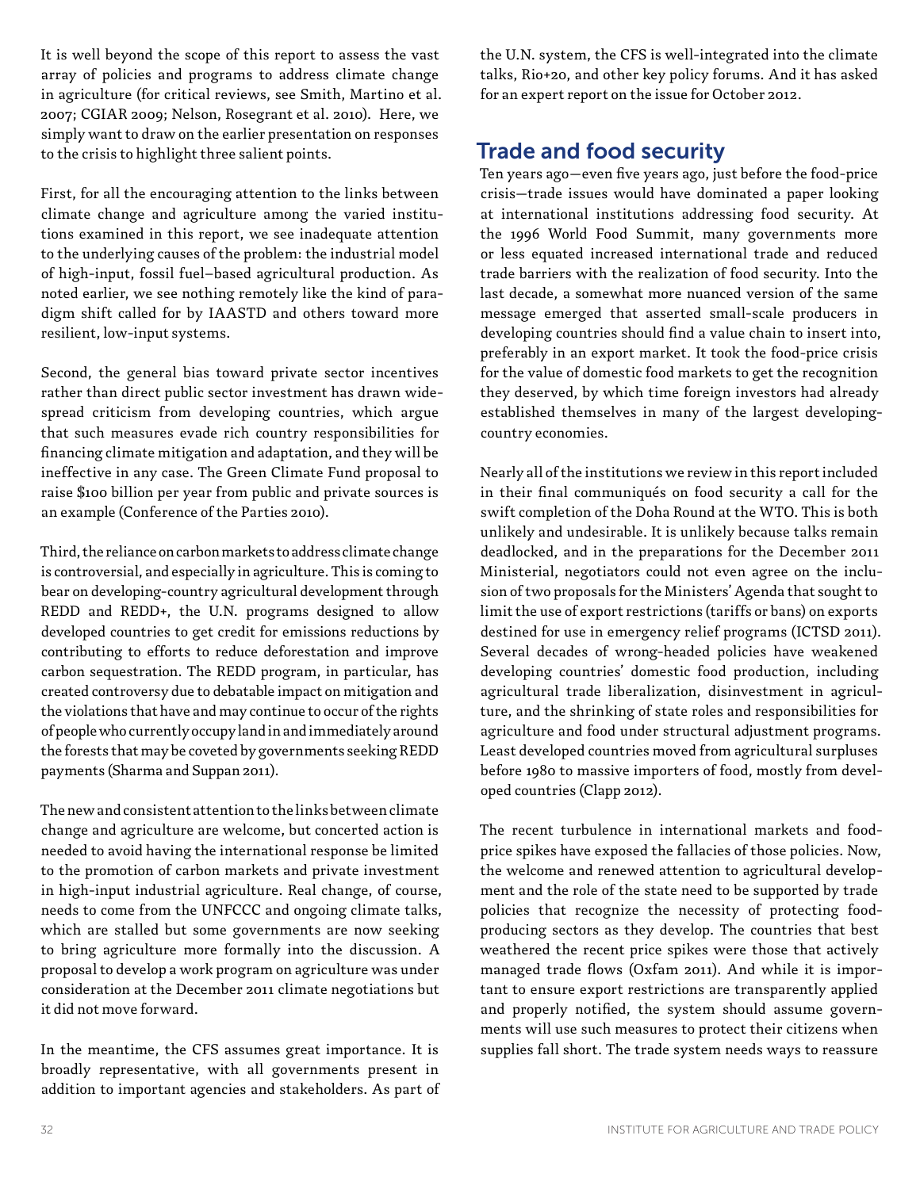It is well beyond the scope of this report to assess the vast array of policies and programs to address climate change in agriculture (for critical reviews, see Smith, Martino et al. 2007; CGIAR 2009; Nelson, Rosegrant et al. 2010). Here, we simply want to draw on the earlier presentation on responses to the crisis to highlight three salient points.

First, for all the encouraging attention to the links between climate change and agriculture among the varied institutions examined in this report, we see inadequate attention to the underlying causes of the problem: the industrial model of high-input, fossil fuel–based agricultural production. As noted earlier, we see nothing remotely like the kind of paradigm shift called for by IAASTD and others toward more resilient, low-input systems.

Second, the general bias toward private sector incentives rather than direct public sector investment has drawn widespread criticism from developing countries, which argue that such measures evade rich country responsibilities for financing climate mitigation and adaptation, and they will be ineffective in any case. The Green Climate Fund proposal to raise $100 billion per year from public and private sources is an example (Conference of the Parties 2010).

Third, the reliance on carbon markets to address climate change is controversial, and especially in agriculture. This is coming to bear on developing-country agricultural development through REDD and REDD+, the U.N. programs designed to allow developed countries to get credit for emissions reductions by contributing to efforts to reduce deforestation and improve carbon sequestration. The REDD program, in particular, has created controversy due to debatable impact on mitigation and the violations that have and may continue to occur of the rights of people who currently occupy land in and immediately around the forests that may be coveted by governments seeking REDD payments (Sharma and Suppan 2011).

The new and consistent attention to the links between climate change and agriculture are welcome, but concerted action is needed to avoid having the international response be limited to the promotion of carbon markets and private investment in high-input industrial agriculture. Real change, of course, needs to come from the UNFCCC and ongoing climate talks, which are stalled but some governments are now seeking to bring agriculture more formally into the discussion. A proposal to develop a work program on agriculture was under consideration at the December 2011 climate negotiations but it did not move forward.

In the meantime, the CFS assumes great importance. It is broadly representative, with all governments present in addition to important agencies and stakeholders. As part of the U.N. system, the CFS is well-integrated into the climate talks, Rio+20, and other key policy forums. And it has asked for an expert report on the issue for October 2012.

## Trade and food security

Ten years ago—even five years ago, just before the food-price crisis—trade issues would have dominated a paper looking at international institutions addressing food security. At the 1996 World Food Summit, many governments more or less equated increased international trade and reduced trade barriers with the realization of food security. Into the last decade, a somewhat more nuanced version of the same message emerged that asserted small-scale producers in developing countries should find a value chain to insert into, preferably in an export market. It took the food-price crisis for the value of domestic food markets to get the recognition they deserved, by which time foreign investors had already established themselves in many of the largest developing-country economies.

Nearly all of the institutions we review in this report included in their final communiqués on food security a call for the swift completion of the Doha Round at the WTO. This is both unlikely and undesirable. It is unlikely because talks remain deadlocked, and in the preparations for the December 2011 Ministerial, negotiators could not even agree on the inclusion of two proposals for the Ministers' Agenda that sought to limit the use of export restrictions (tariffs or bans) on exports destined for use in emergency relief programs (ICTSD 2011). Several decades of wrong-headed policies have weakened developing countries' domestic food production, including agricultural trade liberalization, disinvestment in agriculture, and the shrinking of state roles and responsibilities for agriculture and food under structural adjustment programs. Least developed countries moved from agricultural surpluses before 1980 to massive importers of food, mostly from developed countries (Clapp 2012).

The recent turbulence in international markets and food-price spikes have exposed the fallacies of those policies. Now, the welcome and renewed attention to agricultural development and the role of the state need to be supported by trade policies that recognize the necessity of protecting food-producing sectors as they develop. The countries that best weathered the recent price spikes were those that actively managed trade flows (Oxfam 2011). And while it is important to ensure export restrictions are transparently applied and properly notified, the system should assume governments will use such measures to protect their citizens when supplies fall short. The trade system needs ways to reassure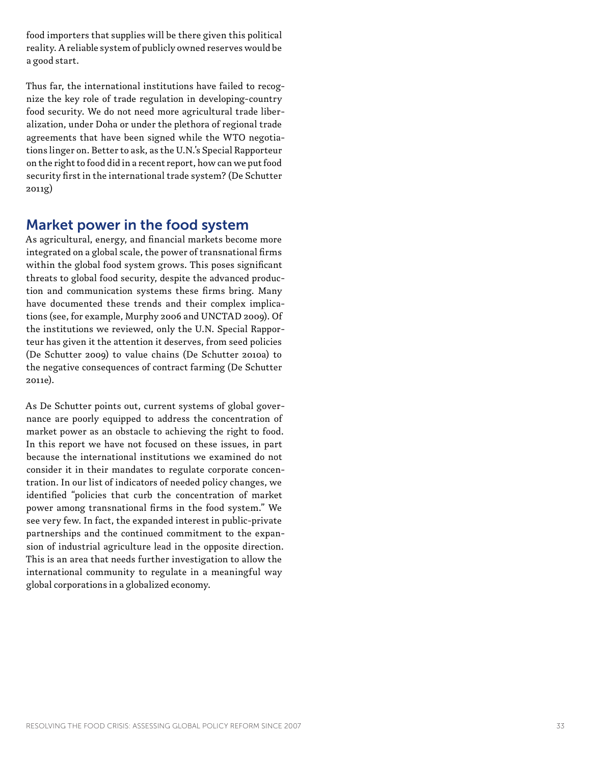food importers that supplies will be there given this political reality. A reliable system of publicly owned reserves would be a good start.

Thus far, the international institutions have failed to recognize the key role of trade regulation in developing-country food security. We do not need more agricultural trade liberalization, under Doha or under the plethora of regional trade agreements that have been signed while the WTO negotiations linger on. Better to ask, as the U.N.'s Special Rapporteur on the right to food did in a recent report, how can we put food security first in the international trade system? (De Schutter 2011g)

## Market power in the food system

As agricultural, energy, and financial markets become more integrated on a global scale, the power of transnational firms within the global food system grows. This poses significant threats to global food security, despite the advanced production and communication systems these firms bring. Many have documented these trends and their complex implications (see, for example, Murphy 2006 and UNCTAD 2009). Of the institutions we reviewed, only the U.N. Special Rapporteur has given it the attention it deserves, from seed policies (De Schutter 2009) to value chains (De Schutter 2010a) to the negative consequences of contract farming (De Schutter 2011e).

As De Schutter points out, current systems of global governance are poorly equipped to address the concentration of market power as an obstacle to achieving the right to food. In this report we have not focused on these issues, in part because the international institutions we examined do not consider it in their mandates to regulate corporate concentration. In our list of indicators of needed policy changes, we identified "policies that curb the concentration of market power among transnational firms in the food system." We see very few. In fact, the expanded interest in public-private partnerships and the continued commitment to the expansion of industrial agriculture lead in the opposite direction. This is an area that needs further investigation to allow the international community to regulate in a meaningful way global corporations in a globalized economy.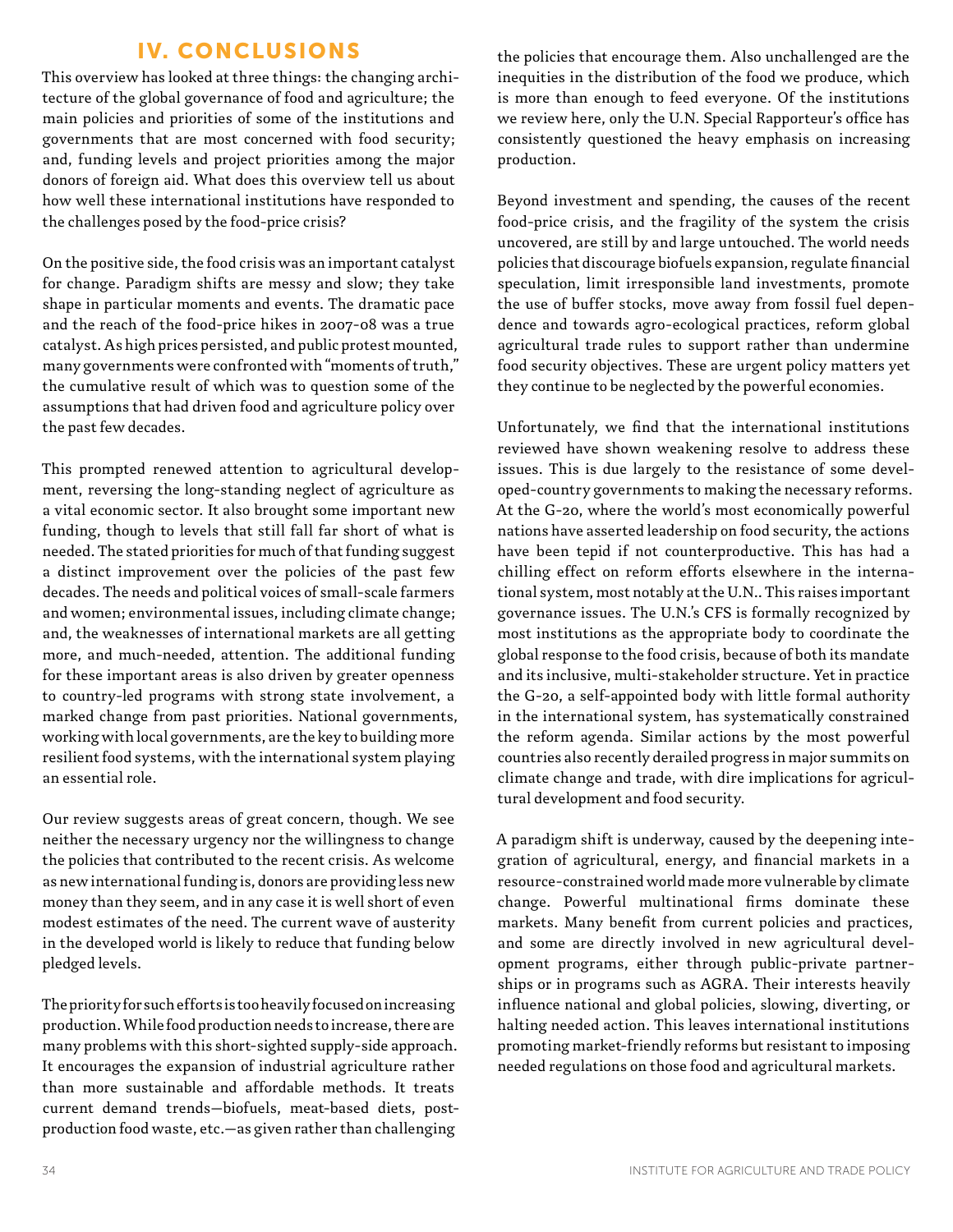## IV. CONCLUSIONS

This overview has looked at three things: the changing architecture of the global governance of food and agriculture; the main policies and priorities of some of the institutions and governments that are most concerned with food security; and, funding levels and project priorities among the major donors of foreign aid. What does this overview tell us about how well these international institutions have responded to the challenges posed by the food-price crisis?

On the positive side, the food crisis was an important catalyst for change. Paradigm shifts are messy and slow; they take shape in particular moments and events. The dramatic pace and the reach of the food-price hikes in 2007-08 was a true catalyst. As high prices persisted, and public protest mounted, many governments were confronted with "moments of truth," the cumulative result of which was to question some of the assumptions that had driven food and agriculture policy over the past few decades.

This prompted renewed attention to agricultural development, reversing the long-standing neglect of agriculture as a vital economic sector. It also brought some important new funding, though to levels that still fall far short of what is needed. The stated priorities for much of that funding suggest a distinct improvement over the policies of the past few decades. The needs and political voices of small-scale farmers and women; environmental issues, including climate change; and, the weaknesses of international markets are all getting more, and much-needed, attention. The additional funding for these important areas is also driven by greater openness to country-led programs with strong state involvement, a marked change from past priorities. National governments, working with local governments, are the key to building more resilient food systems, with the international system playing an essential role.

Our review suggests areas of great concern, though. We see neither the necessary urgency nor the willingness to change the policies that contributed to the recent crisis. As welcome as new international funding is, donors are providing less new money than they seem, and in any case it is well short of even modest estimates of the need. The current wave of austerity in the developed world is likely to reduce that funding below pledged levels.

The priority for such efforts is too heavily focused on increasing production. While food production needs to increase, there are many problems with this short-sighted supply-side approach. It encourages the expansion of industrial agriculture rather than more sustainable and affordable methods. It treats current demand trends—biofuels, meat-based diets, post-production food waste, etc.—as given rather than challenging the policies that encourage them. Also unchallenged are the inequities in the distribution of the food we produce, which is more than enough to feed everyone. Of the institutions we review here, only the U.N. Special Rapporteur's office has consistently questioned the heavy emphasis on increasing production.

Beyond investment and spending, the causes of the recent food-price crisis, and the fragility of the system the crisis uncovered, are still by and large untouched. The world needs policies that discourage biofuels expansion, regulate financial speculation, limit irresponsible land investments, promote the use of buffer stocks, move away from fossil fuel dependence and towards agro-ecological practices, reform global agricultural trade rules to support rather than undermine food security objectives. These are urgent policy matters yet they continue to be neglected by the powerful economies.

Unfortunately, we find that the international institutions reviewed have shown weakening resolve to address these issues. This is due largely to the resistance of some developed-country governments to making the necessary reforms. At the G-20, where the world's most economically powerful nations have asserted leadership on food security, the actions have been tepid if not counterproductive. This has had a chilling effect on reform efforts elsewhere in the international system, most notably at the U.N.. This raises important governance issues. The U.N.'s CFS is formally recognized by most institutions as the appropriate body to coordinate the global response to the food crisis, because of both its mandate and its inclusive, multi-stakeholder structure. Yet in practice the G-20, a self-appointed body with little formal authority in the international system, has systematically constrained the reform agenda. Similar actions by the most powerful countries also recently derailed progress in major summits on climate change and trade, with dire implications for agricultural development and food security.

A paradigm shift is underway, caused by the deepening integration of agricultural, energy, and financial markets in a resource-constrained world made more vulnerable by climate change. Powerful multinational firms dominate these markets. Many benefit from current policies and practices, and some are directly involved in new agricultural development programs, either through public-private partnerships or in programs such as AGRA. Their interests heavily influence national and global policies, slowing, diverting, or halting needed action. This leaves international institutions promoting market-friendly reforms but resistant to imposing needed regulations on those food and agricultural markets.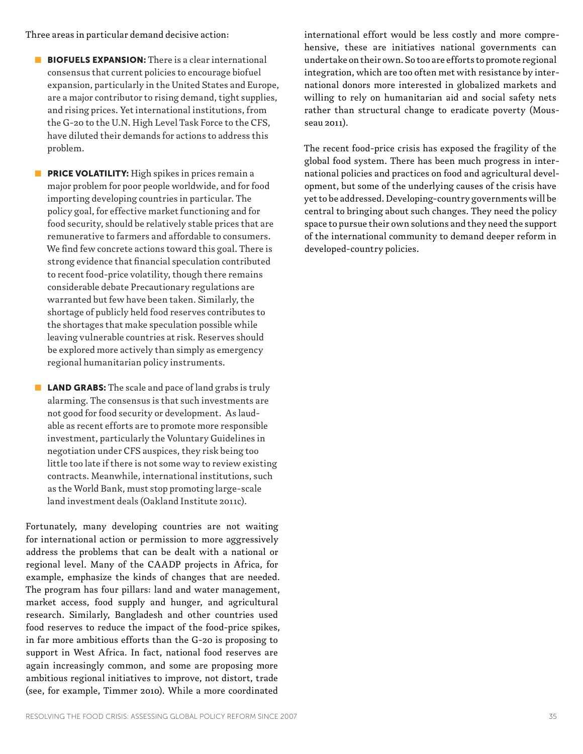Three areas in particular demand decisive action:

- **BIOFUELS EXPANSION:** There is a clear international consensus that current policies to encourage biofuel expansion, particularly in the United States and Europe, are a major contributor to rising demand, tight supplies, and rising prices. Yet international institutions, from the G-20 to the U.N. High Level Task Force to the CFS, have diluted their demands for actions to address this problem.

- **PRICE VOLATILITY:** High spikes in prices remain a major problem for poor people worldwide, and for food importing developing countries in particular. The policy goal, for effective market functioning and for food security, should be relatively stable prices that are remunerative to farmers and affordable to consumers. We find few concrete actions toward this goal. There is strong evidence that financial speculation contributed to recent food-price volatility, though there remains considerable debate Precautionary regulations are warranted but few have been taken. Similarly, the shortage of publicly held food reserves contributes to the shortages that make speculation possible while leaving vulnerable countries at risk. Reserves should be explored more actively than simply as emergency regional humanitarian policy instruments.

- **LAND GRABS:** The scale and pace of land grabs is truly alarming. The consensus is that such investments are not good for food security or development. As laudable as recent efforts are to promote more responsible investment, particularly the Voluntary Guidelines in negotiation under CFS auspices, they risk being too little too late if there is not some way to review existing contracts. Meanwhile, international institutions, such as the World Bank, must stop promoting large-scale land investment deals (Oakland Institute 2011c).

Fortunately, many developing countries are not waiting for international action or permission to more aggressively address the problems that can be dealt with a national or regional level. Many of the CAADP projects in Africa, for example, emphasize the kinds of changes that are needed. The program has four pillars: land and water management, market access, food supply and hunger, and agricultural research. Similarly, Bangladesh and other countries used food reserves to reduce the impact of the food-price spikes, in far more ambitious efforts than the G-20 is proposing to support in West Africa. In fact, national food reserves are again increasingly common, and some are proposing more ambitious regional initiatives to improve, not distort, trade (see, for example, Timmer 2010). While a more coordinated international effort would be less costly and more comprehensive, these are initiatives national governments can undertake on their own. So too are efforts to promote regional integration, which are too often met with resistance by international donors more interested in globalized markets and willing to rely on humanitarian aid and social safety nets rather than structural change to eradicate poverty (Mousseau 2011).

The recent food-price crisis has exposed the fragility of the global food system. There has been much progress in international policies and practices on food and agricultural development, but some of the underlying causes of the crisis have yet to be addressed. Developing-country governments will be central to bringing about such changes. They need the policy space to pursue their own solutions and they need the support of the international community to demand deeper reform in developed-country policies.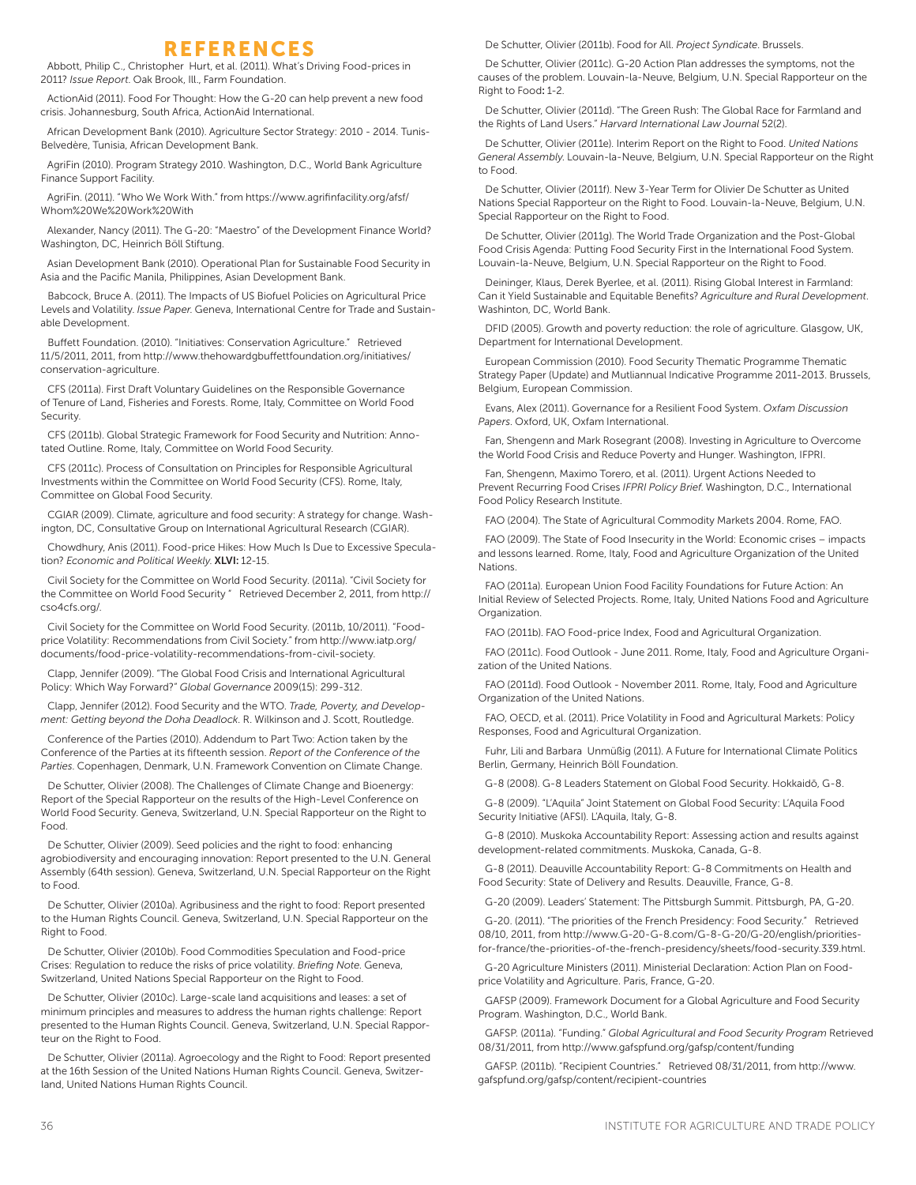# REFERENCES

Abbott, Philip C., Christopher Hurt, et al. (2011). What's Driving Food-prices in 2011? *Issue Report*. Oak Brook, Ill., Farm Foundation.

ActionAid (2011). Food For Thought: How the G-20 can help prevent a new food crisis. Johannesburg, South Africa, ActionAid International.

African Development Bank (2010). Agriculture Sector Strategy: 2010 - 2014. Tunis-Belvedère, Tunisia, African Development Bank.

AgriFin (2010). Program Strategy 2010. Washington, D.C., World Bank Agriculture Finance Support Facility.

AgriFin. (2011). "Who We Work With." from https://www.agrifinfacility.org/afsf/Whom%20We%20Work%20With

Alexander, Nancy (2011). The G-20: "Maestro" of the Development Finance World? Washington, DC, Heinrich Böll Stiftung.

Asian Development Bank (2010). Operational Plan for Sustainable Food Security in Asia and the Pacific Manila, Philippines, Asian Development Bank.

Babcock, Bruce A. (2011). The Impacts of US Biofuel Policies on Agricultural Price Levels and Volatility. *Issue Paper*. Geneva, International Centre for Trade and Sustainable Development.

Buffett Foundation. (2010). "Initiatives: Conservation Agriculture." Retrieved 11/5/2011, 2011, from http://www.thehowardgbuffettfoundation.org/initiatives/conservation-agriculture.

CFS (2011a). First Draft Voluntary Guidelines on the Responsible Governance of Tenure of Land, Fisheries and Forests. Rome, Italy, Committee on World Food Security.

CFS (2011b). Global Strategic Framework for Food Security and Nutrition: Annotated Outline. Rome, Italy, Committee on World Food Security.

CFS (2011c). Process of Consultation on Principles for Responsible Agricultural Investments within the Committee on World Food Security (CFS). Rome, Italy, Committee on Global Food Security.

CGIAR (2009). Climate, agriculture and food security: A strategy for change. Washington, DC, Consultative Group on International Agricultural Research (CGIAR).

Chowdhury, Anis (2011). Food-price Hikes: How Much Is Due to Excessive Speculation? *Economic and Political Weekly*. **XLVI:** 12-15.

Civil Society for the Committee on World Food Security. (2011a). "Civil Society for the Committee on World Food Security " Retrieved December 2, 2011, from http://cso4cfs.org/.

Civil Society for the Committee on World Food Security. (2011b, 10/2011). "Food-price Volatility: Recommendations from Civil Society." from http://www.iatp.org/documents/food-price-volatility-recommendations-from-civil-society.

Clapp, Jennifer (2009). "The Global Food Crisis and International Agricultural Policy: Which Way Forward?" *Global Governance* 2009(15): 299-312.

Clapp, Jennifer (2012). Food Security and the WTO. *Trade, Poverty, and Development: Getting beyond the Doha Deadlock*. R. Wilkinson and J. Scott, Routledge.

Conference of the Parties (2010). Addendum to Part Two: Action taken by the Conference of the Parties at its fifteenth session. *Report of the Conference of the Parties*. Copenhagen, Denmark, U.N. Framework Convention on Climate Change.

De Schutter, Olivier (2008). The Challenges of Climate Change and Bioenergy: Report of the Special Rapporteur on the results of the High-Level Conference on World Food Security. Geneva, Switzerland, U.N. Special Rapporteur on the Right to Food.

De Schutter, Olivier (2009). Seed policies and the right to food: enhancing agrobiodiversity and encouraging innovation: Report presented to the U.N. General Assembly (64th session). Geneva, Switzerland, U.N. Special Rapporteur on the Right to Food.

De Schutter, Olivier (2010a). Agribusiness and the right to food: Report presented to the Human Rights Council. Geneva, Switzerland, U.N. Special Rapporteur on the Right to Food.

De Schutter, Olivier (2010b). Food Commodities Speculation and Food-price Crises: Regulation to reduce the risks of price volatility. *Briefing Note*. Geneva, Switzerland, United Nations Special Rapporteur on the Right to Food.

De Schutter, Olivier (2010c). Large-scale land acquisitions and leases: a set of minimum principles and measures to address the human rights challenge: Report presented to the Human Rights Council. Geneva, Switzerland, U.N. Special Rapporteur on the Right to Food.

De Schutter, Olivier (2011a). Agroecology and the Right to Food: Report presented at the 16th Session of the United Nations Human Rights Council. Geneva, Switzerland, United Nations Human Rights Council.

De Schutter, Olivier (2011b). Food for All. *Project Syndicate*. Brussels.

De Schutter, Olivier (2011c). G-20 Action Plan addresses the symptoms, not the causes of the problem. Louvain-la-Neuve, Belgium, U.N. Special Rapporteur on the Right to Food**:** 1-2.

De Schutter, Olivier (2011d). "The Green Rush: The Global Race for Farmland and the Rights of Land Users." *Harvard International Law Journal* 52(2).

De Schutter, Olivier (2011e). Interim Report on the Right to Food. *United Nations General Assembly*. Louvain-la-Neuve, Belgium, U.N. Special Rapporteur on the Right to Food.

De Schutter, Olivier (2011f). New 3-Year Term for Olivier De Schutter as United Nations Special Rapporteur on the Right to Food. Louvain-la-Neuve, Belgium, U.N. Special Rapporteur on the Right to Food.

De Schutter, Olivier (2011g). The World Trade Organization and the Post-Global Food Crisis Agenda: Putting Food Security First in the International Food System. Louvain-la-Neuve, Belgium, U.N. Special Rapporteur on the Right to Food.

Deininger, Klaus, Derek Byerlee, et al. (2011). Rising Global Interest in Farmland: Can it Yield Sustainable and Equitable Benefits? *Agriculture and Rural Development*. Washinton, DC, World Bank.

DFID (2005). Growth and poverty reduction: the role of agriculture. Glasgow, UK, Department for International Development.

European Commission (2010). Food Security Thematic Programme Thematic Strategy Paper (Update) and Mutliannual Indicative Programme 2011-2013. Brussels, Belgium, European Commission.

Evans, Alex (2011). Governance for a Resilient Food System. *Oxfam Discussion Papers*. Oxford, UK, Oxfam International.

Fan, Shengenn and Mark Rosegrant (2008). Investing in Agriculture to Overcome the World Food Crisis and Reduce Poverty and Hunger. Washington, IFPRI.

Fan, Shengenn, Maximo Torero, et al. (2011). Urgent Actions Needed to Prevent Recurring Food Crises *IFPRI Policy Brief*. Washington, D.C., International Food Policy Research Institute.

FAO (2004). The State of Agricultural Commodity Markets 2004. Rome, FAO.

FAO (2009). The State of Food Insecurity in the World: Economic crises – impacts and lessons learned. Rome, Italy, Food and Agriculture Organization of the United Nations.

FAO (2011a). European Union Food Facility Foundations for Future Action: An Initial Review of Selected Projects. Rome, Italy, United Nations Food and Agriculture Organization.

FAO (2011b). FAO Food-price Index, Food and Agricultural Organization.

FAO (2011c). Food Outlook - June 2011. Rome, Italy, Food and Agriculture Organization of the United Nations.

FAO (2011d). Food Outlook - November 2011. Rome, Italy, Food and Agriculture Organization of the United Nations.

FAO, OECD, et al. (2011). Price Volatility in Food and Agricultural Markets: Policy Responses, Food and Agricultural Organization.

Fuhr, Lili and Barbara Unmüßig (2011). A Future for International Climate Politics Berlin, Germany, Heinrich Böll Foundation.

G-8 (2008). G-8 Leaders Statement on Global Food Security. Hokkaidō, G-8.

G-8 (2009). "L'Aquila" Joint Statement on Global Food Security: L'Aquila Food Security Initiative (AFSI). L'Aquila, Italy, G-8.

G-8 (2010). Muskoka Accountability Report: Assessing action and results against development-related commitments. Muskoka, Canada, G-8.

G-8 (2011). Deauville Accountability Report: G-8 Commitments on Health and Food Security: State of Delivery and Results. Deauville, France, G-8.

G-20 (2009). Leaders' Statement: The Pittsburgh Summit. Pittsburgh, PA, G-20.

G-20. (2011). "The priorities of the French Presidency: Food Security." Retrieved 08/10, 2011, from http://www.G-20-G-8.com/G-8-G-20/G-20/english/priorities-for-france/the-priorities-of-the-french-presidency/sheets/food-security.339.html.

G-20 Agriculture Ministers (2011). Ministerial Declaration: Action Plan on Food-price Volatility and Agriculture. Paris, France, G-20.

GAFSP (2009). Framework Document for a Global Agriculture and Food Security Program. Washington, D.C., World Bank.

GAFSP. (2011a). "Funding." *Global Agricultural and Food Security Program* Retrieved 08/31/2011, from http://www.gafspfund.org/gafsp/content/funding

GAFSP. (2011b). "Recipient Countries." Retrieved 08/31/2011, from http://www.gafspfund.org/gafsp/content/recipient-countries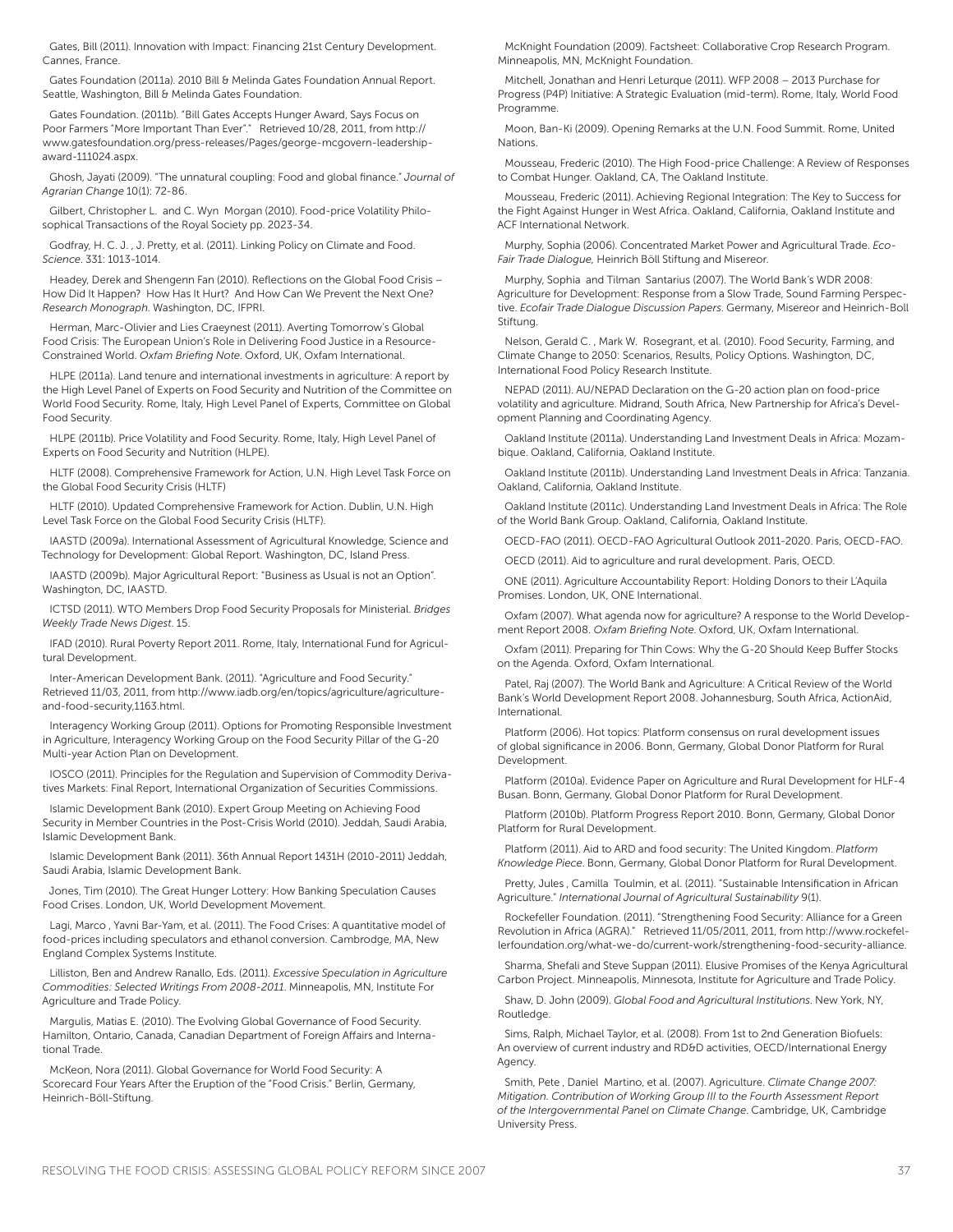Gates, Bill (2011). Innovation with Impact: Financing 21st Century Development. Cannes, France.

Gates Foundation (2011a). 2010 Bill & Melinda Gates Foundation Annual Report. Seattle, Washington, Bill & Melinda Gates Foundation.

Gates Foundation. (2011b). "Bill Gates Accepts Hunger Award, Says Focus on Poor Farmers "More Important Than Ever"." Retrieved 10/28, 2011, from http://www.gatesfoundation.org/press-releases/Pages/george-mcgovern-leadership-award-111024.aspx.

Ghosh, Jayati (2009). "The unnatural coupling: Food and global finance." *Journal of Agrarian Change* 10(1): 72-86.

Gilbert, Christopher L. and C. Wyn Morgan (2010). Food-price Volatility Philosophical Transactions of the Royal Society pp. 2023-34.

Godfray, H. C. J. , J. Pretty, et al. (2011). Linking Policy on Climate and Food. *Science*. 331: 1013-1014.

Headey, Derek and Shengenn Fan (2010). Reflections on the Global Food Crisis – How Did It Happen? How Has It Hurt? And How Can We Prevent the Next One? *Research Monograph*. Washington, DC, IFPRI.

Herman, Marc-Olivier and Lies Craeynest (2011). Averting Tomorrow's Global Food Crisis: The European Union's Role in Delivering Food Justice in a Resource-Constrained World. *Oxfam Briefing Note*. Oxford, UK, Oxfam International.

HLPE (2011a). Land tenure and international investments in agriculture: A report by the High Level Panel of Experts on Food Security and Nutrition of the Committee on World Food Security. Rome, Italy, High Level Panel of Experts, Committee on Global Food Security.

HLPE (2011b). Price Volatility and Food Security. Rome, Italy, High Level Panel of Experts on Food Security and Nutrition (HLPE).

HLTF (2008). Comprehensive Framework for Action, U.N. High Level Task Force on the Global Food Security Crisis (HLTF)

HLTF (2010). Updated Comprehensive Framework for Action. Dublin, U.N. High Level Task Force on the Global Food Security Crisis (HLTF).

IAASTD (2009a). International Assessment of Agricultural Knowledge, Science and Technology for Development: Global Report. Washington, DC, Island Press.

IAASTD (2009b). Major Agricultural Report: "Business as Usual is not an Option". Washington, DC, IAASTD.

ICTSD (2011). WTO Members Drop Food Security Proposals for Ministerial. *Bridges Weekly Trade News Digest*. 15.

IFAD (2010). Rural Poverty Report 2011. Rome, Italy, International Fund for Agricultural Development.

Inter-American Development Bank. (2011). "Agriculture and Food Security." Retrieved 11/03, 2011, from http://www.iadb.org/en/topics/agriculture/agriculture-and-food-security,1163.html.

Interagency Working Group (2011). Options for Promoting Responsible Investment in Agriculture, Interagency Working Group on the Food Security Pillar of the G-20 Multi-year Action Plan on Development.

IOSCO (2011). Principles for the Regulation and Supervision of Commodity Derivatives Markets: Final Report, International Organization of Securities Commissions.

Islamic Development Bank (2010). Expert Group Meeting on Achieving Food Security in Member Countries in the Post-Crisis World (2010). Jeddah, Saudi Arabia, Islamic Development Bank.

Islamic Development Bank (2011). 36th Annual Report 1431H (2010-2011) Jeddah, Saudi Arabia, Islamic Development Bank.

Jones, Tim (2010). The Great Hunger Lottery: How Banking Speculation Causes Food Crises. London, UK, World Development Movement.

Lagi, Marco , Yavni Bar-Yam, et al. (2011). The Food Crises: A quantitative model of food-prices including speculators and ethanol conversion. Cambrodge, MA, New England Complex Systems Institute.

Lilliston, Ben and Andrew Ranallo, Eds. (2011). *Excessive Speculation in Agriculture Commodities: Selected Writings From 2008-2011*. Minneapolis, MN, Institute For Agriculture and Trade Policy.

Margulis, Matias E. (2010). The Evolving Global Governance of Food Security. Hamilton, Ontario, Canada, Canadian Department of Foreign Affairs and International Trade.

McKeon, Nora (2011). Global Governance for World Food Security: A Scorecard Four Years After the Eruption of the "Food Crisis." Berlin, Germany, Heinrich-Böll-Stiftung.

McKnight Foundation (2009). Factsheet: Collaborative Crop Research Program. Minneapolis, MN, McKnight Foundation.

Mitchell, Jonathan and Henri Leturque (2011). WFP 2008 – 2013 Purchase for Progress (P4P) Initiative: A Strategic Evaluation (mid-term). Rome, Italy, World Food Programme.

Moon, Ban-Ki (2009). Opening Remarks at the U.N. Food Summit. Rome, United Nations.

Mousseau, Frederic (2010). The High Food-price Challenge: A Review of Responses to Combat Hunger. Oakland, CA, The Oakland Institute.

Mousseau, Frederic (2011). Achieving Regional Integration: The Key to Success for the Fight Against Hunger in West Africa. Oakland, California, Oakland Institute and ACF International Network.

Murphy, Sophia (2006). Concentrated Market Power and Agricultural Trade. *Eco-Fair Trade Dialogue,* Heinrich Böll Stiftung and Misereor.

Murphy, Sophia and Tilman Santarius (2007). The World Bank's WDR 2008: Agriculture for Development: Response from a Slow Trade, Sound Farming Perspective. *Ecofair Trade Dialogue Discussion Papers*. Germany, Misereor and Heinrich-Boll Stiftung.

Nelson, Gerald C. , Mark W. Rosegrant, et al. (2010). Food Security, Farming, and Climate Change to 2050: Scenarios, Results, Policy Options. Washington, DC, International Food Policy Research Institute.

NEPAD (2011). AU/NEPAD Declaration on the G-20 action plan on food-price volatility and agriculture. Midrand, South Africa, New Partnership for Africa's Development Planning and Coordinating Agency.

Oakland Institute (2011a). Understanding Land Investment Deals in Africa: Mozambique. Oakland, California, Oakland Institute.

Oakland Institute (2011b). Understanding Land Investment Deals in Africa: Tanzania. Oakland, California, Oakland Institute.

Oakland Institute (2011c). Understanding Land Investment Deals in Africa: The Role of the World Bank Group. Oakland, California, Oakland Institute.

OECD-FAO (2011). OECD-FAO Agricultural Outlook 2011-2020. Paris, OECD-FAO.

OECD (2011). Aid to agriculture and rural development. Paris, OECD.

ONE (2011). Agriculture Accountability Report: Holding Donors to their L'Aquila Promises. London, UK, ONE International.

Oxfam (2007). What agenda now for agriculture? A response to the World Development Report 2008. *Oxfam Briefing Note*. Oxford, UK, Oxfam International.

Oxfam (2011). Preparing for Thin Cows: Why the G-20 Should Keep Buffer Stocks on the Agenda. Oxford, Oxfam International.

Patel, Raj (2007). The World Bank and Agriculture: A Critical Review of the World Bank's World Development Report 2008. Johannesburg, South Africa, ActionAid, International.

Platform (2006). Hot topics: Platform consensus on rural development issues of global significance in 2006. Bonn, Germany, Global Donor Platform for Rural Development.

Platform (2010a). Evidence Paper on Agriculture and Rural Development for HLF-4 Busan. Bonn, Germany, Global Donor Platform for Rural Development.

Platform (2010b). Platform Progress Report 2010. Bonn, Germany, Global Donor Platform for Rural Development.

Platform (2011). Aid to ARD and food security: The United Kingdom. *Platform Knowledge Piece*. Bonn, Germany, Global Donor Platform for Rural Development.

Pretty, Jules , Camilla Toulmin, et al. (2011). "Sustainable Intensification in African Agriculture." *International Journal of Agricultural Sustainability* 9(1).

Rockefeller Foundation. (2011). "Strengthening Food Security: Alliance for a Green Revolution in Africa (AGRA)." Retrieved 11/05/2011, 2011, from http://www.rockefellerfoundation.org/what-we-do/current-work/strengthening-food-security-alliance.

Sharma, Shefali and Steve Suppan (2011). Elusive Promises of the Kenya Agricultural Carbon Project. Minneapolis, Minnesota, Institute for Agriculture and Trade Policy.

Shaw, D. John (2009). *Global Food and Agricultural Institutions*. New York, NY, Routledge.

Sims, Ralph, Michael Taylor, et al. (2008). From 1st to 2nd Generation Biofuels: An overview of current industry and RD&D activities, OECD/International Energy Agency.

Smith, Pete , Daniel Martino, et al. (2007). Agriculture. *Climate Change 2007: Mitigation. Contribution of Working Group III to the Fourth Assessment Report of the Intergovernmental Panel on Climate Change*. Cambridge, UK, Cambridge University Press.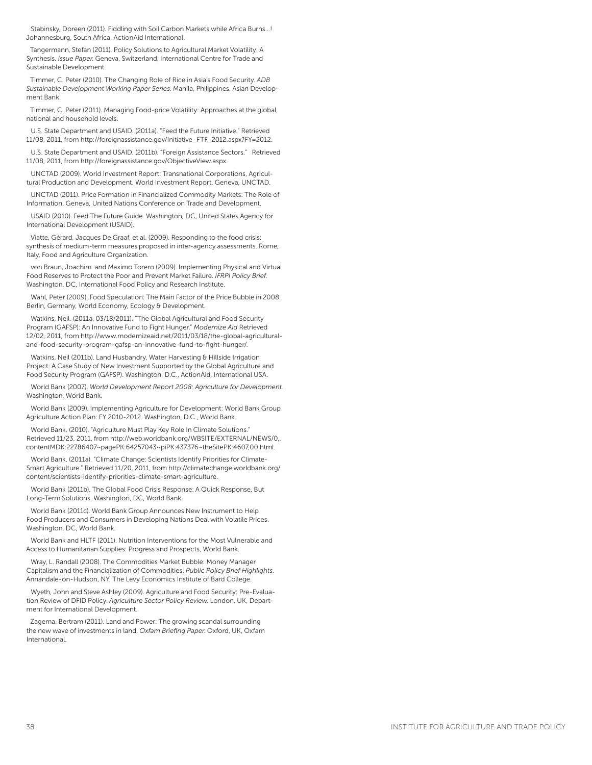Stabinsky, Doreen (2011). Fiddling with Soil Carbon Markets while Africa Burns...! Johannesburg, South Africa, ActionAid International.

Tangermann, Stefan (2011). Policy Solutions to Agricultural Market Volatility: A Synthesis. *Issue Paper.* Geneva, Switzerland, International Centre for Trade and Sustainable Development.

Timmer, C. Peter (2010). The Changing Role of Rice in Asia's Food Security. *ADB Sustainable Development Working Paper Series*. Manila, Philippines, Asian Development Bank.

Timmer, C. Peter (2011). Managing Food-price Volatility: Approaches at the global, national and household levels.

U.S. State Department and USAID. (2011a). "Feed the Future Initiative." Retrieved 11/08, 2011, from http://foreignassistance.gov/Initiative_FTF_2012.aspx?FY=2012.

U.S. State Department and USAID. (2011b). "Foreign Assistance Sectors." Retrieved 11/08, 2011, from http://foreignassistance.gov/ObjectiveView.aspx.

UNCTAD (2009). World Investment Report: Transnational Corporations, Agricultural Production and Development. World Investment Report. Geneva, UNCTAD.

UNCTAD (2011). Price Formation in Financialized Commodity Markets: The Role of Information. Geneva, United Nations Conference on Trade and Development.

USAID (2010). Feed The Future Guide. Washington, DC, United States Agency for International Development (USAID).

Viatte, Gérard, Jacques De Graaf, et al. (2009). Responding to the food crisis: synthesis of medium-term measures proposed in inter-agency assessments. Rome, Italy, Food and Agriculture Organization.

von Braun, Joachim and Maximo Torero (2009). Implementing Physical and Virtual Food Reserves to Protect the Poor and Prevent Market Failure. *IFRPI Policy Brief.* Washington, DC, International Food Policy and Research Institute.

Wahl, Peter (2009). Food Speculation: The Main Factor of the Price Bubble in 2008. Berlin, Germany, World Economy, Ecology & Development.

Watkins, Neil. (2011a, 03/18/2011). "The Global Agricultural and Food Security Program (GAFSP): An Innovative Fund to Fight Hunger." *Modernize Aid* Retrieved 12/02, 2011, from http://www.modernizeaid.net/2011/03/18/the-global-agricultural-and-food-security-program-gafsp-an-innovative-fund-to-fight-hunger/.

Watkins, Neil (2011b). Land Husbandry, Water Harvesting & Hillside Irrigation Project: A Case Study of New Investment Supported by the Global Agriculture and Food Security Program (GAFSP). Washington, D.C., ActionAid, International USA.

World Bank (2007). *World Development Report 2008: Agriculture for Development.* Washington, World Bank.

World Bank (2009). Implementing Agriculture for Development: World Bank Group Agriculture Action Plan: FY 2010-2012. Washington, D.C., World Bank.

World Bank. (2010). "Agriculture Must Play Key Role In Climate Solutions." Retrieved 11/23, 2011, from http://web.worldbank.org/WBSITE/EXTERNAL/NEWS/0,,contentMDK:22786407~pagePK:64257043~piPK:437376~theSitePK:4607,00.html.

World Bank. (2011a). "Climate Change: Scientists Identify Priorities for Climate-Smart Agriculture." Retrieved 11/20, 2011, from http://climatechange.worldbank.org/content/scientists-identify-priorities-climate-smart-agriculture.

World Bank (2011b). The Global Food Crisis Response: A Quick Response, But Long-Term Solutions. Washington, DC, World Bank.

World Bank (2011c). World Bank Group Announces New Instrument to Help Food Producers and Consumers in Developing Nations Deal with Volatile Prices. Washington, DC, World Bank.

World Bank and HLTF (2011). Nutrition Interventions for the Most Vulnerable and Access to Humanitarian Supplies: Progress and Prospects, World Bank.

Wray, L. Randall (2008). The Commodities Market Bubble: Money Manager Capitalism and the Financialization of Commodities. *Public Policy Brief Highlights*. Annandale-on-Hudson, NY, The Levy Economics Institute of Bard College.

Wyeth, John and Steve Ashley (2009). Agriculture and Food Security: Pre-Evaluation Review of DFID Policy. *Agriculture Sector Policy Review.* London, UK, Department for International Development.

Zagema, Bertram (2011). Land and Power: The growing scandal surrounding the new wave of investments in land. *Oxfam Briefing Paper.* Oxford, UK, Oxfam International.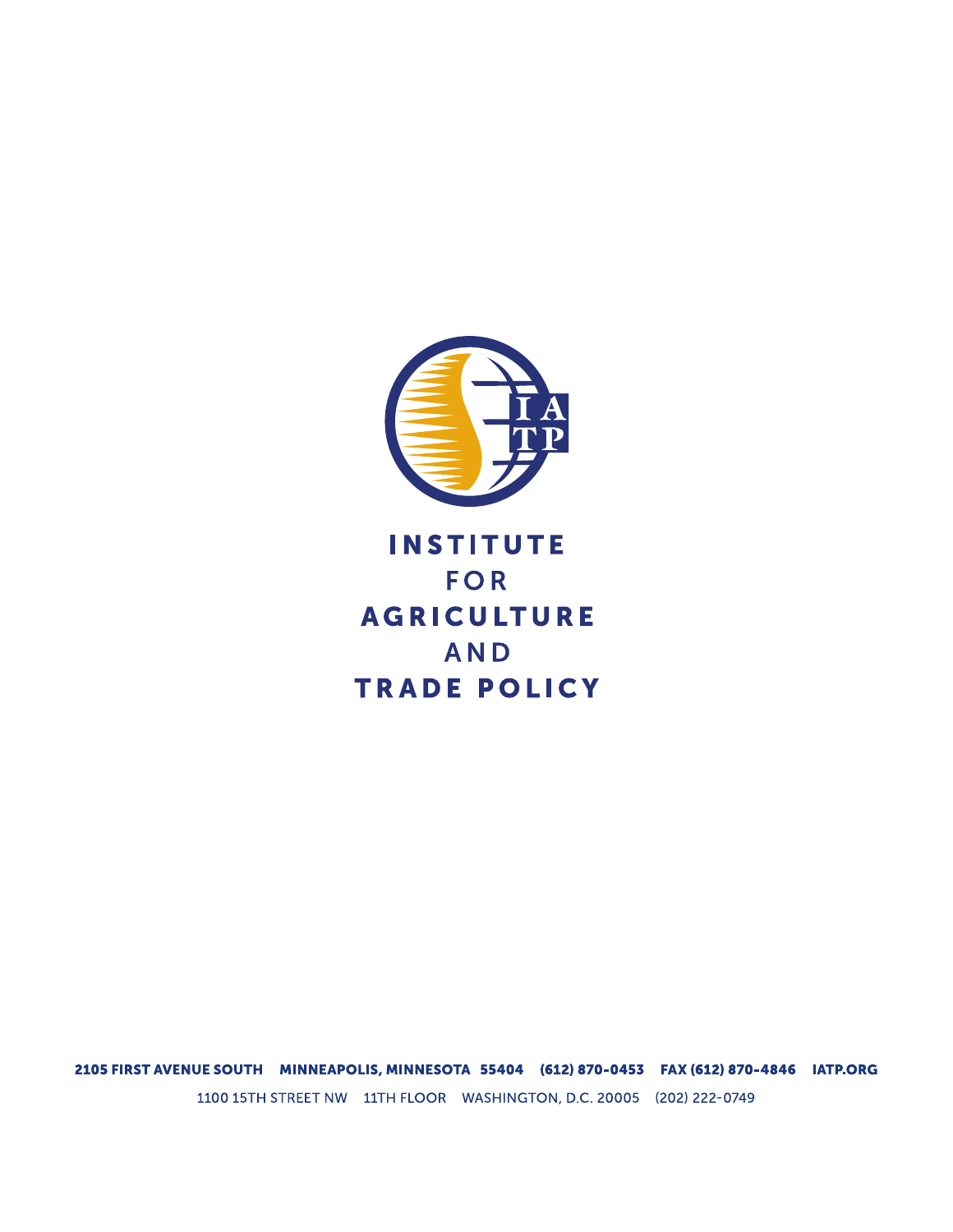INSTITUTE
FOR
AGRICULTURE
AND
TRADE POLICY

**2105 FIRST AVENUE SOUTH MINNEAPOLIS, MINNESOTA 55404 (612) 870-0453 FAX (612) 870-4846 IATP.ORG**

1100 15TH STREET NW 11TH FLOOR WASHINGTON, D.C. 20005 (202) 222-0749